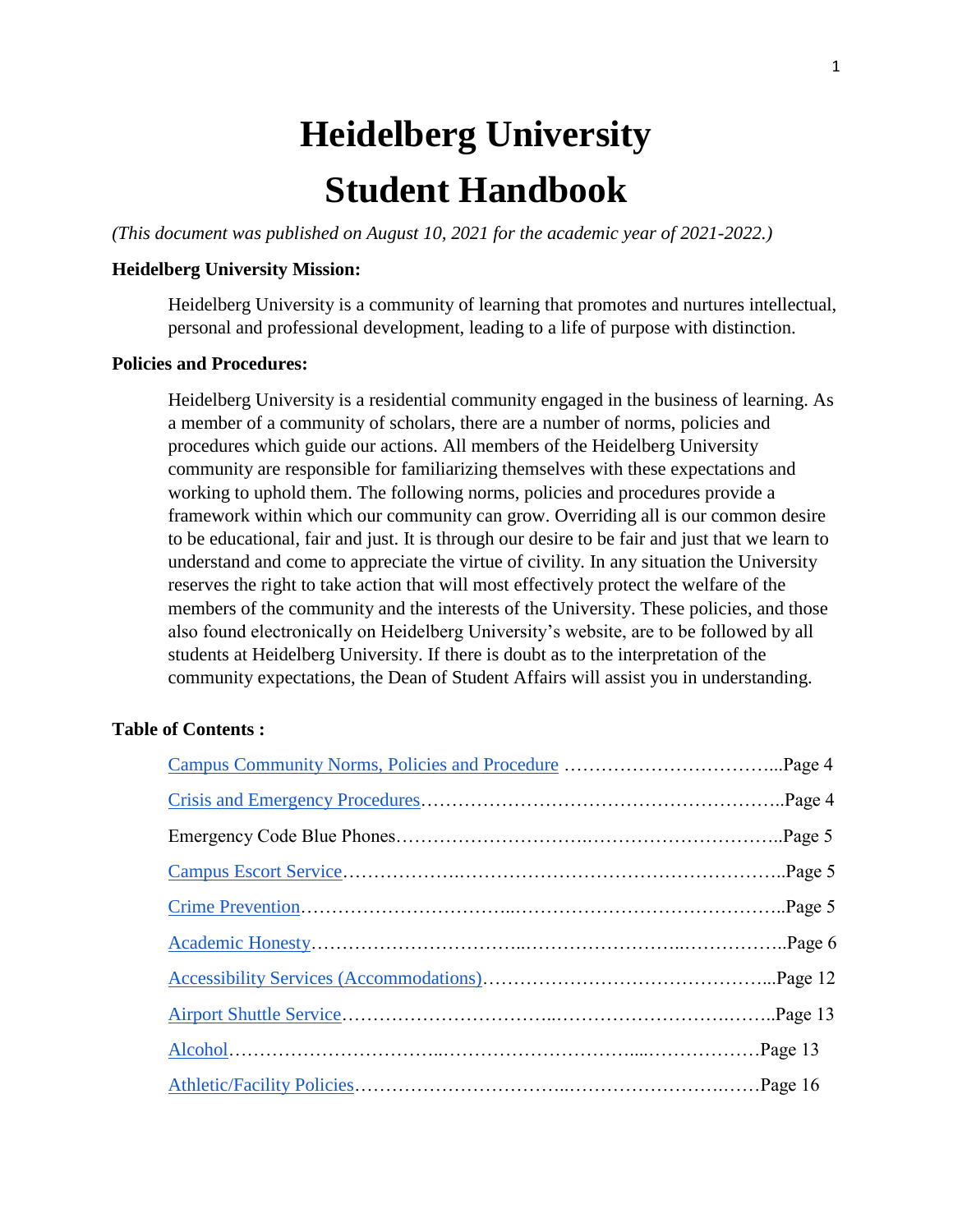# Heidelberg University

# Student Handbook

*(This document was published on August 10, 2021 for the academic year of 2021-2022.)*

**Heidelberg University Mission:**

Heidelberg University is a community of learning that promotes and nurtures intellectual, personal and professional development, leading to a life of purpose with distinction.

**Policies and Procedures:**

Heidelberg University is a residential community engaged in the business of learning. As a member of a community of scholars, there are a number of norms, policies and procedures which guide our actions. All members of the Heidelberg University community are responsible for familiarizing themselves with these expectations and working to uphold them. The following norms, policies and procedures provide a framework within which our community can grow. Overriding all is our common desire to be educational, fair and just. It is through our desire to be fair and just that we learn to understand and come to appreciate the virtue of civility. In any situation the University reserves the right to take action that will most effectively protect the welfare of the members of the community and the interests of the University. These policies, and those also found electronically on Heidelberg University's website, are to be followed by all students at Heidelberg University. If there is doubt as to the interpretation of the community expectations, the Dean of Student Affairs will assist you in understanding.

**Table of Contents :**

Campus Community Norms, Policies and Procedure ……………………………...Page 4

Crisis and Emergency Procedures…………………………………………………..Page 4

Emergency Code Blue Phones……………………….………………………...Page 5

Campus Escort Service……………….…………………………………………..Page 5

Crime Prevention…………………………..……………………………………..Page 5

Academic Honesty…………………………..……………………..……………..Page 6

Accessibility Services (Accommodations)……………………………………...Page 12

Airport Shuttle Service…………………………..……………………….……..Page 13

Alcohol…………………………..………………………....………………Page 13

Athletic/Facility Policies…………………………..……………………….……Page 16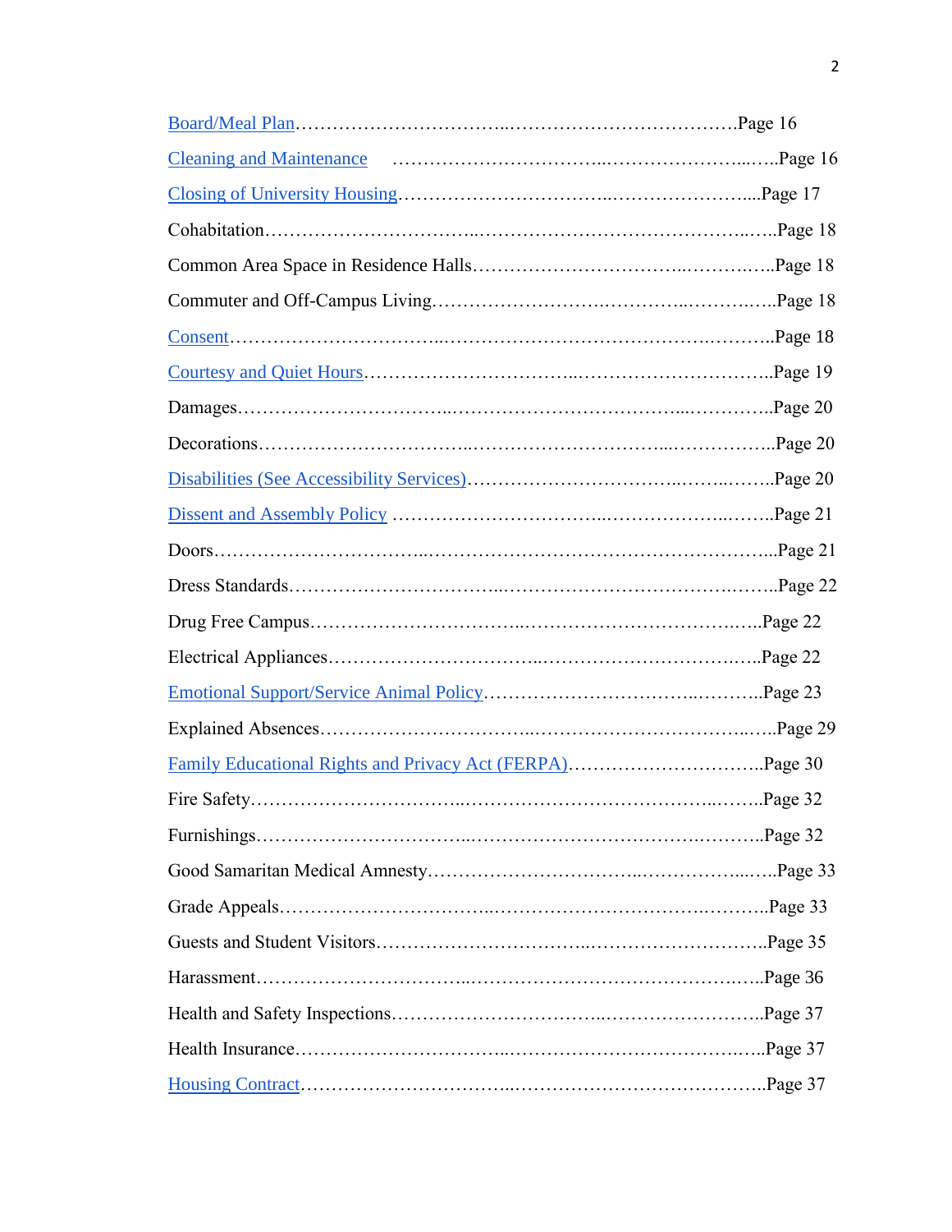Board/Meal Plan……………………………..……………………….…………….Page 16

Cleaning and Maintenance ……………………………..…………………....…..Page 16

Closing of University Housing…………………………...…………………....Page 17

Cohabitation…………………………..……………………………………..…..Page 18

Common Area Space in Residence Halls…………………………...………..…..Page 18

Commuter and Off-Campus Living……………………….………..……..…..Page 18

Consent…………………………...……………………………………….……….Page 18

Courtesy and Quiet Hours…………………………...…………………………..Page 19

Damages…………………………...……………………………...…………..Page 20

Decorations…………………………...…………………………...……………..Page 20

Disabilities (See Accessibility Services)……………………………..……..……..Page 20

Dissent and Assembly Policy …………………………...………………..……..Page 21

Doors…………………………...……………………………………………….Page 21

Dress Standards…………………………...………………………………….……..Page 22

Drug Free Campus…………………………..…………………………….…..Page 22

Electrical Appliances…………………………...……………………………..…..Page 22

Emotional Support/Service Animal Policy…………………………...………..Page 23

Explained Absences…………………………...…………………………...…..Page 29

Family Educational Rights and Privacy Act (FERPA)…………………………..Page 30

Fire Safety…………………………...…………………………………...……..Page 32

Furnishings…………………………...…………………………………..………..Page 32

Good Samaritan Medical Amnesty…………………………..……………...…..Page 33

Grade Appeals…………………………...……………………………...………..Page 33

Guests and Student Visitors…………………………...……………………….Page 35

Harassment…………………………...……………………………………..…..Page 36

Health and Safety Inspections…………………………...……………………..Page 37

Health Insurance…………………………...…………………………….…..…..Page 37

Housing Contract…………………………...………………………………….Page 37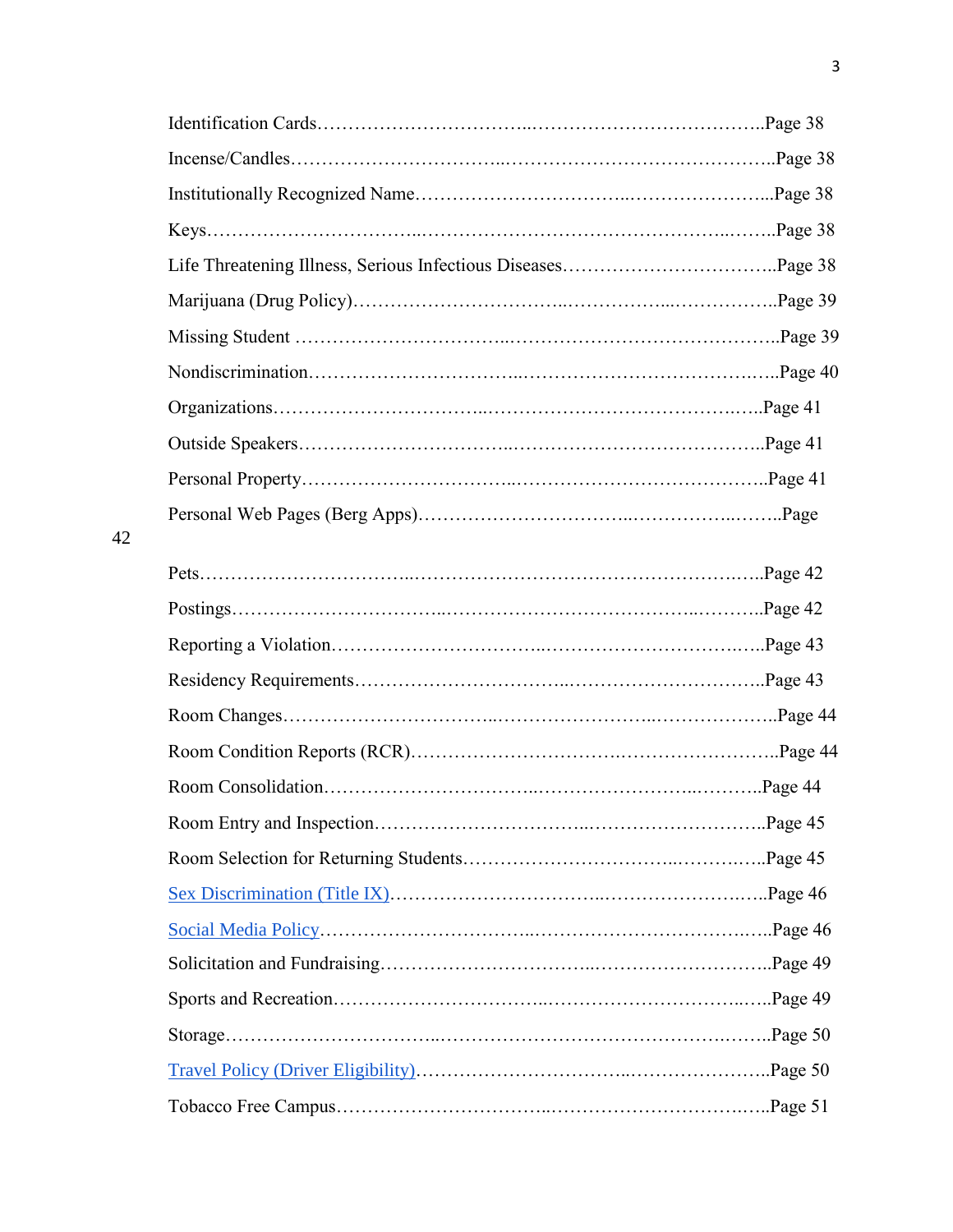Identification Cards……………….……………..………………………………..Page 38

Incense/Candles……………………………..……………………………………..Page 38

Institutionally Recognized Name……………………………...…………………...Page 38

Keys…………………………...……………………………………………..……..Page 38

Life Threatening Illness, Serious Infectious Diseases……………………………..Page 38

Marijuana (Drug Policy)…………………………..……………...……………..Page 39

Missing Student ……………………………..……………………………………..Page 39

Nondiscrimination…………………………..…………………………………..…..Page 40

Organizations……………………………..……………………………………..…..Page 41

Outside Speakers…………………………..…………………………………..Page 41

Personal Property…………………………………..…………………………………..Page 41

Personal Web Pages (Berg Apps)…………………………...……………..……..Page 42

Pets…………………………...……………………………………………..…..Page 42

Postings…………………………...…………………………………...………..Page 42

Reporting a Violation……………………………..………………………………..…..Page 43

Residency Requirements…………………………...…………………………..Page 43

Room Changes…………………………...……………………...………………..Page 44

Room Condition Reports (RCR)………………………….……………………..Page 44

Room Consolidation…………………………..…………………...………..Page 44

Room Entry and Inspection……………………………...………………………..Page 45

Room Selection for Returning Students…………………………...……….…..Page 45

Sex Discrimination (Title IX)……………………………...………………….…..Page 46

Social Media Policy……………………………...…………………………….…..Page 46

Solicitation and Fundraising…………………………...………………………..Page 49

Sports and Recreation…………………………...……………………………..…..Page 49

Storage…………………………...………………………………………….……..Page 50

Travel Policy (Driver Eligibility)…………………………...…………………..Page 50

Tobacco Free Campus…………………………..……………………………….Page 51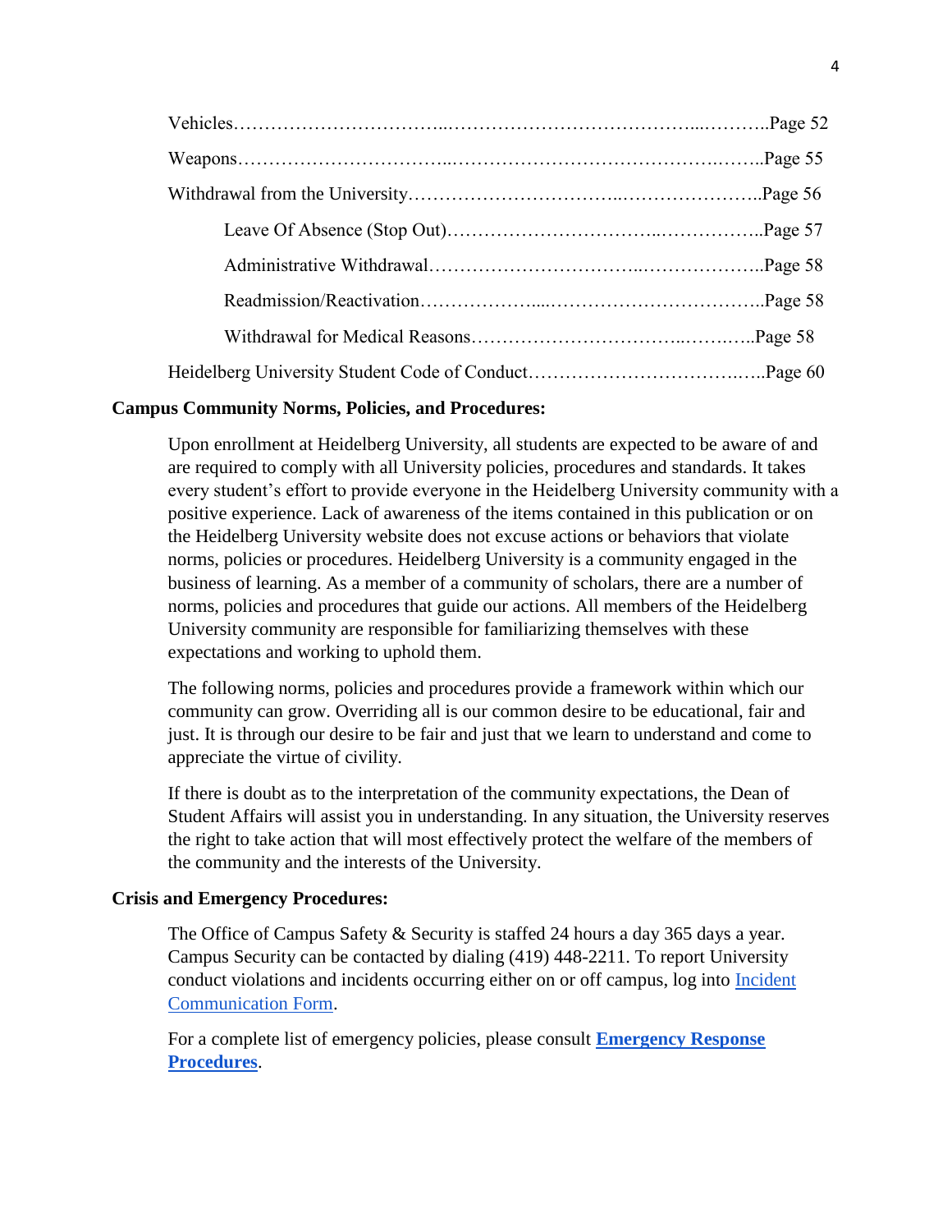Vehicles……………………………..…………………………………...……….Page 52

Weapons……………………………..……………………………………..……..Page 55

Withdrawal from the University……………………………..…………………….Page 56

  Leave Of Absence (Stop Out)…………………………...……………..Page 57

  Administrative Withdrawal…………………………..………………..Page 58

  Readmission/Reactivation………………....……………………………..Page 58

  Withdrawal for Medical Reasons…………………………...…….…..Page 58

Heidelberg University Student Code of Conduct……………………………..…..Page 60

**Campus Community Norms, Policies, and Procedures:**

Upon enrollment at Heidelberg University, all students are expected to be aware of and are required to comply with all University policies, procedures and standards. It takes every student's effort to provide everyone in the Heidelberg University community with a positive experience. Lack of awareness of the items contained in this publication or on the Heidelberg University website does not excuse actions or behaviors that violate norms, policies or procedures. Heidelberg University is a community engaged in the business of learning. As a member of a community of scholars, there are a number of norms, policies and procedures that guide our actions. All members of the Heidelberg University community are responsible for familiarizing themselves with these expectations and working to uphold them.

The following norms, policies and procedures provide a framework within which our community can grow. Overriding all is our common desire to be educational, fair and just. It is through our desire to be fair and just that we learn to understand and come to appreciate the virtue of civility.

If there is doubt as to the interpretation of the community expectations, the Dean of Student Affairs will assist you in understanding. In any situation, the University reserves the right to take action that will most effectively protect the welfare of the members of the community and the interests of the University.

**Crisis and Emergency Procedures:**

The Office of Campus Safety & Security is staffed 24 hours a day 365 days a year. Campus Security can be contacted by dialing (419) 448-2211. To report University conduct violations and incidents occurring either on or off campus, log into Incident Communication Form.

For a complete list of emergency policies, please consult **Emergency Response Procedures**.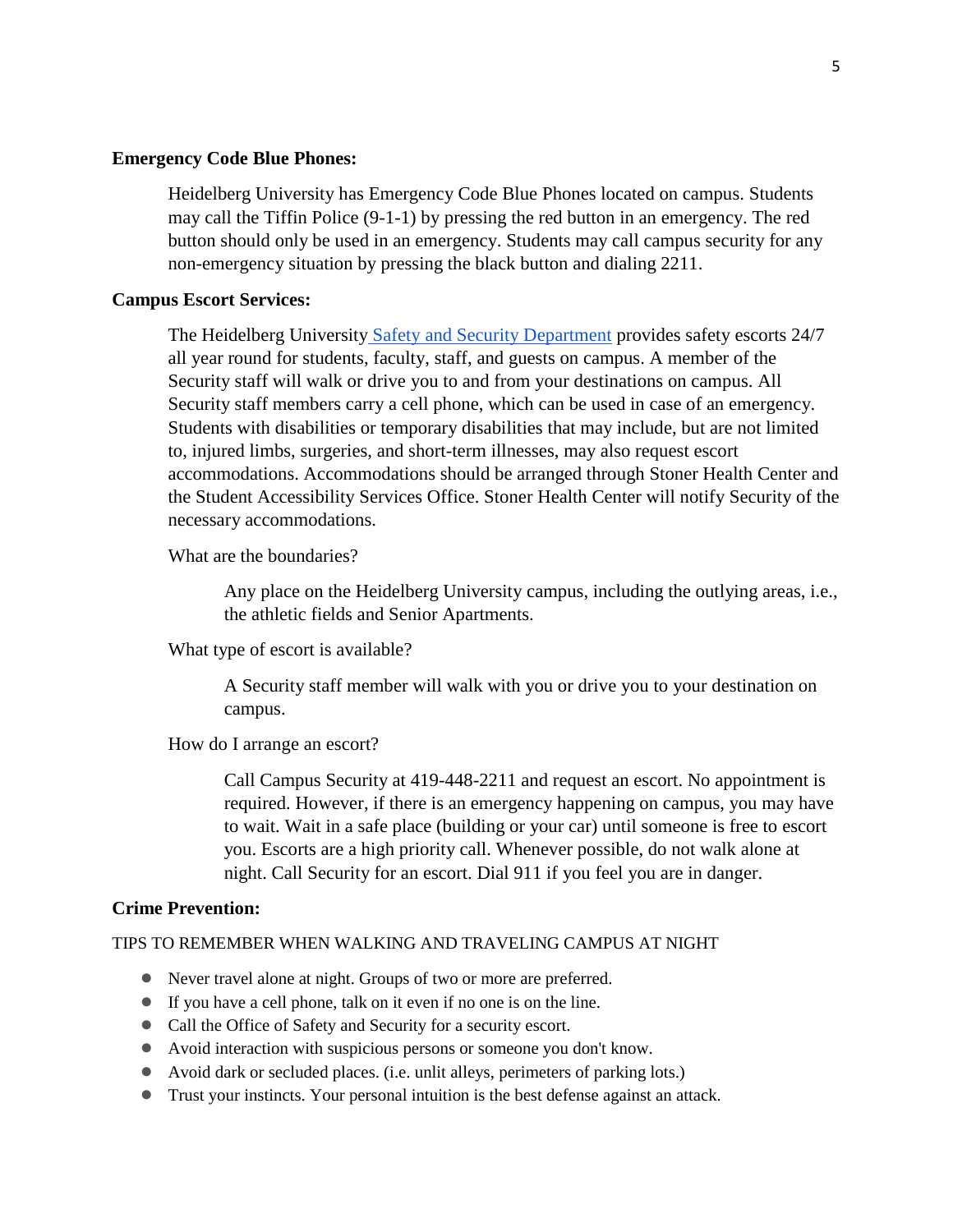**Emergency Code Blue Phones:**

Heidelberg University has Emergency Code Blue Phones located on campus. Students may call the Tiffin Police (9-1-1) by pressing the red button in an emergency. The red button should only be used in an emergency. Students may call campus security for any non-emergency situation by pressing the black button and dialing 2211.

**Campus Escort Services:**

The Heidelberg University Safety and Security Department provides safety escorts 24/7 all year round for students, faculty, staff, and guests on campus. A member of the Security staff will walk or drive you to and from your destinations on campus. All Security staff members carry a cell phone, which can be used in case of an emergency. Students with disabilities or temporary disabilities that may include, but are not limited to, injured limbs, surgeries, and short-term illnesses, may also request escort accommodations. Accommodations should be arranged through Stoner Health Center and the Student Accessibility Services Office. Stoner Health Center will notify Security of the necessary accommodations.

What are the boundaries?

Any place on the Heidelberg University campus, including the outlying areas, i.e., the athletic fields and Senior Apartments.

What type of escort is available?

A Security staff member will walk with you or drive you to your destination on campus.

How do I arrange an escort?

Call Campus Security at 419-448-2211 and request an escort. No appointment is required. However, if there is an emergency happening on campus, you may have to wait. Wait in a safe place (building or your car) until someone is free to escort you. Escorts are a high priority call. Whenever possible, do not walk alone at night. Call Security for an escort. Dial 911 if you feel you are in danger.

**Crime Prevention:**

TIPS TO REMEMBER WHEN WALKING AND TRAVELING CAMPUS AT NIGHT

- Never travel alone at night. Groups of two or more are preferred.
- If you have a cell phone, talk on it even if no one is on the line.
- Call the Office of Safety and Security for a security escort.
- Avoid interaction with suspicious persons or someone you don't know.
- Avoid dark or secluded places. (i.e. unlit alleys, perimeters of parking lots.)
- Trust your instincts. Your personal intuition is the best defense against an attack.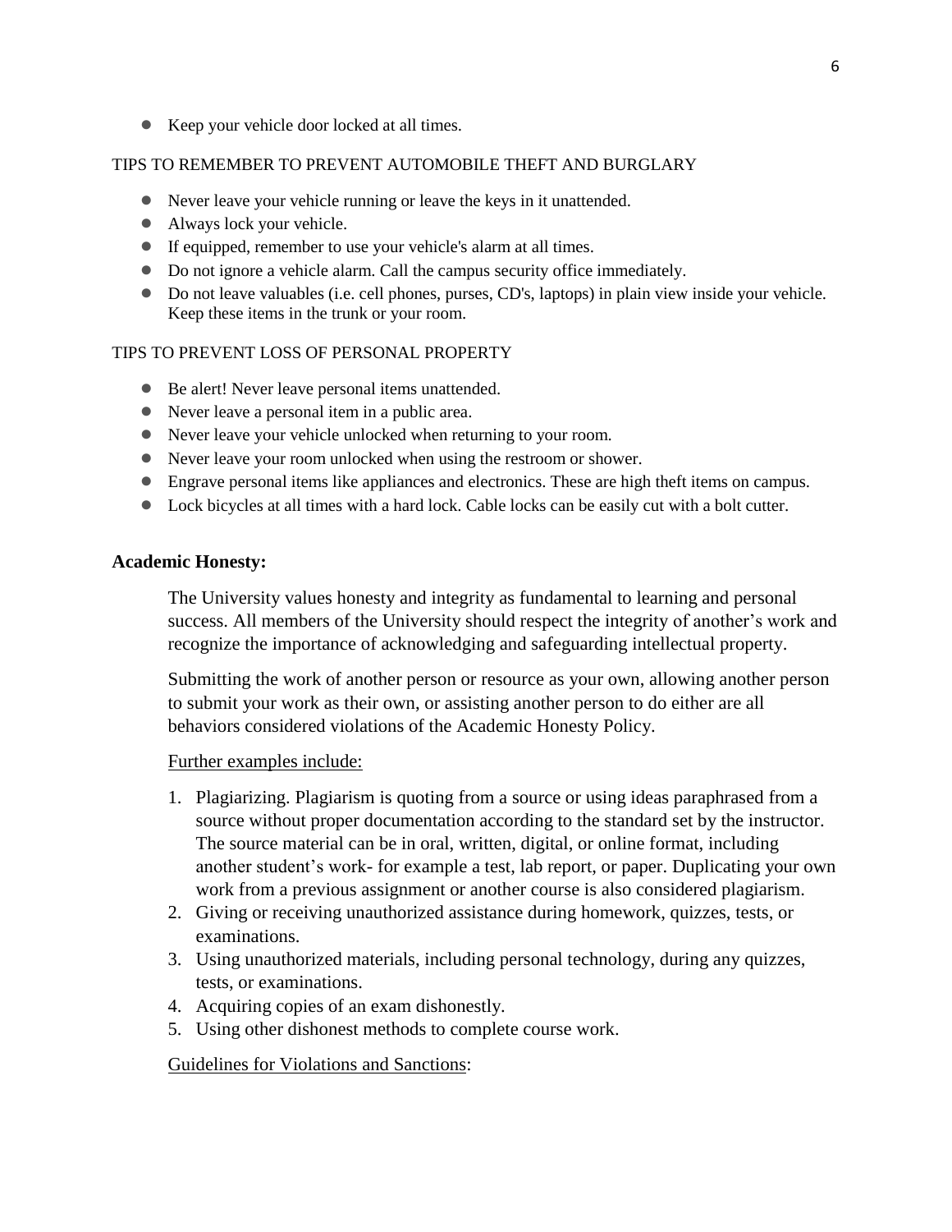- Keep your vehicle door locked at all times.

TIPS TO REMEMBER TO PREVENT AUTOMOBILE THEFT AND BURGLARY

- Never leave your vehicle running or leave the keys in it unattended.
- Always lock your vehicle.
- If equipped, remember to use your vehicle's alarm at all times.
- Do not ignore a vehicle alarm. Call the campus security office immediately.
- Do not leave valuables (i.e. cell phones, purses, CD's, laptops) in plain view inside your vehicle. Keep these items in the trunk or your room.

TIPS TO PREVENT LOSS OF PERSONAL PROPERTY

- Be alert! Never leave personal items unattended.
- Never leave a personal item in a public area.
- Never leave your vehicle unlocked when returning to your room.
- Never leave your room unlocked when using the restroom or shower.
- Engrave personal items like appliances and electronics. These are high theft items on campus.
- Lock bicycles at all times with a hard lock. Cable locks can be easily cut with a bolt cutter.

**Academic Honesty:**

The University values honesty and integrity as fundamental to learning and personal success. All members of the University should respect the integrity of another's work and recognize the importance of acknowledging and safeguarding intellectual property.

Submitting the work of another person or resource as your own, allowing another person to submit your work as their own, or assisting another person to do either are all behaviors considered violations of the Academic Honesty Policy.

Further examples include:

1. Plagiarizing. Plagiarism is quoting from a source or using ideas paraphrased from a source without proper documentation according to the standard set by the instructor. The source material can be in oral, written, digital, or online format, including another student's work- for example a test, lab report, or paper. Duplicating your own work from a previous assignment or another course is also considered plagiarism.
2. Giving or receiving unauthorized assistance during homework, quizzes, tests, or examinations.
3. Using unauthorized materials, including personal technology, during any quizzes, tests, or examinations.
4. Acquiring copies of an exam dishonestly.
5. Using other dishonest methods to complete course work.

Guidelines for Violations and Sanctions: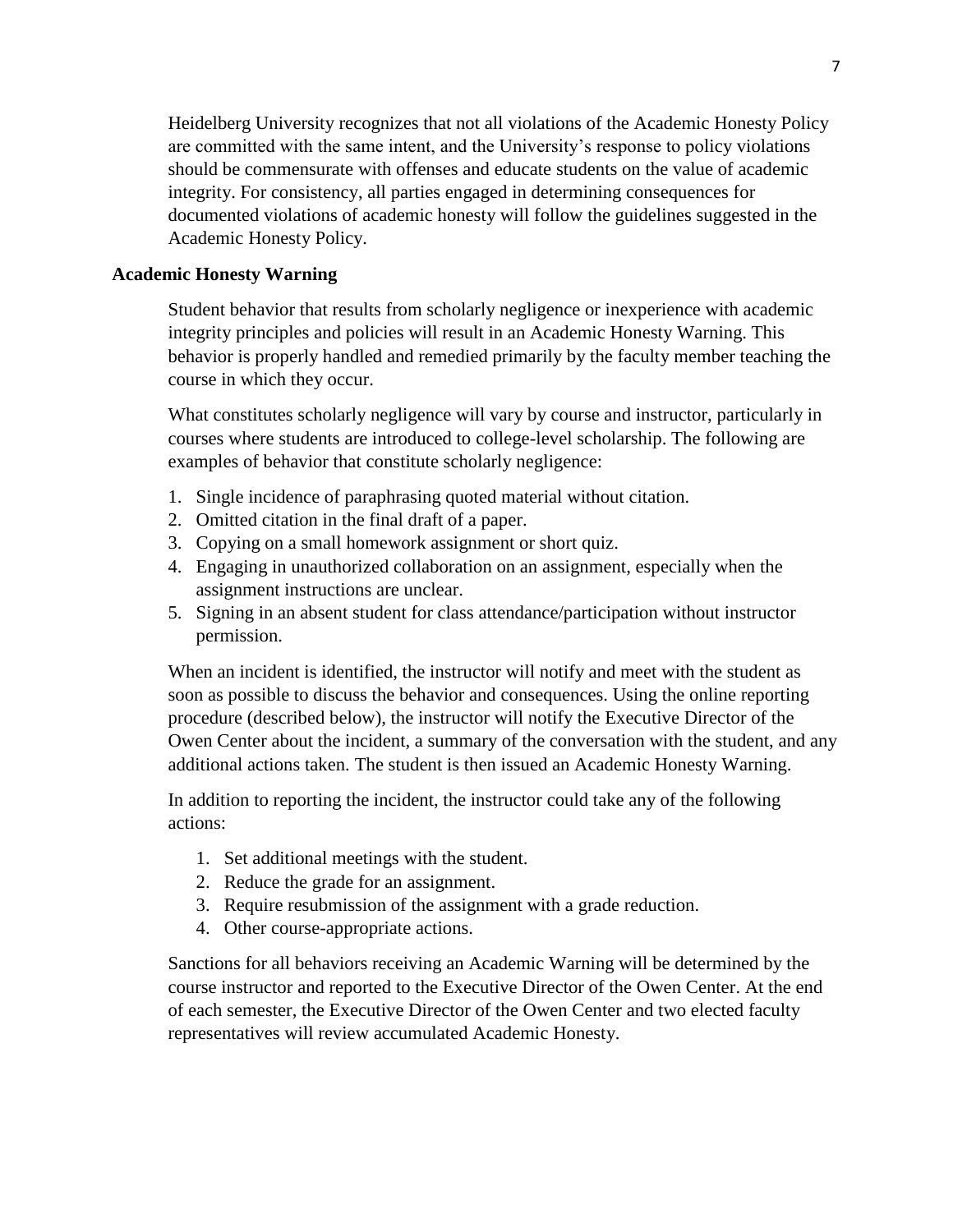Heidelberg University recognizes that not all violations of the Academic Honesty Policy are committed with the same intent, and the University's response to policy violations should be commensurate with offenses and educate students on the value of academic integrity. For consistency, all parties engaged in determining consequences for documented violations of academic honesty will follow the guidelines suggested in the Academic Honesty Policy.

**Academic Honesty Warning**

Student behavior that results from scholarly negligence or inexperience with academic integrity principles and policies will result in an Academic Honesty Warning. This behavior is properly handled and remedied primarily by the faculty member teaching the course in which they occur.

What constitutes scholarly negligence will vary by course and instructor, particularly in courses where students are introduced to college-level scholarship. The following are examples of behavior that constitute scholarly negligence:

1. Single incidence of paraphrasing quoted material without citation.
2. Omitted citation in the final draft of a paper.
3. Copying on a small homework assignment or short quiz.
4. Engaging in unauthorized collaboration on an assignment, especially when the assignment instructions are unclear.
5. Signing in an absent student for class attendance/participation without instructor permission.

When an incident is identified, the instructor will notify and meet with the student as soon as possible to discuss the behavior and consequences. Using the online reporting procedure (described below), the instructor will notify the Executive Director of the Owen Center about the incident, a summary of the conversation with the student, and any additional actions taken. The student is then issued an Academic Honesty Warning.

In addition to reporting the incident, the instructor could take any of the following actions:

1. Set additional meetings with the student.
2. Reduce the grade for an assignment.
3. Require resubmission of the assignment with a grade reduction.
4. Other course-appropriate actions.

Sanctions for all behaviors receiving an Academic Warning will be determined by the course instructor and reported to the Executive Director of the Owen Center. At the end of each semester, the Executive Director of the Owen Center and two elected faculty representatives will review accumulated Academic Honesty.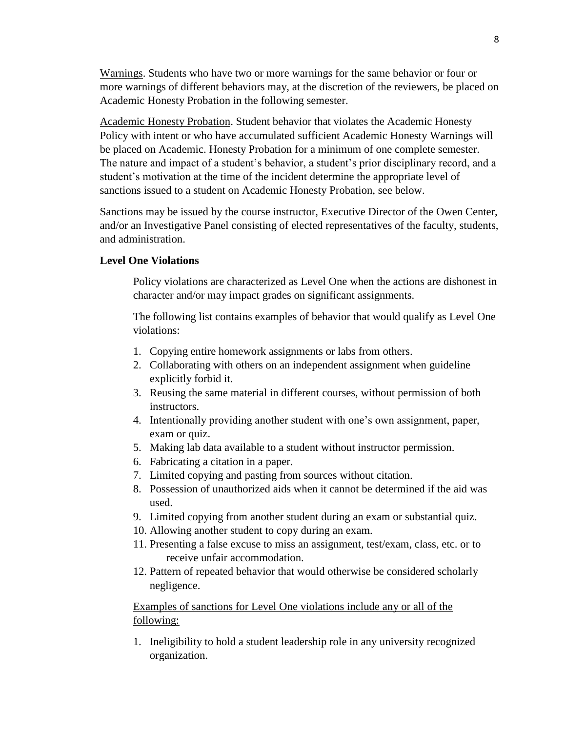Warnings. Students who have two or more warnings for the same behavior or four or more warnings of different behaviors may, at the discretion of the reviewers, be placed on Academic Honesty Probation in the following semester.

Academic Honesty Probation. Student behavior that violates the Academic Honesty Policy with intent or who have accumulated sufficient Academic Honesty Warnings will be placed on Academic. Honesty Probation for a minimum of one complete semester. The nature and impact of a student's behavior, a student's prior disciplinary record, and a student's motivation at the time of the incident determine the appropriate level of sanctions issued to a student on Academic Honesty Probation, see below.

Sanctions may be issued by the course instructor, Executive Director of the Owen Center, and/or an Investigative Panel consisting of elected representatives of the faculty, students, and administration.

**Level One Violations**

Policy violations are characterized as Level One when the actions are dishonest in character and/or may impact grades on significant assignments.

The following list contains examples of behavior that would qualify as Level One violations:

1. Copying entire homework assignments or labs from others.
2. Collaborating with others on an independent assignment when guideline explicitly forbid it.
3. Reusing the same material in different courses, without permission of both instructors.
4. Intentionally providing another student with one's own assignment, paper, exam or quiz.
5. Making lab data available to a student without instructor permission.
6. Fabricating a citation in a paper.
7. Limited copying and pasting from sources without citation.
8. Possession of unauthorized aids when it cannot be determined if the aid was used.
9. Limited copying from another student during an exam or substantial quiz.
10. Allowing another student to copy during an exam.
11. Presenting a false excuse to miss an assignment, test/exam, class, etc. or to receive unfair accommodation.
12. Pattern of repeated behavior that would otherwise be considered scholarly negligence.

Examples of sanctions for Level One violations include any or all of the following:

1. Ineligibility to hold a student leadership role in any university recognized organization.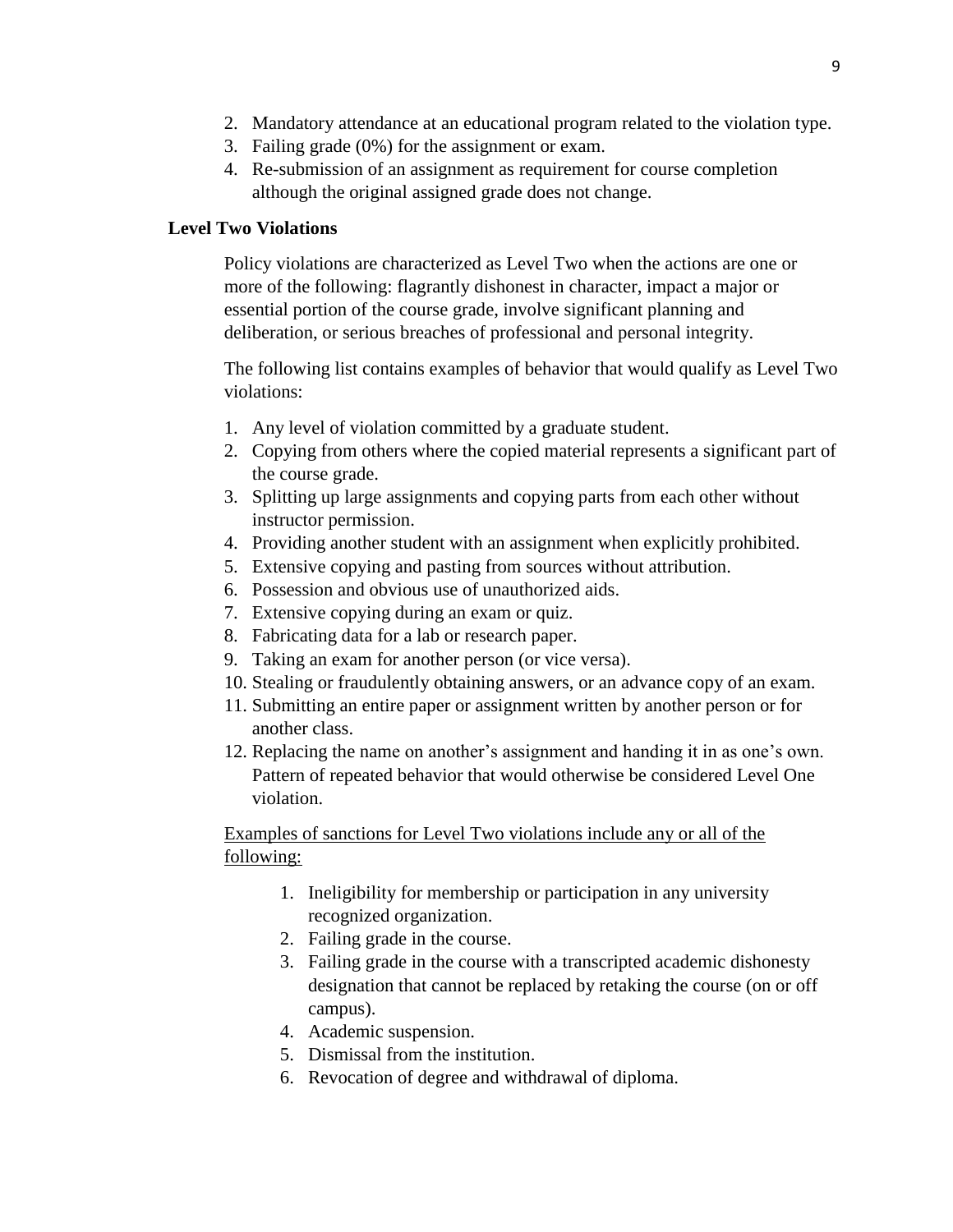2. Mandatory attendance at an educational program related to the violation type.
3. Failing grade (0%) for the assignment or exam.
4. Re-submission of an assignment as requirement for course completion although the original assigned grade does not change.

**Level Two Violations**

Policy violations are characterized as Level Two when the actions are one or more of the following: flagrantly dishonest in character, impact a major or essential portion of the course grade, involve significant planning and deliberation, or serious breaches of professional and personal integrity.

The following list contains examples of behavior that would qualify as Level Two violations:

1. Any level of violation committed by a graduate student.
2. Copying from others where the copied material represents a significant part of the course grade.
3. Splitting up large assignments and copying parts from each other without instructor permission.
4. Providing another student with an assignment when explicitly prohibited.
5. Extensive copying and pasting from sources without attribution.
6. Possession and obvious use of unauthorized aids.
7. Extensive copying during an exam or quiz.
8. Fabricating data for a lab or research paper.
9. Taking an exam for another person (or vice versa).
10. Stealing or fraudulently obtaining answers, or an advance copy of an exam.
11. Submitting an entire paper or assignment written by another person or for another class.
12. Replacing the name on another's assignment and handing it in as one's own. Pattern of repeated behavior that would otherwise be considered Level One violation.

Examples of sanctions for Level Two violations include any or all of the following:

1. Ineligibility for membership or participation in any university recognized organization.
2. Failing grade in the course.
3. Failing grade in the course with a transcripted academic dishonesty designation that cannot be replaced by retaking the course (on or off campus).
4. Academic suspension.
5. Dismissal from the institution.
6. Revocation of degree and withdrawal of diploma.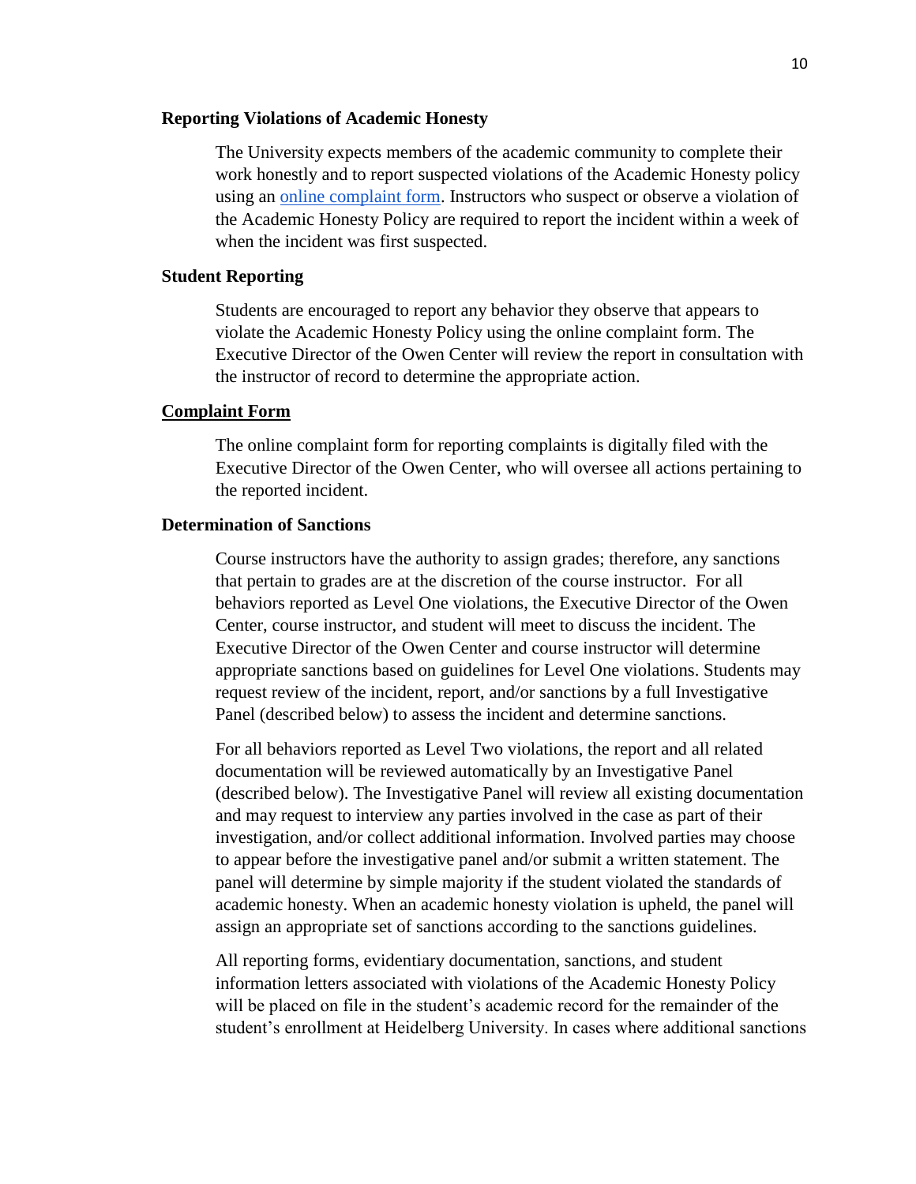### Reporting Violations of Academic Honesty

The University expects members of the academic community to complete their work honestly and to report suspected violations of the Academic Honesty policy using an online complaint form. Instructors who suspect or observe a violation of the Academic Honesty Policy are required to report the incident within a week of when the incident was first suspected.

### Student Reporting

Students are encouraged to report any behavior they observe that appears to violate the Academic Honesty Policy using the online complaint form. The Executive Director of the Owen Center will review the report in consultation with the instructor of record to determine the appropriate action.

### Complaint Form

The online complaint form for reporting complaints is digitally filed with the Executive Director of the Owen Center, who will oversee all actions pertaining to the reported incident.

### Determination of Sanctions

Course instructors have the authority to assign grades; therefore, any sanctions that pertain to grades are at the discretion of the course instructor. For all behaviors reported as Level One violations, the Executive Director of the Owen Center, course instructor, and student will meet to discuss the incident. The Executive Director of the Owen Center and course instructor will determine appropriate sanctions based on guidelines for Level One violations. Students may request review of the incident, report, and/or sanctions by a full Investigative Panel (described below) to assess the incident and determine sanctions.

For all behaviors reported as Level Two violations, the report and all related documentation will be reviewed automatically by an Investigative Panel (described below). The Investigative Panel will review all existing documentation and may request to interview any parties involved in the case as part of their investigation, and/or collect additional information. Involved parties may choose to appear before the investigative panel and/or submit a written statement. The panel will determine by simple majority if the student violated the standards of academic honesty. When an academic honesty violation is upheld, the panel will assign an appropriate set of sanctions according to the sanctions guidelines.

All reporting forms, evidentiary documentation, sanctions, and student information letters associated with violations of the Academic Honesty Policy will be placed on file in the student's academic record for the remainder of the student's enrollment at Heidelberg University. In cases where additional sanctions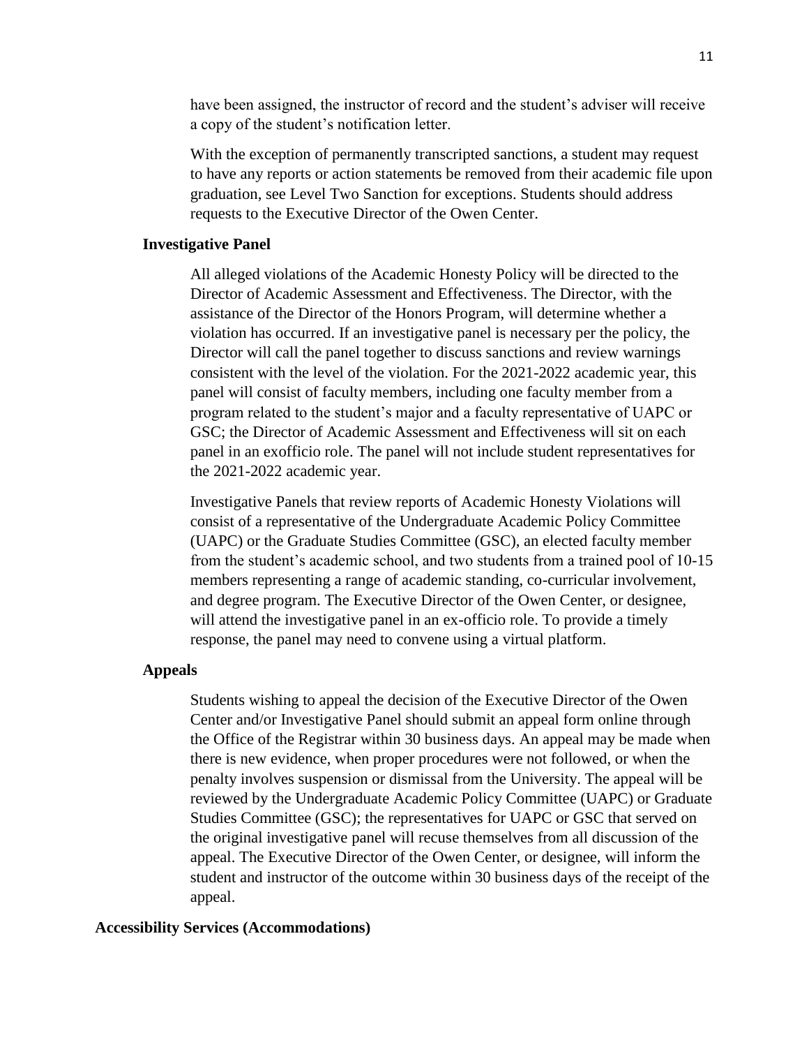have been assigned, the instructor of record and the student's adviser will receive a copy of the student's notification letter.

With the exception of permanently transcripted sanctions, a student may request to have any reports or action statements be removed from their academic file upon graduation, see Level Two Sanction for exceptions. Students should address requests to the Executive Director of the Owen Center.

### Investigative Panel

All alleged violations of the Academic Honesty Policy will be directed to the Director of Academic Assessment and Effectiveness. The Director, with the assistance of the Director of the Honors Program, will determine whether a violation has occurred. If an investigative panel is necessary per the policy, the Director will call the panel together to discuss sanctions and review warnings consistent with the level of the violation. For the 2021-2022 academic year, this panel will consist of faculty members, including one faculty member from a program related to the student's major and a faculty representative of UAPC or GSC; the Director of Academic Assessment and Effectiveness will sit on each panel in an exofficio role. The panel will not include student representatives for the 2021-2022 academic year.

Investigative Panels that review reports of Academic Honesty Violations will consist of a representative of the Undergraduate Academic Policy Committee (UAPC) or the Graduate Studies Committee (GSC), an elected faculty member from the student's academic school, and two students from a trained pool of 10-15 members representing a range of academic standing, co-curricular involvement, and degree program. The Executive Director of the Owen Center, or designee, will attend the investigative panel in an ex-officio role. To provide a timely response, the panel may need to convene using a virtual platform.

### Appeals

Students wishing to appeal the decision of the Executive Director of the Owen Center and/or Investigative Panel should submit an appeal form online through the Office of the Registrar within 30 business days. An appeal may be made when there is new evidence, when proper procedures were not followed, or when the penalty involves suspension or dismissal from the University. The appeal will be reviewed by the Undergraduate Academic Policy Committee (UAPC) or Graduate Studies Committee (GSC); the representatives for UAPC or GSC that served on the original investigative panel will recuse themselves from all discussion of the appeal. The Executive Director of the Owen Center, or designee, will inform the student and instructor of the outcome within 30 business days of the receipt of the appeal.

## Accessibility Services (Accommodations)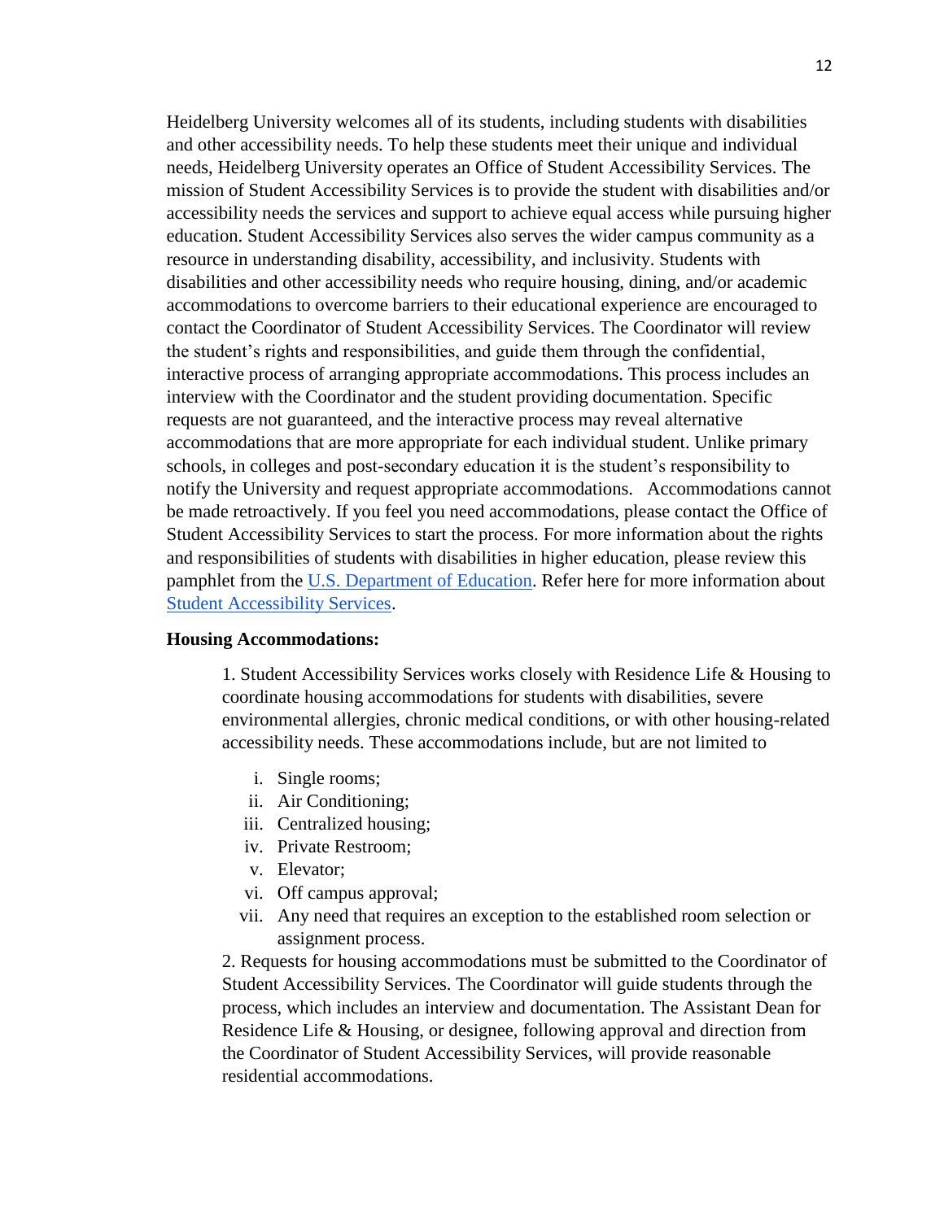Heidelberg University welcomes all of its students, including students with disabilities and other accessibility needs. To help these students meet their unique and individual needs, Heidelberg University operates an Office of Student Accessibility Services. The mission of Student Accessibility Services is to provide the student with disabilities and/or accessibility needs the services and support to achieve equal access while pursuing higher education. Student Accessibility Services also serves the wider campus community as a resource in understanding disability, accessibility, and inclusivity. Students with disabilities and other accessibility needs who require housing, dining, and/or academic accommodations to overcome barriers to their educational experience are encouraged to contact the Coordinator of Student Accessibility Services. The Coordinator will review the student's rights and responsibilities, and guide them through the confidential, interactive process of arranging appropriate accommodations. This process includes an interview with the Coordinator and the student providing documentation. Specific requests are not guaranteed, and the interactive process may reveal alternative accommodations that are more appropriate for each individual student. Unlike primary schools, in colleges and post-secondary education it is the student's responsibility to notify the University and request appropriate accommodations. Accommodations cannot be made retroactively. If you feel you need accommodations, please contact the Office of Student Accessibility Services to start the process. For more information about the rights and responsibilities of students with disabilities in higher education, please review this pamphlet from the U.S. Department of Education. Refer here for more information about Student Accessibility Services.

**Housing Accommodations:**

1. Student Accessibility Services works closely with Residence Life & Housing to coordinate housing accommodations for students with disabilities, severe environmental allergies, chronic medical conditions, or with other housing-related accessibility needs. These accommodations include, but are not limited to

   i. Single rooms;
   ii. Air Conditioning;
   iii. Centralized housing;
   iv. Private Restroom;
   v. Elevator;
   vi. Off campus approval;
   vii. Any need that requires an exception to the established room selection or assignment process.

2. Requests for housing accommodations must be submitted to the Coordinator of Student Accessibility Services. The Coordinator will guide students through the process, which includes an interview and documentation. The Assistant Dean for Residence Life & Housing, or designee, following approval and direction from the Coordinator of Student Accessibility Services, will provide reasonable residential accommodations.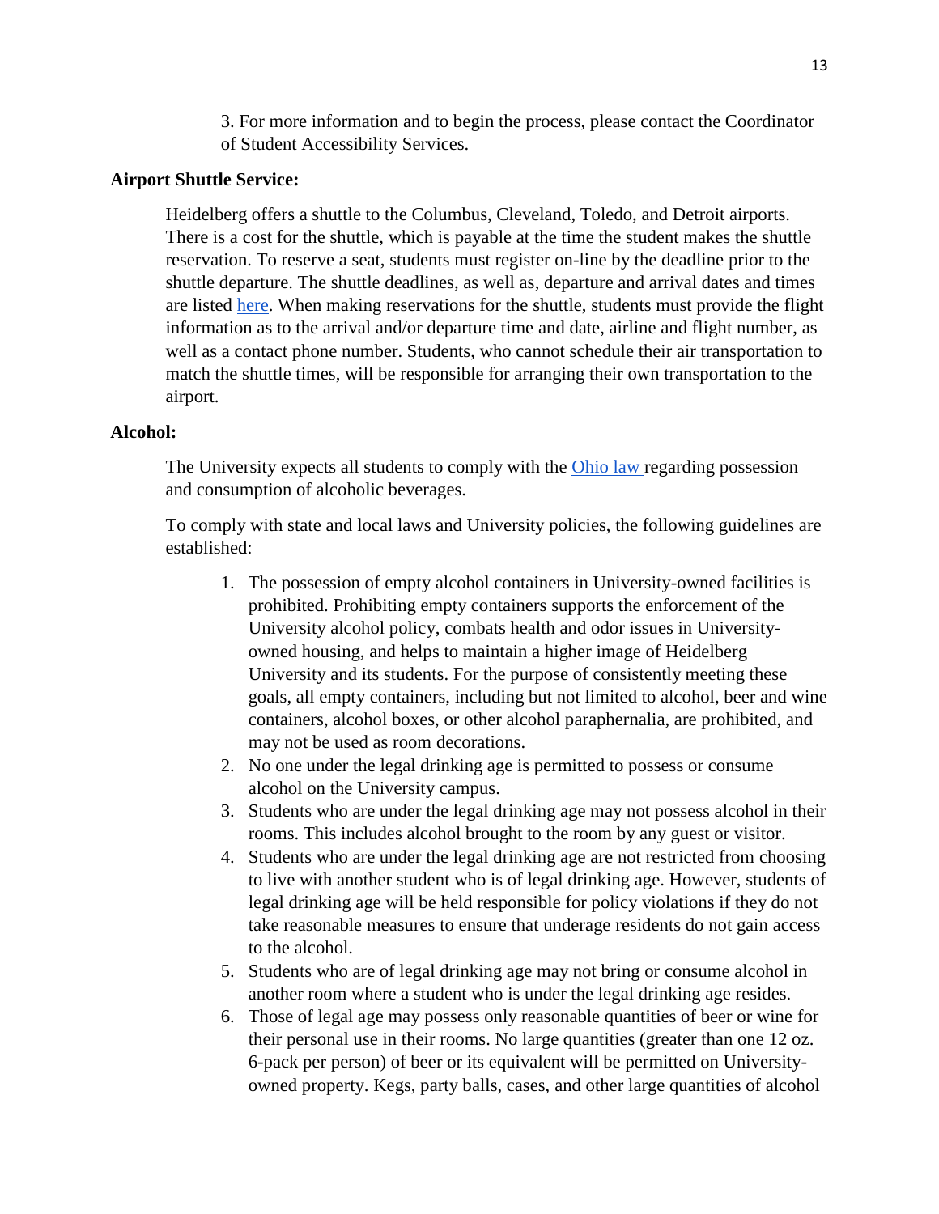3. For more information and to begin the process, please contact the Coordinator of Student Accessibility Services.

**Airport Shuttle Service:**

Heidelberg offers a shuttle to the Columbus, Cleveland, Toledo, and Detroit airports. There is a cost for the shuttle, which is payable at the time the student makes the shuttle reservation. To reserve a seat, students must register on-line by the deadline prior to the shuttle departure. The shuttle deadlines, as well as, departure and arrival dates and times are listed here. When making reservations for the shuttle, students must provide the flight information as to the arrival and/or departure time and date, airline and flight number, as well as a contact phone number. Students, who cannot schedule their air transportation to match the shuttle times, will be responsible for arranging their own transportation to the airport.

**Alcohol:**

The University expects all students to comply with the Ohio law regarding possession and consumption of alcoholic beverages.

To comply with state and local laws and University policies, the following guidelines are established:

1. The possession of empty alcohol containers in University-owned facilities is prohibited. Prohibiting empty containers supports the enforcement of the University alcohol policy, combats health and odor issues in University-owned housing, and helps to maintain a higher image of Heidelberg University and its students. For the purpose of consistently meeting these goals, all empty containers, including but not limited to alcohol, beer and wine containers, alcohol boxes, or other alcohol paraphernalia, are prohibited, and may not be used as room decorations.
2. No one under the legal drinking age is permitted to possess or consume alcohol on the University campus.
3. Students who are under the legal drinking age may not possess alcohol in their rooms. This includes alcohol brought to the room by any guest or visitor.
4. Students who are under the legal drinking age are not restricted from choosing to live with another student who is of legal drinking age. However, students of legal drinking age will be held responsible for policy violations if they do not take reasonable measures to ensure that underage residents do not gain access to the alcohol.
5. Students who are of legal drinking age may not bring or consume alcohol in another room where a student who is under the legal drinking age resides.
6. Those of legal age may possess only reasonable quantities of beer or wine for their personal use in their rooms. No large quantities (greater than one 12 oz. 6-pack per person) of beer or its equivalent will be permitted on University-owned property. Kegs, party balls, cases, and other large quantities of alcohol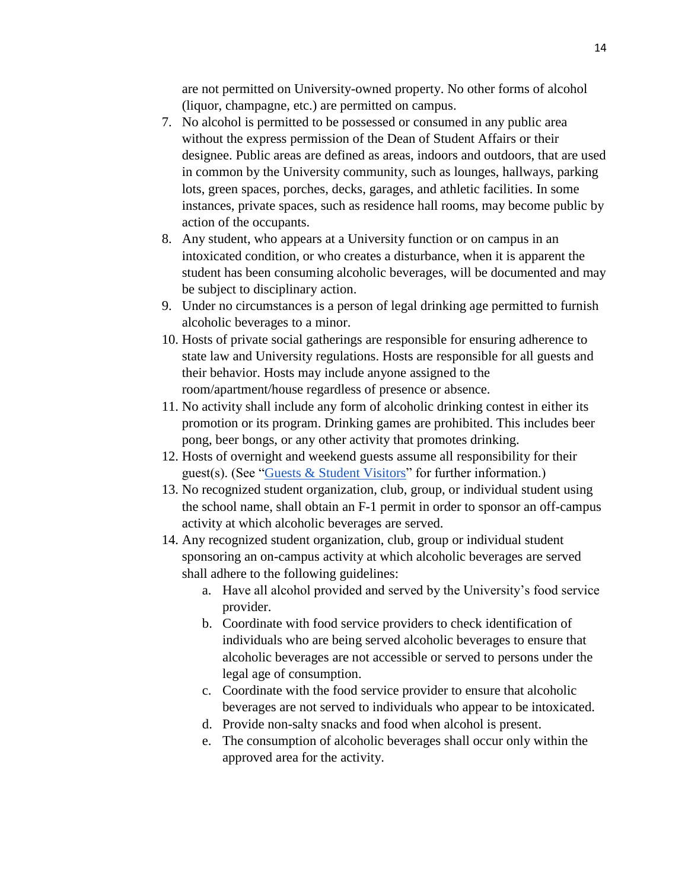are not permitted on University-owned property. No other forms of alcohol (liquor, champagne, etc.) are permitted on campus.

7. No alcohol is permitted to be possessed or consumed in any public area without the express permission of the Dean of Student Affairs or their designee. Public areas are defined as areas, indoors and outdoors, that are used in common by the University community, such as lounges, hallways, parking lots, green spaces, porches, decks, garages, and athletic facilities. In some instances, private spaces, such as residence hall rooms, may become public by action of the occupants.
8. Any student, who appears at a University function or on campus in an intoxicated condition, or who creates a disturbance, when it is apparent the student has been consuming alcoholic beverages, will be documented and may be subject to disciplinary action.
9. Under no circumstances is a person of legal drinking age permitted to furnish alcoholic beverages to a minor.
10. Hosts of private social gatherings are responsible for ensuring adherence to state law and University regulations. Hosts are responsible for all guests and their behavior. Hosts may include anyone assigned to the room/apartment/house regardless of presence or absence.
11. No activity shall include any form of alcoholic drinking contest in either its promotion or its program. Drinking games are prohibited. This includes beer pong, beer bongs, or any other activity that promotes drinking.
12. Hosts of overnight and weekend guests assume all responsibility for their guest(s). (See "Guests & Student Visitors" for further information.)
13. No recognized student organization, club, group, or individual student using the school name, shall obtain an F-1 permit in order to sponsor an off-campus activity at which alcoholic beverages are served.
14. Any recognized student organization, club, group or individual student sponsoring an on-campus activity at which alcoholic beverages are served shall adhere to the following guidelines:
    a. Have all alcohol provided and served by the University's food service provider.
    b. Coordinate with food service providers to check identification of individuals who are being served alcoholic beverages to ensure that alcoholic beverages are not accessible or served to persons under the legal age of consumption.
    c. Coordinate with the food service provider to ensure that alcoholic beverages are not served to individuals who appear to be intoxicated.
    d. Provide non-salty snacks and food when alcohol is present.
    e. The consumption of alcoholic beverages shall occur only within the approved area for the activity.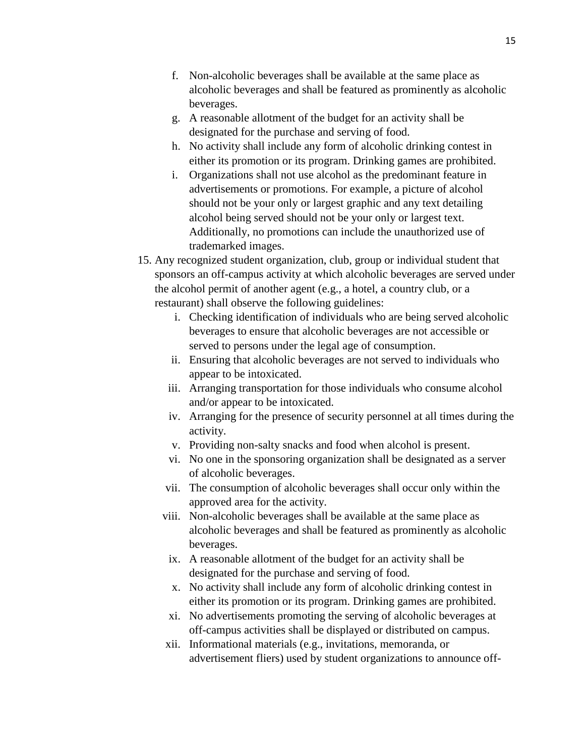f. Non-alcoholic beverages shall be available at the same place as alcoholic beverages and shall be featured as prominently as alcoholic beverages.
   g. A reasonable allotment of the budget for an activity shall be designated for the purchase and serving of food.
   h. No activity shall include any form of alcoholic drinking contest in either its promotion or its program. Drinking games are prohibited.
   i. Organizations shall not use alcohol as the predominant feature in advertisements or promotions. For example, a picture of alcohol should not be your only or largest graphic and any text detailing alcohol being served should not be your only or largest text. Additionally, no promotions can include the unauthorized use of trademarked images.

15. Any recognized student organization, club, group or individual student that sponsors an off-campus activity at which alcoholic beverages are served under the alcohol permit of another agent (e.g., a hotel, a country club, or a restaurant) shall observe the following guidelines:
    i. Checking identification of individuals who are being served alcoholic beverages to ensure that alcoholic beverages are not accessible or served to persons under the legal age of consumption.
    ii. Ensuring that alcoholic beverages are not served to individuals who appear to be intoxicated.
    iii. Arranging transportation for those individuals who consume alcohol and/or appear to be intoxicated.
    iv. Arranging for the presence of security personnel at all times during the activity.
    v. Providing non-salty snacks and food when alcohol is present.
    vi. No one in the sponsoring organization shall be designated as a server of alcoholic beverages.
    vii. The consumption of alcoholic beverages shall occur only within the approved area for the activity.
    viii. Non-alcoholic beverages shall be available at the same place as alcoholic beverages and shall be featured as prominently as alcoholic beverages.
    ix. A reasonable allotment of the budget for an activity shall be designated for the purchase and serving of food.
    x. No activity shall include any form of alcoholic drinking contest in either its promotion or its program. Drinking games are prohibited.
    xi. No advertisements promoting the serving of alcoholic beverages at off-campus activities shall be displayed or distributed on campus.
    xii. Informational materials (e.g., invitations, memoranda, or advertisement fliers) used by student organizations to announce off-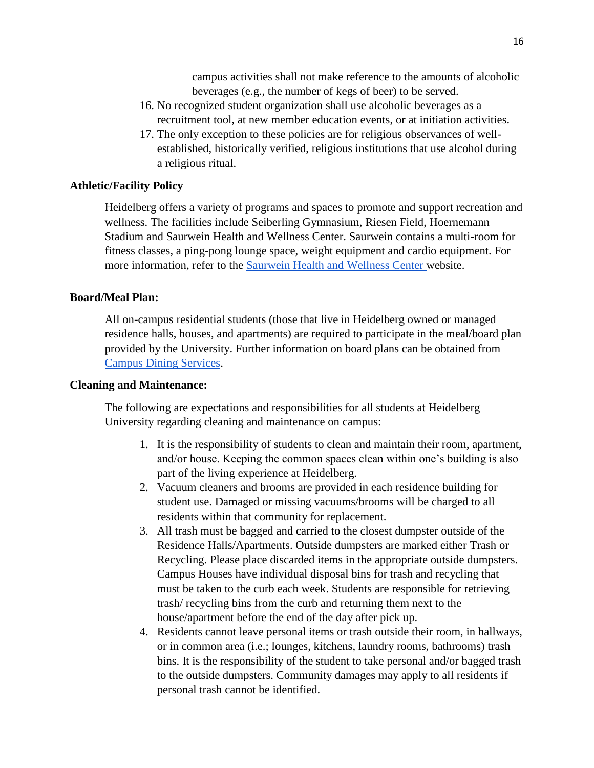campus activities shall not make reference to the amounts of alcoholic beverages (e.g., the number of kegs of beer) to be served.

16. No recognized student organization shall use alcoholic beverages as a recruitment tool, at new member education events, or at initiation activities.
17. The only exception to these policies are for religious observances of well-established, historically verified, religious institutions that use alcohol during a religious ritual.

**Athletic/Facility Policy**

Heidelberg offers a variety of programs and spaces to promote and support recreation and wellness. The facilities include Seiberling Gymnasium, Riesen Field, Hoernemann Stadium and Saurwein Health and Wellness Center. Saurwein contains a multi-room for fitness classes, a ping-pong lounge space, weight equipment and cardio equipment. For more information, refer to the Saurwein Health and Wellness Center website.

**Board/Meal Plan:**

All on-campus residential students (those that live in Heidelberg owned or managed residence halls, houses, and apartments) are required to participate in the meal/board plan provided by the University. Further information on board plans can be obtained from Campus Dining Services.

**Cleaning and Maintenance:**

The following are expectations and responsibilities for all students at Heidelberg University regarding cleaning and maintenance on campus:

1. It is the responsibility of students to clean and maintain their room, apartment, and/or house. Keeping the common spaces clean within one's building is also part of the living experience at Heidelberg.
2. Vacuum cleaners and brooms are provided in each residence building for student use. Damaged or missing vacuums/brooms will be charged to all residents within that community for replacement.
3. All trash must be bagged and carried to the closest dumpster outside of the Residence Halls/Apartments. Outside dumpsters are marked either Trash or Recycling. Please place discarded items in the appropriate outside dumpsters. Campus Houses have individual disposal bins for trash and recycling that must be taken to the curb each week. Students are responsible for retrieving trash/ recycling bins from the curb and returning them next to the house/apartment before the end of the day after pick up.
4. Residents cannot leave personal items or trash outside their room, in hallways, or in common area (i.e.; lounges, kitchens, laundry rooms, bathrooms) trash bins. It is the responsibility of the student to take personal and/or bagged trash to the outside dumpsters. Community damages may apply to all residents if personal trash cannot be identified.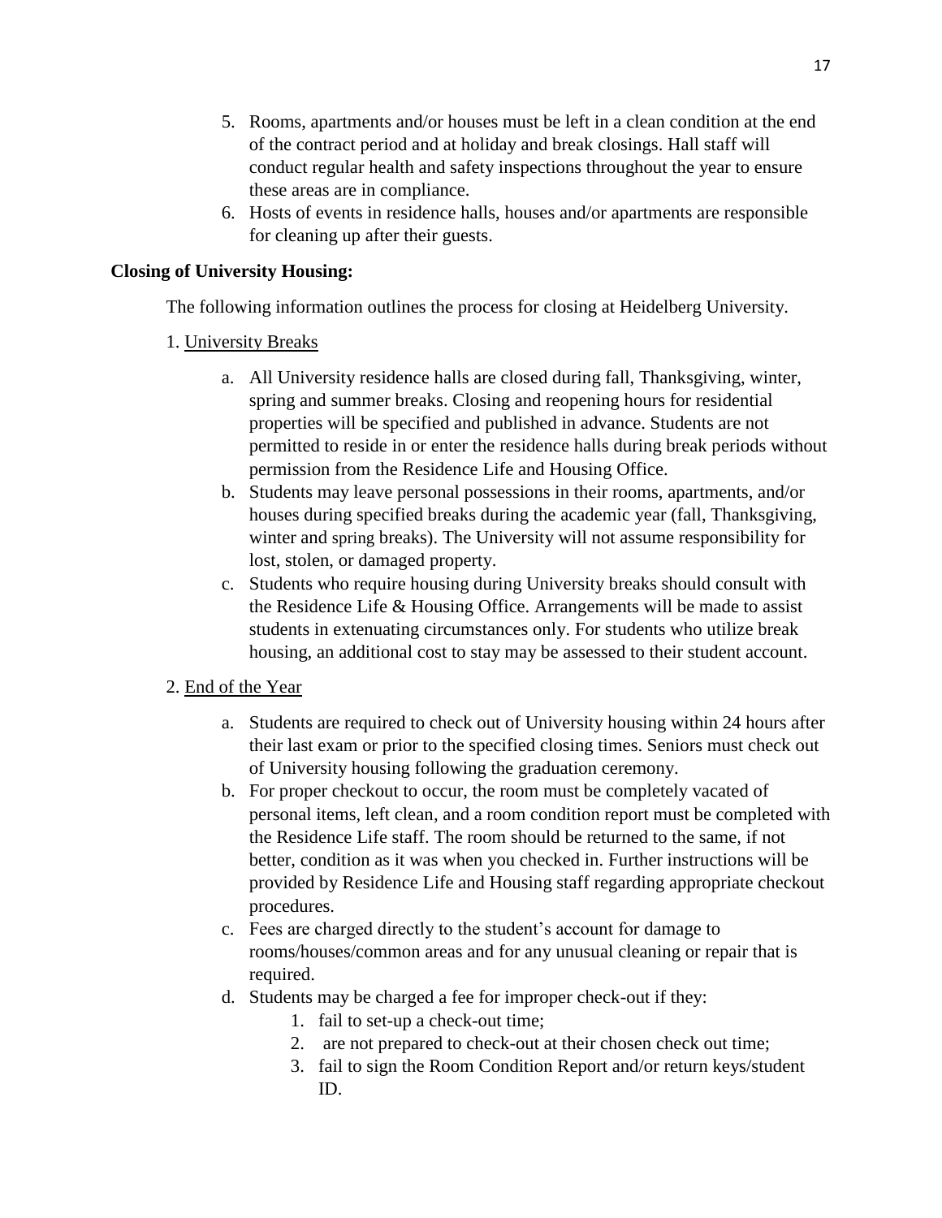5. Rooms, apartments and/or houses must be left in a clean condition at the end of the contract period and at holiday and break closings. Hall staff will conduct regular health and safety inspections throughout the year to ensure these areas are in compliance.
6. Hosts of events in residence halls, houses and/or apartments are responsible for cleaning up after their guests.

**Closing of University Housing:**

The following information outlines the process for closing at Heidelberg University.

1. <u>University Breaks</u>

   a. All University residence halls are closed during fall, Thanksgiving, winter, spring and summer breaks. Closing and reopening hours for residential properties will be specified and published in advance. Students are not permitted to reside in or enter the residence halls during break periods without permission from the Residence Life and Housing Office.
   b. Students may leave personal possessions in their rooms, apartments, and/or houses during specified breaks during the academic year (fall, Thanksgiving, winter and spring breaks). The University will not assume responsibility for lost, stolen, or damaged property.
   c. Students who require housing during University breaks should consult with the Residence Life & Housing Office. Arrangements will be made to assist students in extenuating circumstances only. For students who utilize break housing, an additional cost to stay may be assessed to their student account.

2. <u>End of the Year</u>

   a. Students are required to check out of University housing within 24 hours after their last exam or prior to the specified closing times. Seniors must check out of University housing following the graduation ceremony.
   b. For proper checkout to occur, the room must be completely vacated of personal items, left clean, and a room condition report must be completed with the Residence Life staff. The room should be returned to the same, if not better, condition as it was when you checked in. Further instructions will be provided by Residence Life and Housing staff regarding appropriate checkout procedures.
   c. Fees are charged directly to the student's account for damage to rooms/houses/common areas and for any unusual cleaning or repair that is required.
   d. Students may be charged a fee for improper check-out if they:
      1. fail to set-up a check-out time;
      2. are not prepared to check-out at their chosen check out time;
      3. fail to sign the Room Condition Report and/or return keys/student ID.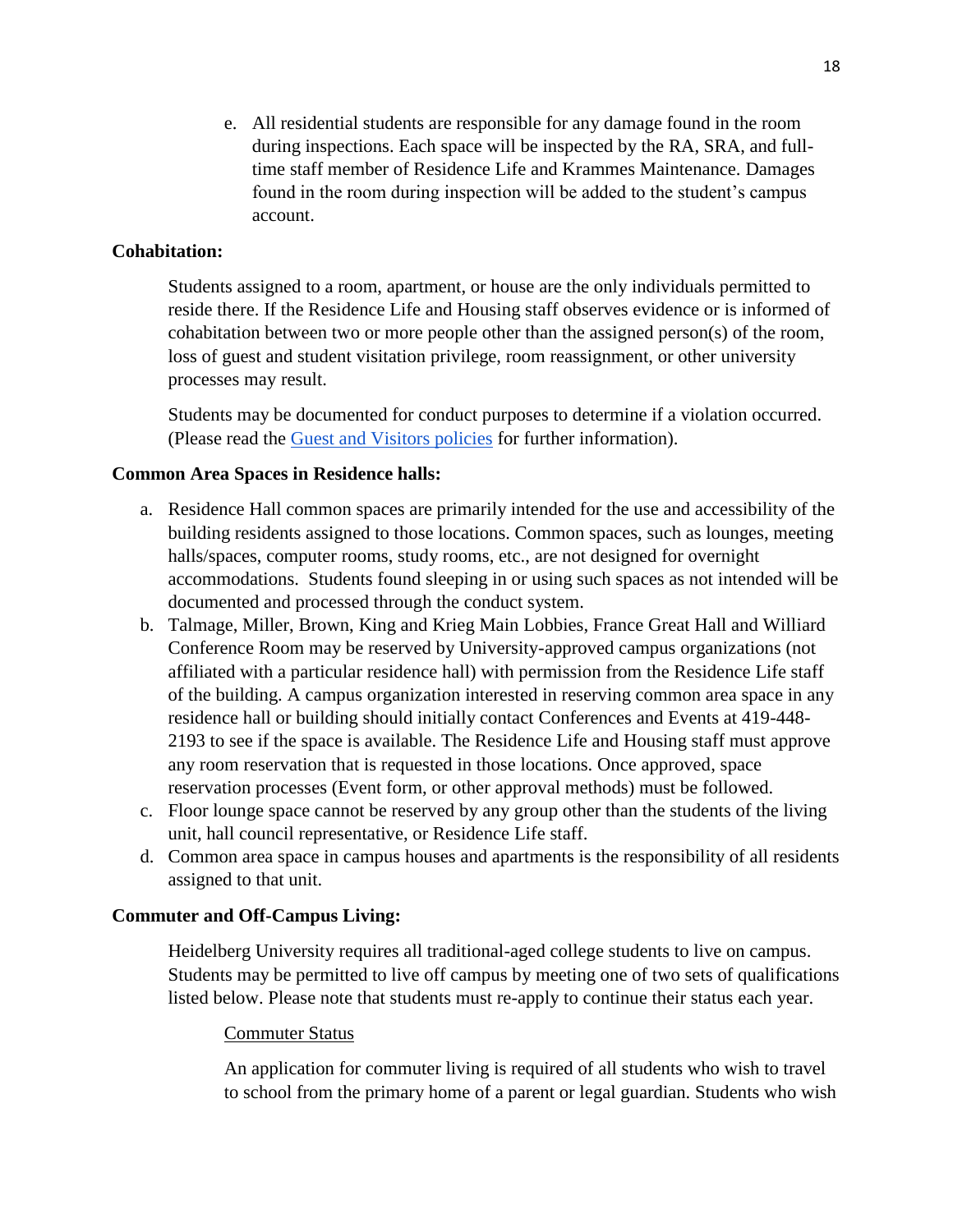e. All residential students are responsible for any damage found in the room during inspections. Each space will be inspected by the RA, SRA, and full-time staff member of Residence Life and Krammes Maintenance. Damages found in the room during inspection will be added to the student's campus account.

**Cohabitation:**

Students assigned to a room, apartment, or house are the only individuals permitted to reside there. If the Residence Life and Housing staff observes evidence or is informed of cohabitation between two or more people other than the assigned person(s) of the room, loss of guest and student visitation privilege, room reassignment, or other university processes may result.

Students may be documented for conduct purposes to determine if a violation occurred. (Please read the Guest and Visitors policies for further information).

**Common Area Spaces in Residence halls:**

a. Residence Hall common spaces are primarily intended for the use and accessibility of the building residents assigned to those locations. Common spaces, such as lounges, meeting halls/spaces, computer rooms, study rooms, etc., are not designed for overnight accommodations. Students found sleeping in or using such spaces as not intended will be documented and processed through the conduct system.
b. Talmage, Miller, Brown, King and Krieg Main Lobbies, France Great Hall and Williard Conference Room may be reserved by University-approved campus organizations (not affiliated with a particular residence hall) with permission from the Residence Life staff of the building. A campus organization interested in reserving common area space in any residence hall or building should initially contact Conferences and Events at 419-448-2193 to see if the space is available. The Residence Life and Housing staff must approve any room reservation that is requested in those locations. Once approved, space reservation processes (Event form, or other approval methods) must be followed.
c. Floor lounge space cannot be reserved by any group other than the students of the living unit, hall council representative, or Residence Life staff.
d. Common area space in campus houses and apartments is the responsibility of all residents assigned to that unit.

**Commuter and Off-Campus Living:**

Heidelberg University requires all traditional-aged college students to live on campus. Students may be permitted to live off campus by meeting one of two sets of qualifications listed below. Please note that students must re-apply to continue their status each year.

Commuter Status

An application for commuter living is required of all students who wish to travel to school from the primary home of a parent or legal guardian. Students who wish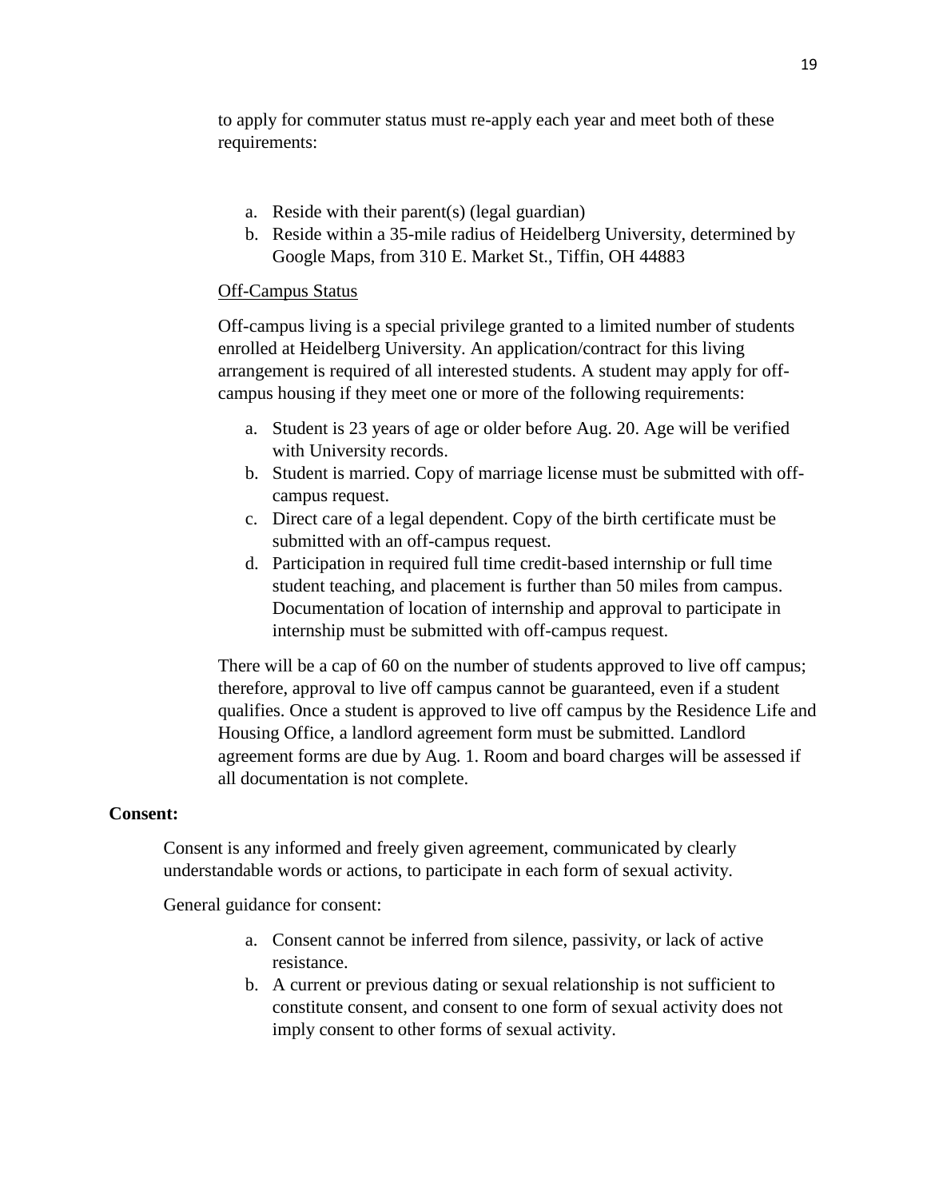to apply for commuter status must re-apply each year and meet both of these requirements:

a. Reside with their parent(s) (legal guardian)
b. Reside within a 35-mile radius of Heidelberg University, determined by Google Maps, from 310 E. Market St., Tiffin, OH 44883

Off-Campus Status

Off-campus living is a special privilege granted to a limited number of students enrolled at Heidelberg University. An application/contract for this living arrangement is required of all interested students. A student may apply for off-campus housing if they meet one or more of the following requirements:

a. Student is 23 years of age or older before Aug. 20. Age will be verified with University records.
b. Student is married. Copy of marriage license must be submitted with off-campus request.
c. Direct care of a legal dependent. Copy of the birth certificate must be submitted with an off-campus request.
d. Participation in required full time credit-based internship or full time student teaching, and placement is further than 50 miles from campus. Documentation of location of internship and approval to participate in internship must be submitted with off-campus request.

There will be a cap of 60 on the number of students approved to live off campus; therefore, approval to live off campus cannot be guaranteed, even if a student qualifies. Once a student is approved to live off campus by the Residence Life and Housing Office, a landlord agreement form must be submitted. Landlord agreement forms are due by Aug. 1. Room and board charges will be assessed if all documentation is not complete.

**Consent:**

Consent is any informed and freely given agreement, communicated by clearly understandable words or actions, to participate in each form of sexual activity.

General guidance for consent:

a. Consent cannot be inferred from silence, passivity, or lack of active resistance.
b. A current or previous dating or sexual relationship is not sufficient to constitute consent, and consent to one form of sexual activity does not imply consent to other forms of sexual activity.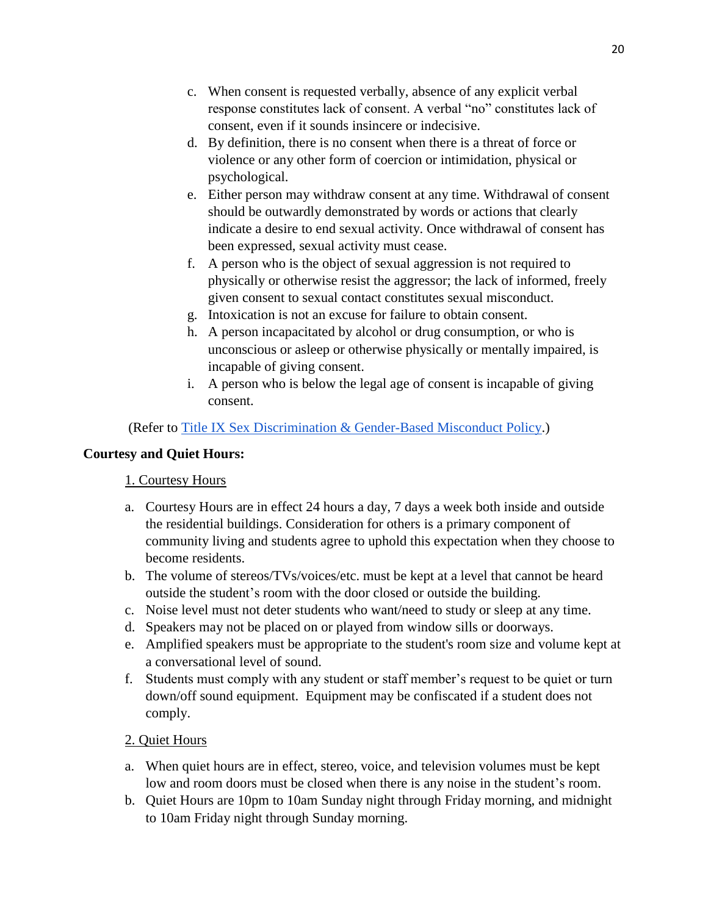c. When consent is requested verbally, absence of any explicit verbal response constitutes lack of consent. A verbal "no" constitutes lack of consent, even if it sounds insincere or indecisive.
d. By definition, there is no consent when there is a threat of force or violence or any other form of coercion or intimidation, physical or psychological.
e. Either person may withdraw consent at any time. Withdrawal of consent should be outwardly demonstrated by words or actions that clearly indicate a desire to end sexual activity. Once withdrawal of consent has been expressed, sexual activity must cease.
f. A person who is the object of sexual aggression is not required to physically or otherwise resist the aggressor; the lack of informed, freely given consent to sexual contact constitutes sexual misconduct.
g. Intoxication is not an excuse for failure to obtain consent.
h. A person incapacitated by alcohol or drug consumption, or who is unconscious or asleep or otherwise physically or mentally impaired, is incapable of giving consent.
i. A person who is below the legal age of consent is incapable of giving consent.

(Refer to Title IX Sex Discrimination & Gender-Based Misconduct Policy.)

**Courtesy and Quiet Hours:**

1. Courtesy Hours

a. Courtesy Hours are in effect 24 hours a day, 7 days a week both inside and outside the residential buildings. Consideration for others is a primary component of community living and students agree to uphold this expectation when they choose to become residents.
b. The volume of stereos/TVs/voices/etc. must be kept at a level that cannot be heard outside the student's room with the door closed or outside the building.
c. Noise level must not deter students who want/need to study or sleep at any time.
d. Speakers may not be placed on or played from window sills or doorways.
e. Amplified speakers must be appropriate to the student's room size and volume kept at a conversational level of sound.
f. Students must comply with any student or staff member's request to be quiet or turn down/off sound equipment. Equipment may be confiscated if a student does not comply.

2. Quiet Hours

a. When quiet hours are in effect, stereo, voice, and television volumes must be kept low and room doors must be closed when there is any noise in the student's room.
b. Quiet Hours are 10pm to 10am Sunday night through Friday morning, and midnight to 10am Friday night through Sunday morning.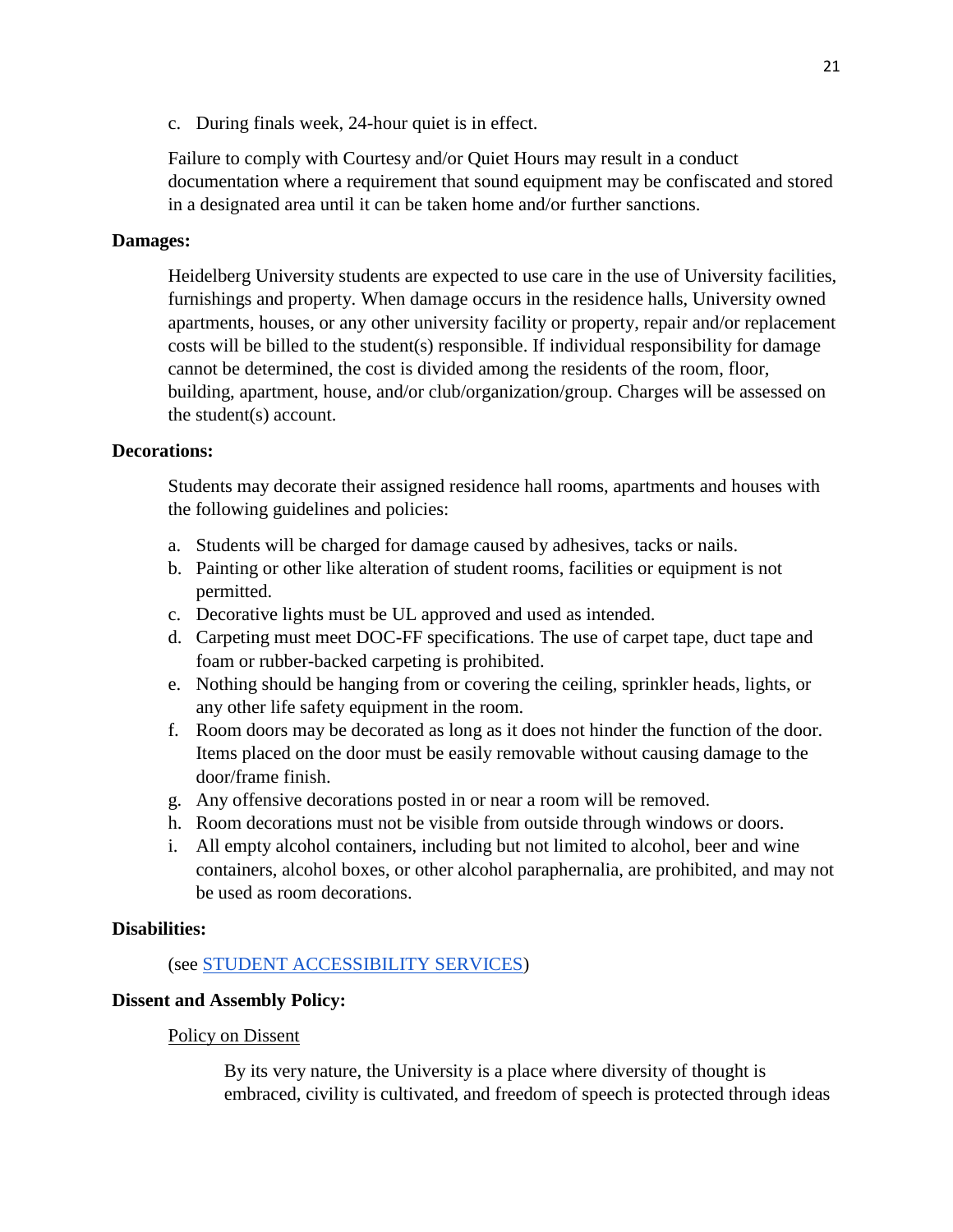c. During finals week, 24-hour quiet is in effect.

Failure to comply with Courtesy and/or Quiet Hours may result in a conduct documentation where a requirement that sound equipment may be confiscated and stored in a designated area until it can be taken home and/or further sanctions.

**Damages:**

Heidelberg University students are expected to use care in the use of University facilities, furnishings and property. When damage occurs in the residence halls, University owned apartments, houses, or any other university facility or property, repair and/or replacement costs will be billed to the student(s) responsible. If individual responsibility for damage cannot be determined, the cost is divided among the residents of the room, floor, building, apartment, house, and/or club/organization/group. Charges will be assessed on the student(s) account.

**Decorations:**

Students may decorate their assigned residence hall rooms, apartments and houses with the following guidelines and policies:

a. Students will be charged for damage caused by adhesives, tacks or nails.
b. Painting or other like alteration of student rooms, facilities or equipment is not permitted.
c. Decorative lights must be UL approved and used as intended.
d. Carpeting must meet DOC-FF specifications. The use of carpet tape, duct tape and foam or rubber-backed carpeting is prohibited.
e. Nothing should be hanging from or covering the ceiling, sprinkler heads, lights, or any other life safety equipment in the room.
f. Room doors may be decorated as long as it does not hinder the function of the door. Items placed on the door must be easily removable without causing damage to the door/frame finish.
g. Any offensive decorations posted in or near a room will be removed.
h. Room decorations must not be visible from outside through windows or doors.
i. All empty alcohol containers, including but not limited to alcohol, beer and wine containers, alcohol boxes, or other alcohol paraphernalia, are prohibited, and may not be used as room decorations.

**Disabilities:**

(see STUDENT ACCESSIBILITY SERVICES)

**Dissent and Assembly Policy:**

Policy on Dissent

By its very nature, the University is a place where diversity of thought is embraced, civility is cultivated, and freedom of speech is protected through ideas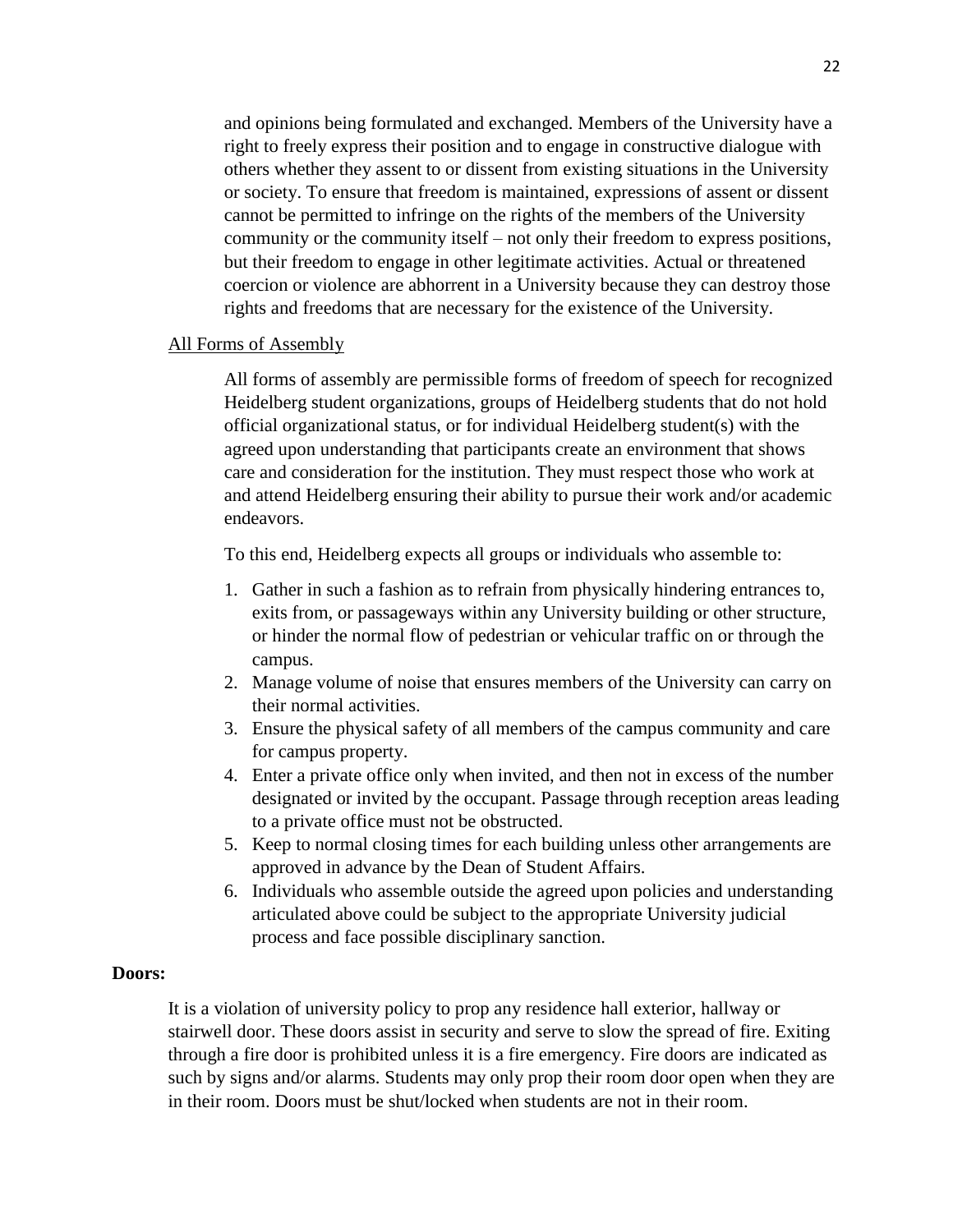and opinions being formulated and exchanged. Members of the University have a right to freely express their position and to engage in constructive dialogue with others whether they assent to or dissent from existing situations in the University or society. To ensure that freedom is maintained, expressions of assent or dissent cannot be permitted to infringe on the rights of the members of the University community or the community itself – not only their freedom to express positions, but their freedom to engage in other legitimate activities. Actual or threatened coercion or violence are abhorrent in a University because they can destroy those rights and freedoms that are necessary for the existence of the University.

<u>All Forms of Assembly</u>

All forms of assembly are permissible forms of freedom of speech for recognized Heidelberg student organizations, groups of Heidelberg students that do not hold official organizational status, or for individual Heidelberg student(s) with the agreed upon understanding that participants create an environment that shows care and consideration for the institution. They must respect those who work at and attend Heidelberg ensuring their ability to pursue their work and/or academic endeavors.

To this end, Heidelberg expects all groups or individuals who assemble to:

1. Gather in such a fashion as to refrain from physically hindering entrances to, exits from, or passageways within any University building or other structure, or hinder the normal flow of pedestrian or vehicular traffic on or through the campus.
2. Manage volume of noise that ensures members of the University can carry on their normal activities.
3. Ensure the physical safety of all members of the campus community and care for campus property.
4. Enter a private office only when invited, and then not in excess of the number designated or invited by the occupant. Passage through reception areas leading to a private office must not be obstructed.
5. Keep to normal closing times for each building unless other arrangements are approved in advance by the Dean of Student Affairs.
6. Individuals who assemble outside the agreed upon policies and understanding articulated above could be subject to the appropriate University judicial process and face possible disciplinary sanction.

**Doors:**

It is a violation of university policy to prop any residence hall exterior, hallway or stairwell door. These doors assist in security and serve to slow the spread of fire. Exiting through a fire door is prohibited unless it is a fire emergency. Fire doors are indicated as such by signs and/or alarms. Students may only prop their room door open when they are in their room. Doors must be shut/locked when students are not in their room.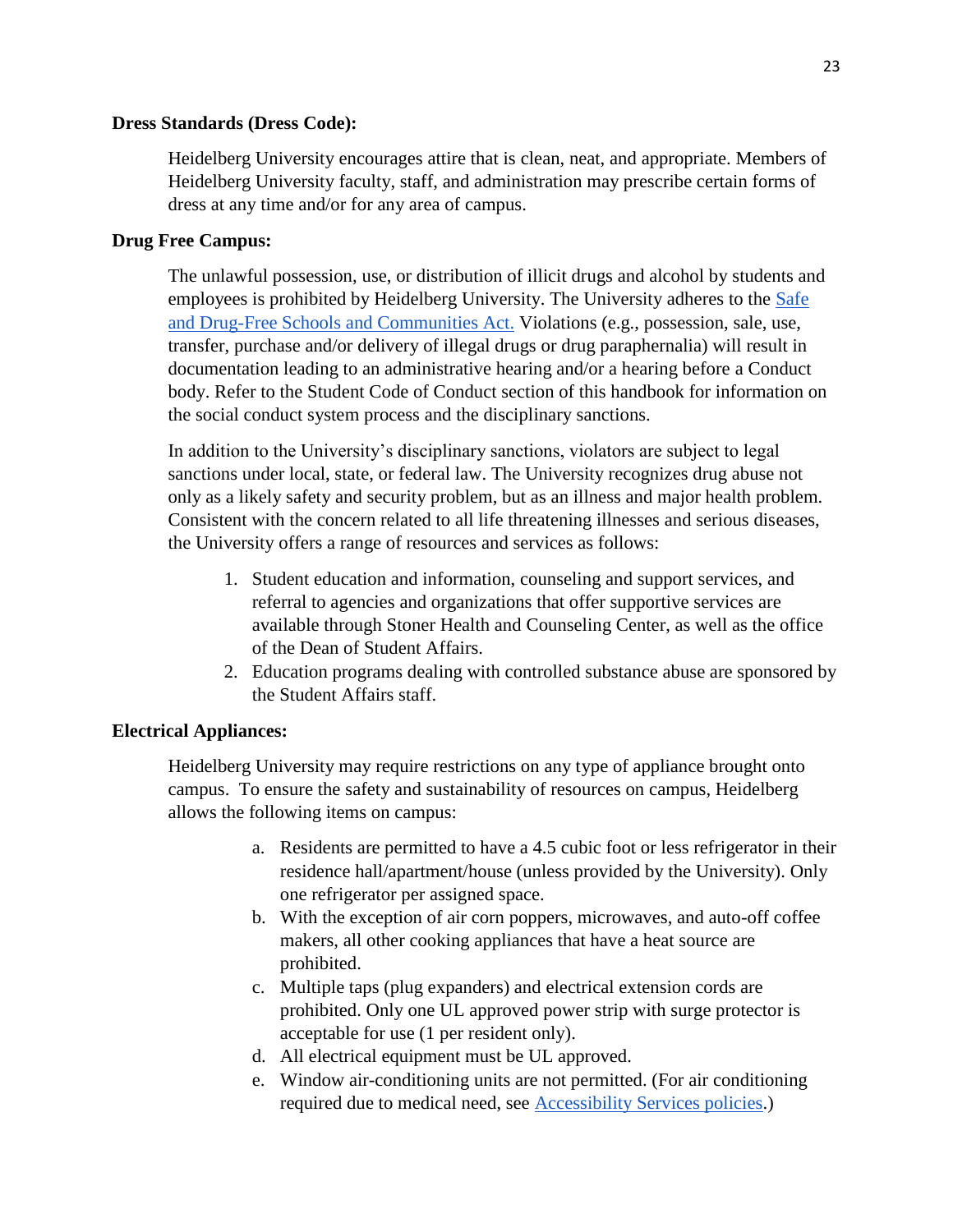**Dress Standards (Dress Code):**

Heidelberg University encourages attire that is clean, neat, and appropriate. Members of Heidelberg University faculty, staff, and administration may prescribe certain forms of dress at any time and/or for any area of campus.

**Drug Free Campus:**

The unlawful possession, use, or distribution of illicit drugs and alcohol by students and employees is prohibited by Heidelberg University. The University adheres to the Safe and Drug-Free Schools and Communities Act. Violations (e.g., possession, sale, use, transfer, purchase and/or delivery of illegal drugs or drug paraphernalia) will result in documentation leading to an administrative hearing and/or a hearing before a Conduct body. Refer to the Student Code of Conduct section of this handbook for information on the social conduct system process and the disciplinary sanctions.

In addition to the University's disciplinary sanctions, violators are subject to legal sanctions under local, state, or federal law. The University recognizes drug abuse not only as a likely safety and security problem, but as an illness and major health problem. Consistent with the concern related to all life threatening illnesses and serious diseases, the University offers a range of resources and services as follows:

1. Student education and information, counseling and support services, and referral to agencies and organizations that offer supportive services are available through Stoner Health and Counseling Center, as well as the office of the Dean of Student Affairs.
2. Education programs dealing with controlled substance abuse are sponsored by the Student Affairs staff.

**Electrical Appliances:**

Heidelberg University may require restrictions on any type of appliance brought onto campus. To ensure the safety and sustainability of resources on campus, Heidelberg allows the following items on campus:

a. Residents are permitted to have a 4.5 cubic foot or less refrigerator in their residence hall/apartment/house (unless provided by the University). Only one refrigerator per assigned space.
b. With the exception of air corn poppers, microwaves, and auto-off coffee makers, all other cooking appliances that have a heat source are prohibited.
c. Multiple taps (plug expanders) and electrical extension cords are prohibited. Only one UL approved power strip with surge protector is acceptable for use (1 per resident only).
d. All electrical equipment must be UL approved.
e. Window air-conditioning units are not permitted. (For air conditioning required due to medical need, see Accessibility Services policies.)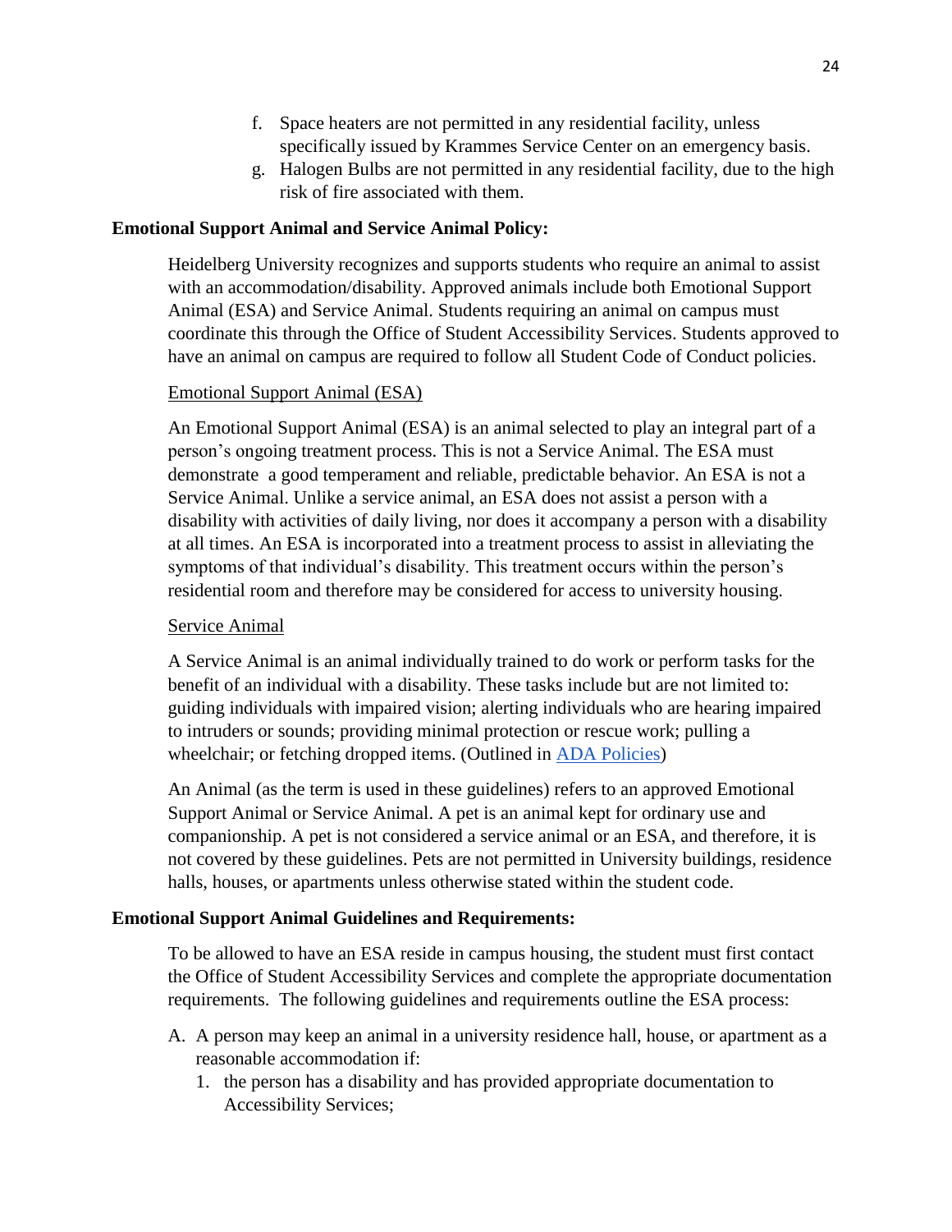f. Space heaters are not permitted in any residential facility, unless specifically issued by Krammes Service Center on an emergency basis.
g. Halogen Bulbs are not permitted in any residential facility, due to the high risk of fire associated with them.

**Emotional Support Animal and Service Animal Policy:**

Heidelberg University recognizes and supports students who require an animal to assist with an accommodation/disability. Approved animals include both Emotional Support Animal (ESA) and Service Animal. Students requiring an animal on campus must coordinate this through the Office of Student Accessibility Services. Students approved to have an animal on campus are required to follow all Student Code of Conduct policies.

<u>Emotional Support Animal (ESA)</u>

An Emotional Support Animal (ESA) is an animal selected to play an integral part of a person's ongoing treatment process. This is not a Service Animal. The ESA must demonstrate a good temperament and reliable, predictable behavior. An ESA is not a Service Animal. Unlike a service animal, an ESA does not assist a person with a disability with activities of daily living, nor does it accompany a person with a disability at all times. An ESA is incorporated into a treatment process to assist in alleviating the symptoms of that individual's disability. This treatment occurs within the person's residential room and therefore may be considered for access to university housing.

<u>Service Animal</u>

A Service Animal is an animal individually trained to do work or perform tasks for the benefit of an individual with a disability. These tasks include but are not limited to: guiding individuals with impaired vision; alerting individuals who are hearing impaired to intruders or sounds; providing minimal protection or rescue work; pulling a wheelchair; or fetching dropped items. (Outlined in ADA Policies)

An Animal (as the term is used in these guidelines) refers to an approved Emotional Support Animal or Service Animal. A pet is an animal kept for ordinary use and companionship. A pet is not considered a service animal or an ESA, and therefore, it is not covered by these guidelines. Pets are not permitted in University buildings, residence halls, houses, or apartments unless otherwise stated within the student code.

**Emotional Support Animal Guidelines and Requirements:**

To be allowed to have an ESA reside in campus housing, the student must first contact the Office of Student Accessibility Services and complete the appropriate documentation requirements. The following guidelines and requirements outline the ESA process:

A. A person may keep an animal in a university residence hall, house, or apartment as a reasonable accommodation if:
   1. the person has a disability and has provided appropriate documentation to Accessibility Services;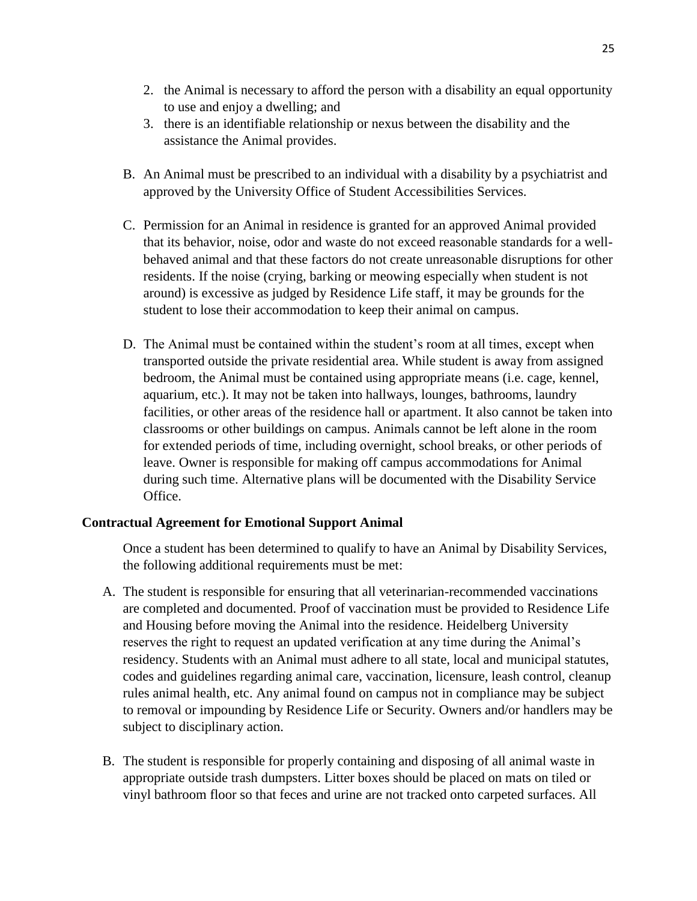2. the Animal is necessary to afford the person with a disability an equal opportunity to use and enjoy a dwelling; and
3. there is an identifiable relationship or nexus between the disability and the assistance the Animal provides.

B. An Animal must be prescribed to an individual with a disability by a psychiatrist and approved by the University Office of Student Accessibilities Services.

C. Permission for an Animal in residence is granted for an approved Animal provided that its behavior, noise, odor and waste do not exceed reasonable standards for a well-behaved animal and that these factors do not create unreasonable disruptions for other residents. If the noise (crying, barking or meowing especially when student is not around) is excessive as judged by Residence Life staff, it may be grounds for the student to lose their accommodation to keep their animal on campus.

D. The Animal must be contained within the student's room at all times, except when transported outside the private residential area. While student is away from assigned bedroom, the Animal must be contained using appropriate means (i.e. cage, kennel, aquarium, etc.). It may not be taken into hallways, lounges, bathrooms, laundry facilities, or other areas of the residence hall or apartment. It also cannot be taken into classrooms or other buildings on campus. Animals cannot be left alone in the room for extended periods of time, including overnight, school breaks, or other periods of leave. Owner is responsible for making off campus accommodations for Animal during such time. Alternative plans will be documented with the Disability Service Office.

**Contractual Agreement for Emotional Support Animal**

Once a student has been determined to qualify to have an Animal by Disability Services, the following additional requirements must be met:

A. The student is responsible for ensuring that all veterinarian-recommended vaccinations are completed and documented. Proof of vaccination must be provided to Residence Life and Housing before moving the Animal into the residence. Heidelberg University reserves the right to request an updated verification at any time during the Animal's residency. Students with an Animal must adhere to all state, local and municipal statutes, codes and guidelines regarding animal care, vaccination, licensure, leash control, cleanup rules animal health, etc. Any animal found on campus not in compliance may be subject to removal or impounding by Residence Life or Security. Owners and/or handlers may be subject to disciplinary action.

B. The student is responsible for properly containing and disposing of all animal waste in appropriate outside trash dumpsters. Litter boxes should be placed on mats on tiled or vinyl bathroom floor so that feces and urine are not tracked onto carpeted surfaces. All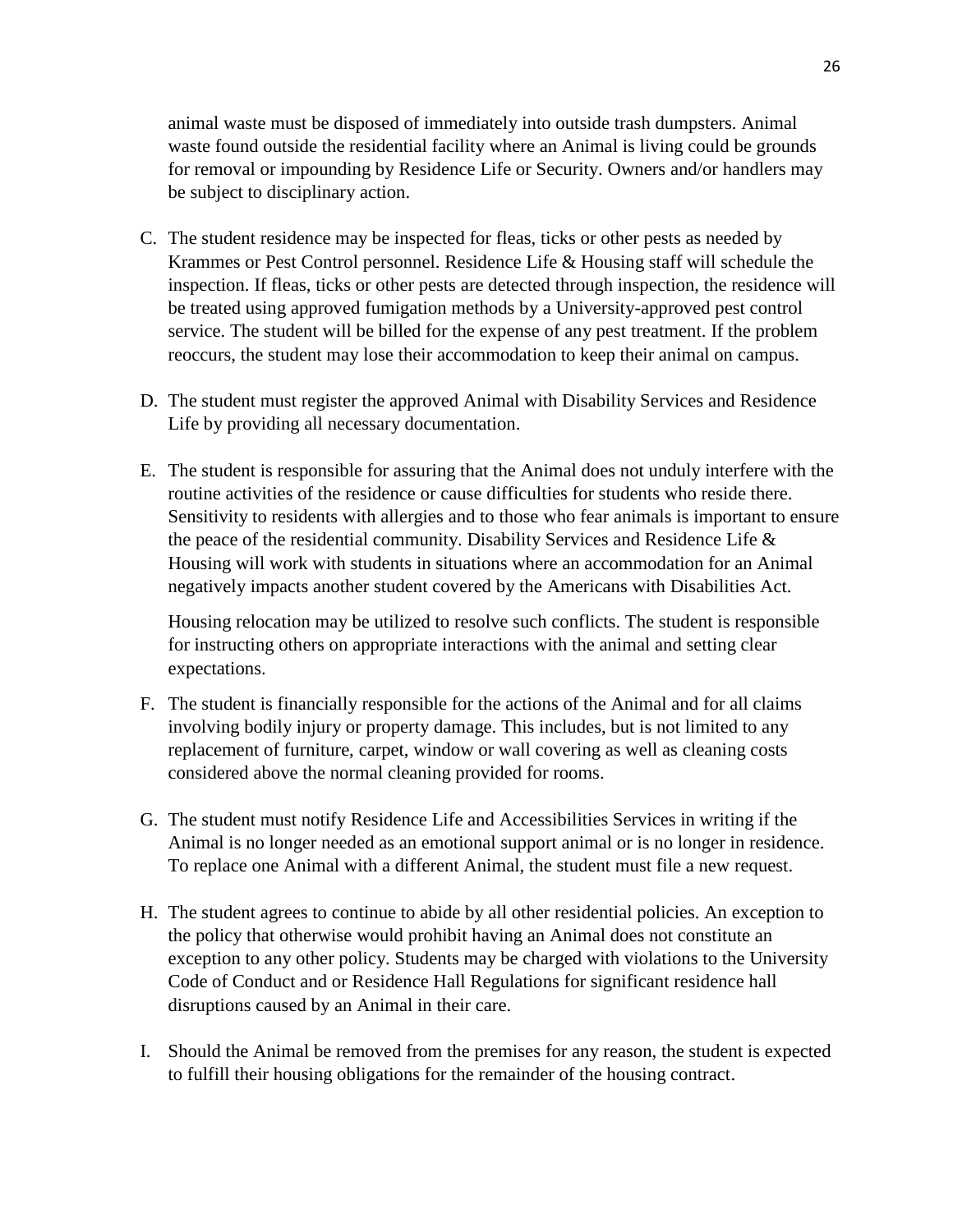animal waste must be disposed of immediately into outside trash dumpsters. Animal waste found outside the residential facility where an Animal is living could be grounds for removal or impounding by Residence Life or Security. Owners and/or handlers may be subject to disciplinary action.

C. The student residence may be inspected for fleas, ticks or other pests as needed by Krammes or Pest Control personnel. Residence Life & Housing staff will schedule the inspection. If fleas, ticks or other pests are detected through inspection, the residence will be treated using approved fumigation methods by a University-approved pest control service. The student will be billed for the expense of any pest treatment. If the problem reoccurs, the student may lose their accommodation to keep their animal on campus.

D. The student must register the approved Animal with Disability Services and Residence Life by providing all necessary documentation.

E. The student is responsible for assuring that the Animal does not unduly interfere with the routine activities of the residence or cause difficulties for students who reside there. Sensitivity to residents with allergies and to those who fear animals is important to ensure the peace of the residential community. Disability Services and Residence Life & Housing will work with students in situations where an accommodation for an Animal negatively impacts another student covered by the Americans with Disabilities Act.

   Housing relocation may be utilized to resolve such conflicts. The student is responsible for instructing others on appropriate interactions with the animal and setting clear expectations.

F. The student is financially responsible for the actions of the Animal and for all claims involving bodily injury or property damage. This includes, but is not limited to any replacement of furniture, carpet, window or wall covering as well as cleaning costs considered above the normal cleaning provided for rooms.

G. The student must notify Residence Life and Accessibilities Services in writing if the Animal is no longer needed as an emotional support animal or is no longer in residence. To replace one Animal with a different Animal, the student must file a new request.

H. The student agrees to continue to abide by all other residential policies. An exception to the policy that otherwise would prohibit having an Animal does not constitute an exception to any other policy. Students may be charged with violations to the University Code of Conduct and or Residence Hall Regulations for significant residence hall disruptions caused by an Animal in their care.

I. Should the Animal be removed from the premises for any reason, the student is expected to fulfill their housing obligations for the remainder of the housing contract.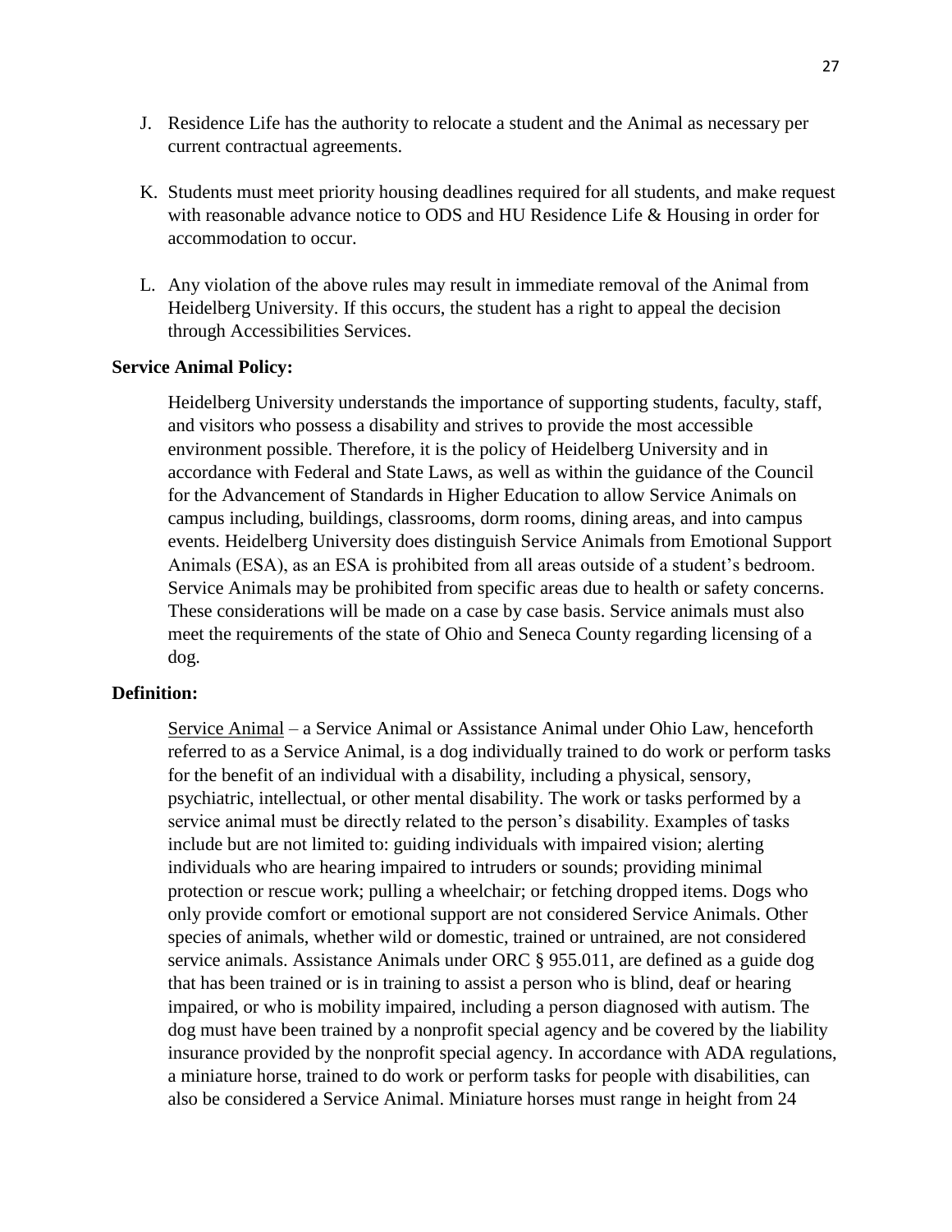J. Residence Life has the authority to relocate a student and the Animal as necessary per current contractual agreements.

K. Students must meet priority housing deadlines required for all students, and make request with reasonable advance notice to ODS and HU Residence Life & Housing in order for accommodation to occur.

L. Any violation of the above rules may result in immediate removal of the Animal from Heidelberg University. If this occurs, the student has a right to appeal the decision through Accessibilities Services.

**Service Animal Policy:**

Heidelberg University understands the importance of supporting students, faculty, staff, and visitors who possess a disability and strives to provide the most accessible environment possible. Therefore, it is the policy of Heidelberg University and in accordance with Federal and State Laws, as well as within the guidance of the Council for the Advancement of Standards in Higher Education to allow Service Animals on campus including, buildings, classrooms, dorm rooms, dining areas, and into campus events. Heidelberg University does distinguish Service Animals from Emotional Support Animals (ESA), as an ESA is prohibited from all areas outside of a student's bedroom. Service Animals may be prohibited from specific areas due to health or safety concerns. These considerations will be made on a case by case basis. Service animals must also meet the requirements of the state of Ohio and Seneca County regarding licensing of a dog.

**Definition:**

Service Animal – a Service Animal or Assistance Animal under Ohio Law, henceforth referred to as a Service Animal, is a dog individually trained to do work or perform tasks for the benefit of an individual with a disability, including a physical, sensory, psychiatric, intellectual, or other mental disability. The work or tasks performed by a service animal must be directly related to the person's disability. Examples of tasks include but are not limited to: guiding individuals with impaired vision; alerting individuals who are hearing impaired to intruders or sounds; providing minimal protection or rescue work; pulling a wheelchair; or fetching dropped items. Dogs who only provide comfort or emotional support are not considered Service Animals. Other species of animals, whether wild or domestic, trained or untrained, are not considered service animals. Assistance Animals under ORC § 955.011, are defined as a guide dog that has been trained or is in training to assist a person who is blind, deaf or hearing impaired, or who is mobility impaired, including a person diagnosed with autism. The dog must have been trained by a nonprofit special agency and be covered by the liability insurance provided by the nonprofit special agency. In accordance with ADA regulations, a miniature horse, trained to do work or perform tasks for people with disabilities, can also be considered a Service Animal. Miniature horses must range in height from 24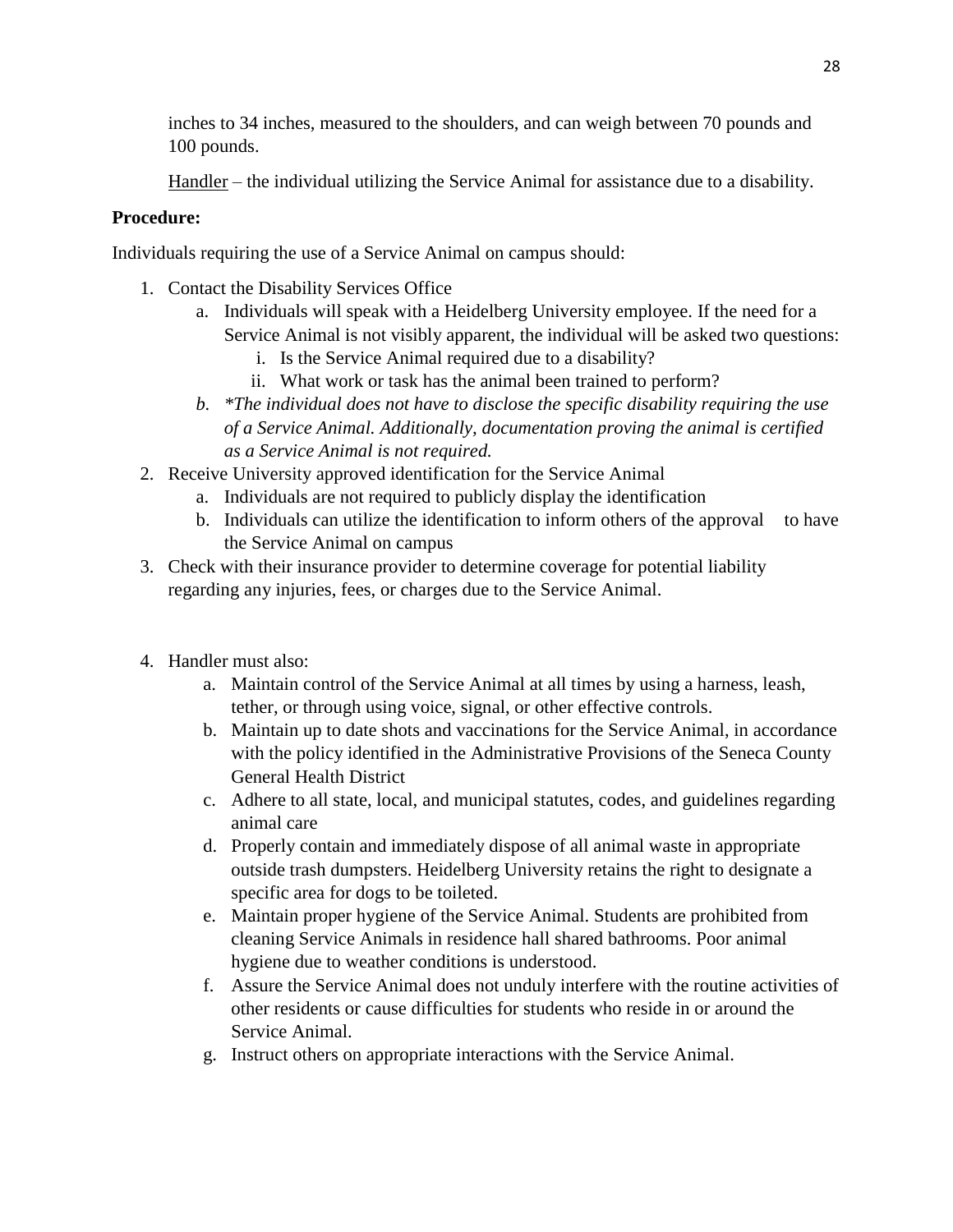inches to 34 inches, measured to the shoulders, and can weigh between 70 pounds and 100 pounds.

<u>Handler</u> – the individual utilizing the Service Animal for assistance due to a disability.

**Procedure:**

Individuals requiring the use of a Service Animal on campus should:

1. Contact the Disability Services Office
   a. Individuals will speak with a Heidelberg University employee. If the need for a Service Animal is not visibly apparent, the individual will be asked two questions:
      i. Is the Service Animal required due to a disability?
      ii. What work or task has the animal been trained to perform?
   b. *\*The individual does not have to disclose the specific disability requiring the use of a Service Animal. Additionally, documentation proving the animal is certified as a Service Animal is not required.*
2. Receive University approved identification for the Service Animal
   a. Individuals are not required to publicly display the identification
   b. Individuals can utilize the identification to inform others of the approval to have the Service Animal on campus
3. Check with their insurance provider to determine coverage for potential liability regarding any injuries, fees, or charges due to the Service Animal.

4. Handler must also:
   a. Maintain control of the Service Animal at all times by using a harness, leash, tether, or through using voice, signal, or other effective controls.
   b. Maintain up to date shots and vaccinations for the Service Animal, in accordance with the policy identified in the Administrative Provisions of the Seneca County General Health District
   c. Adhere to all state, local, and municipal statutes, codes, and guidelines regarding animal care
   d. Properly contain and immediately dispose of all animal waste in appropriate outside trash dumpsters. Heidelberg University retains the right to designate a specific area for dogs to be toileted.
   e. Maintain proper hygiene of the Service Animal. Students are prohibited from cleaning Service Animals in residence hall shared bathrooms. Poor animal hygiene due to weather conditions is understood.
   f. Assure the Service Animal does not unduly interfere with the routine activities of other residents or cause difficulties for students who reside in or around the Service Animal.
   g. Instruct others on appropriate interactions with the Service Animal.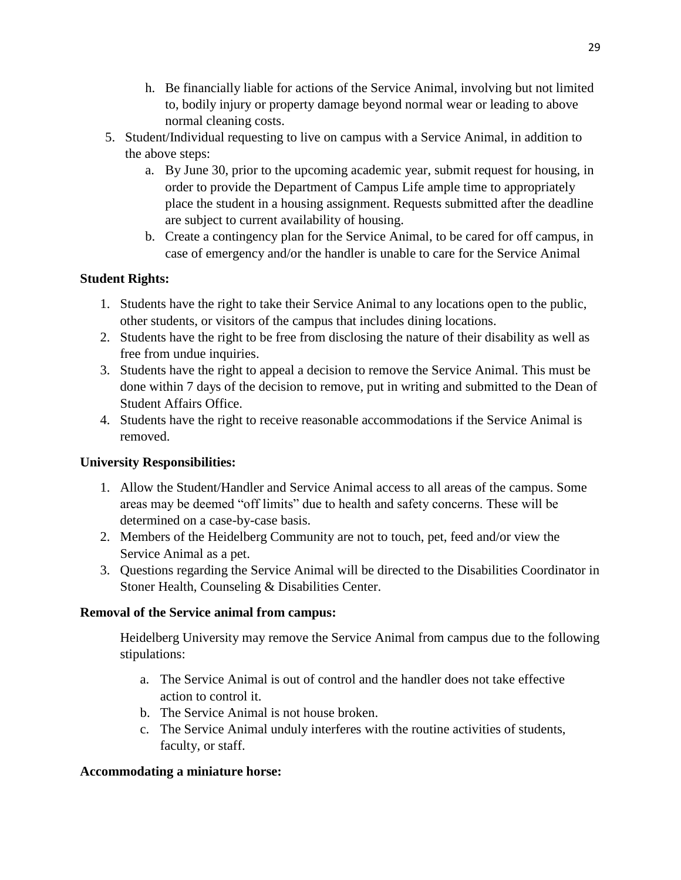h. Be financially liable for actions of the Service Animal, involving but not limited to, bodily injury or property damage beyond normal wear or leading to above normal cleaning costs.

5. Student/Individual requesting to live on campus with a Service Animal, in addition to the above steps:
   a. By June 30, prior to the upcoming academic year, submit request for housing, in order to provide the Department of Campus Life ample time to appropriately place the student in a housing assignment. Requests submitted after the deadline are subject to current availability of housing.
   b. Create a contingency plan for the Service Animal, to be cared for off campus, in case of emergency and/or the handler is unable to care for the Service Animal

**Student Rights:**

1. Students have the right to take their Service Animal to any locations open to the public, other students, or visitors of the campus that includes dining locations.
2. Students have the right to be free from disclosing the nature of their disability as well as free from undue inquiries.
3. Students have the right to appeal a decision to remove the Service Animal. This must be done within 7 days of the decision to remove, put in writing and submitted to the Dean of Student Affairs Office.
4. Students have the right to receive reasonable accommodations if the Service Animal is removed.

**University Responsibilities:**

1. Allow the Student/Handler and Service Animal access to all areas of the campus. Some areas may be deemed "off limits" due to health and safety concerns. These will be determined on a case-by-case basis.
2. Members of the Heidelberg Community are not to touch, pet, feed and/or view the Service Animal as a pet.
3. Questions regarding the Service Animal will be directed to the Disabilities Coordinator in Stoner Health, Counseling & Disabilities Center.

**Removal of the Service animal from campus:**

Heidelberg University may remove the Service Animal from campus due to the following stipulations:

a. The Service Animal is out of control and the handler does not take effective action to control it.
b. The Service Animal is not house broken.
c. The Service Animal unduly interferes with the routine activities of students, faculty, or staff.

**Accommodating a miniature horse:**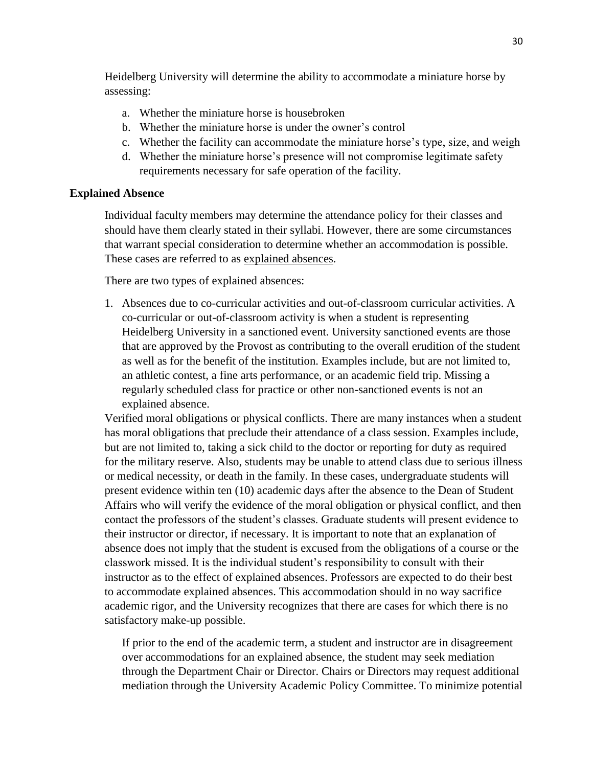Heidelberg University will determine the ability to accommodate a miniature horse by assessing:

a. Whether the miniature horse is housebroken
b. Whether the miniature horse is under the owner's control
c. Whether the facility can accommodate the miniature horse's type, size, and weigh
d. Whether the miniature horse's presence will not compromise legitimate safety requirements necessary for safe operation of the facility.

### Explained Absence

Individual faculty members may determine the attendance policy for their classes and should have them clearly stated in their syllabi. However, there are some circumstances that warrant special consideration to determine whether an accommodation is possible. These cases are referred to as explained absences.

There are two types of explained absences:

1. Absences due to co-curricular activities and out-of-classroom curricular activities. A co-curricular or out-of-classroom activity is when a student is representing Heidelberg University in a sanctioned event. University sanctioned events are those that are approved by the Provost as contributing to the overall erudition of the student as well as for the benefit of the institution. Examples include, but are not limited to, an athletic contest, a fine arts performance, or an academic field trip. Missing a regularly scheduled class for practice or other non-sanctioned events is not an explained absence.

Verified moral obligations or physical conflicts. There are many instances when a student has moral obligations that preclude their attendance of a class session. Examples include, but are not limited to, taking a sick child to the doctor or reporting for duty as required for the military reserve. Also, students may be unable to attend class due to serious illness or medical necessity, or death in the family. In these cases, undergraduate students will present evidence within ten (10) academic days after the absence to the Dean of Student Affairs who will verify the evidence of the moral obligation or physical conflict, and then contact the professors of the student's classes. Graduate students will present evidence to their instructor or director, if necessary. It is important to note that an explanation of absence does not imply that the student is excused from the obligations of a course or the classwork missed. It is the individual student's responsibility to consult with their instructor as to the effect of explained absences. Professors are expected to do their best to accommodate explained absences. This accommodation should in no way sacrifice academic rigor, and the University recognizes that there are cases for which there is no satisfactory make-up possible.

If prior to the end of the academic term, a student and instructor are in disagreement over accommodations for an explained absence, the student may seek mediation through the Department Chair or Director. Chairs or Directors may request additional mediation through the University Academic Policy Committee. To minimize potential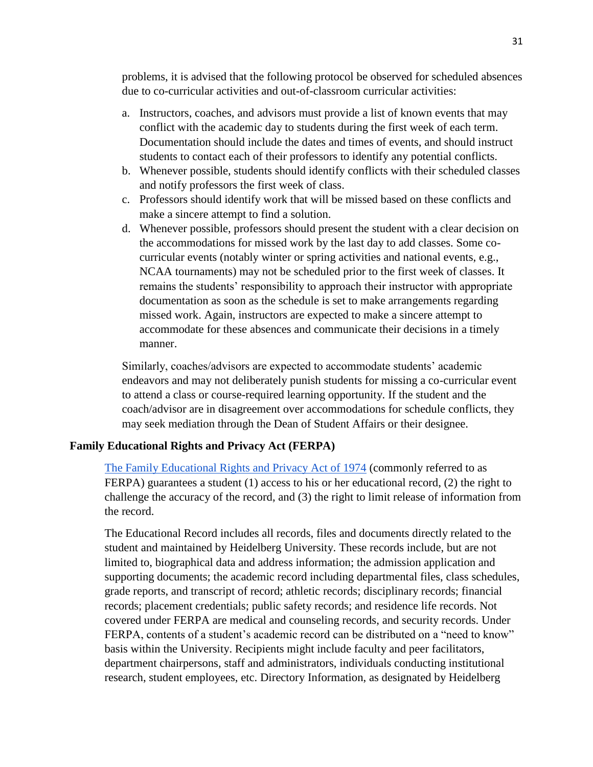problems, it is advised that the following protocol be observed for scheduled absences due to co-curricular activities and out-of-classroom curricular activities:

a. Instructors, coaches, and advisors must provide a list of known events that may conflict with the academic day to students during the first week of each term. Documentation should include the dates and times of events, and should instruct students to contact each of their professors to identify any potential conflicts.
b. Whenever possible, students should identify conflicts with their scheduled classes and notify professors the first week of class.
c. Professors should identify work that will be missed based on these conflicts and make a sincere attempt to find a solution.
d. Whenever possible, professors should present the student with a clear decision on the accommodations for missed work by the last day to add classes. Some co-curricular events (notably winter or spring activities and national events, e.g., NCAA tournaments) may not be scheduled prior to the first week of classes. It remains the students' responsibility to approach their instructor with appropriate documentation as soon as the schedule is set to make arrangements regarding missed work. Again, instructors are expected to make a sincere attempt to accommodate for these absences and communicate their decisions in a timely manner.

Similarly, coaches/advisors are expected to accommodate students' academic endeavors and may not deliberately punish students for missing a co-curricular event to attend a class or course-required learning opportunity. If the student and the coach/advisor are in disagreement over accommodations for schedule conflicts, they may seek mediation through the Dean of Student Affairs or their designee.

**Family Educational Rights and Privacy Act (FERPA)**

The Family Educational Rights and Privacy Act of 1974 (commonly referred to as FERPA) guarantees a student (1) access to his or her educational record, (2) the right to challenge the accuracy of the record, and (3) the right to limit release of information from the record.

The Educational Record includes all records, files and documents directly related to the student and maintained by Heidelberg University. These records include, but are not limited to, biographical data and address information; the admission application and supporting documents; the academic record including departmental files, class schedules, grade reports, and transcript of record; athletic records; disciplinary records; financial records; placement credentials; public safety records; and residence life records. Not covered under FERPA are medical and counseling records, and security records. Under FERPA, contents of a student's academic record can be distributed on a "need to know" basis within the University. Recipients might include faculty and peer facilitators, department chairpersons, staff and administrators, individuals conducting institutional research, student employees, etc. Directory Information, as designated by Heidelberg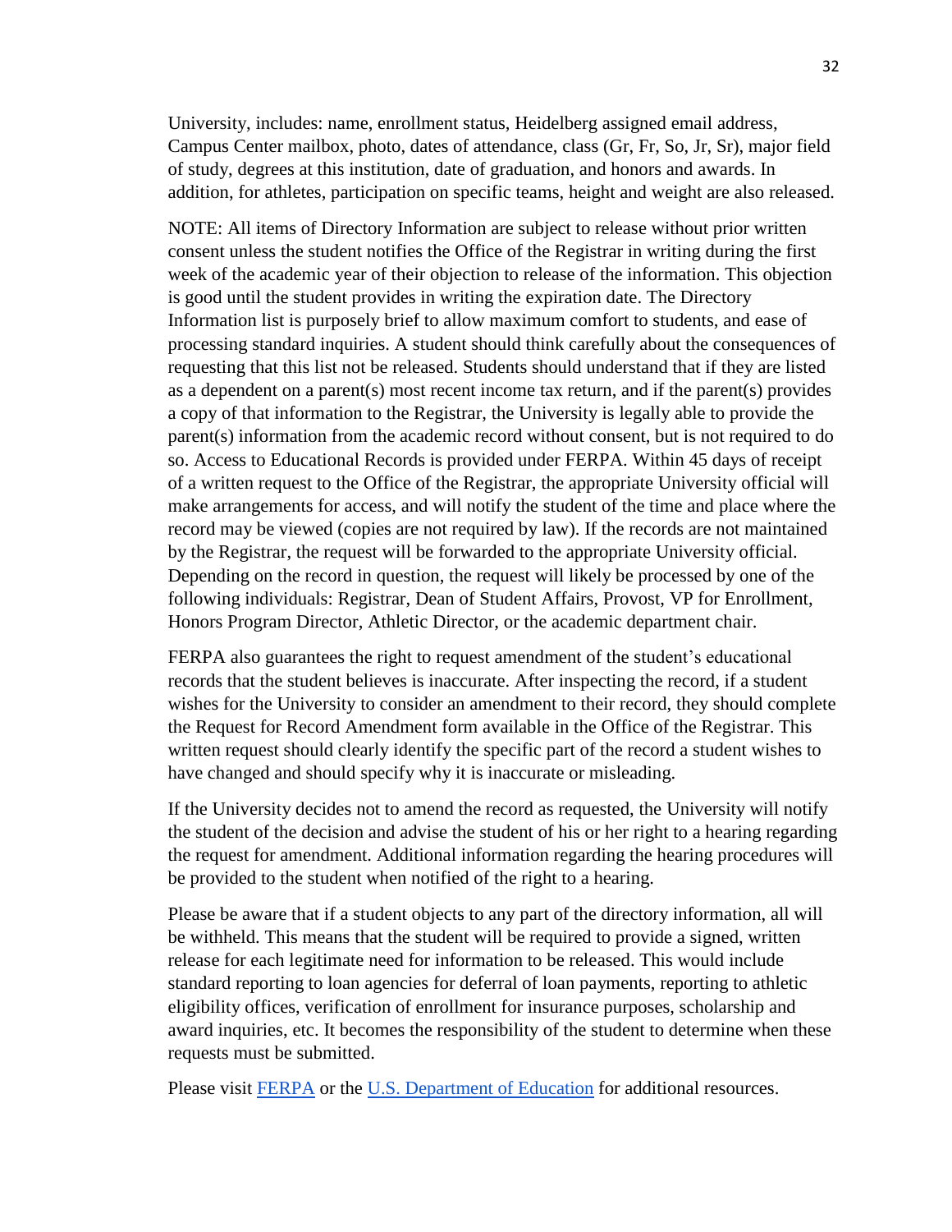University, includes: name, enrollment status, Heidelberg assigned email address, Campus Center mailbox, photo, dates of attendance, class (Gr, Fr, So, Jr, Sr), major field of study, degrees at this institution, date of graduation, and honors and awards. In addition, for athletes, participation on specific teams, height and weight are also released.

NOTE: All items of Directory Information are subject to release without prior written consent unless the student notifies the Office of the Registrar in writing during the first week of the academic year of their objection to release of the information. This objection is good until the student provides in writing the expiration date. The Directory Information list is purposely brief to allow maximum comfort to students, and ease of processing standard inquiries. A student should think carefully about the consequences of requesting that this list not be released. Students should understand that if they are listed as a dependent on a parent(s) most recent income tax return, and if the parent(s) provides a copy of that information to the Registrar, the University is legally able to provide the parent(s) information from the academic record without consent, but is not required to do so. Access to Educational Records is provided under FERPA. Within 45 days of receipt of a written request to the Office of the Registrar, the appropriate University official will make arrangements for access, and will notify the student of the time and place where the record may be viewed (copies are not required by law). If the records are not maintained by the Registrar, the request will be forwarded to the appropriate University official. Depending on the record in question, the request will likely be processed by one of the following individuals: Registrar, Dean of Student Affairs, Provost, VP for Enrollment, Honors Program Director, Athletic Director, or the academic department chair.

FERPA also guarantees the right to request amendment of the student's educational records that the student believes is inaccurate. After inspecting the record, if a student wishes for the University to consider an amendment to their record, they should complete the Request for Record Amendment form available in the Office of the Registrar. This written request should clearly identify the specific part of the record a student wishes to have changed and should specify why it is inaccurate or misleading.

If the University decides not to amend the record as requested, the University will notify the student of the decision and advise the student of his or her right to a hearing regarding the request for amendment. Additional information regarding the hearing procedures will be provided to the student when notified of the right to a hearing.

Please be aware that if a student objects to any part of the directory information, all will be withheld. This means that the student will be required to provide a signed, written release for each legitimate need for information to be released. This would include standard reporting to loan agencies for deferral of loan payments, reporting to athletic eligibility offices, verification of enrollment for insurance purposes, scholarship and award inquiries, etc. It becomes the responsibility of the student to determine when these requests must be submitted.

Please visit FERPA or the U.S. Department of Education for additional resources.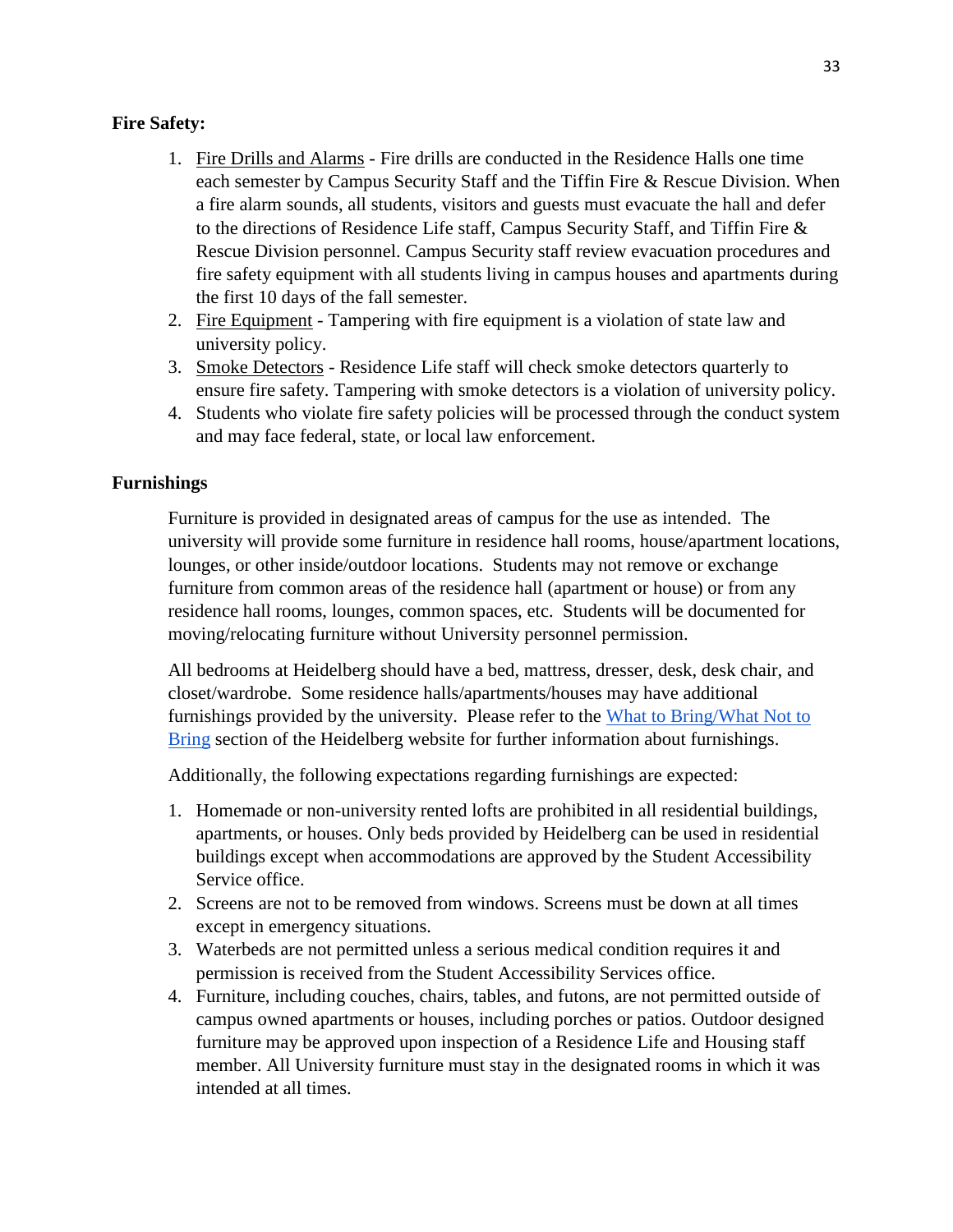**Fire Safety:**

1. Fire Drills and Alarms - Fire drills are conducted in the Residence Halls one time each semester by Campus Security Staff and the Tiffin Fire & Rescue Division. When a fire alarm sounds, all students, visitors and guests must evacuate the hall and defer to the directions of Residence Life staff, Campus Security Staff, and Tiffin Fire & Rescue Division personnel. Campus Security staff review evacuation procedures and fire safety equipment with all students living in campus houses and apartments during the first 10 days of the fall semester.
2. Fire Equipment - Tampering with fire equipment is a violation of state law and university policy.
3. Smoke Detectors - Residence Life staff will check smoke detectors quarterly to ensure fire safety. Tampering with smoke detectors is a violation of university policy.
4. Students who violate fire safety policies will be processed through the conduct system and may face federal, state, or local law enforcement.

**Furnishings**

Furniture is provided in designated areas of campus for the use as intended. The university will provide some furniture in residence hall rooms, house/apartment locations, lounges, or other inside/outdoor locations. Students may not remove or exchange furniture from common areas of the residence hall (apartment or house) or from any residence hall rooms, lounges, common spaces, etc. Students will be documented for moving/relocating furniture without University personnel permission.

All bedrooms at Heidelberg should have a bed, mattress, dresser, desk, desk chair, and closet/wardrobe. Some residence halls/apartments/houses may have additional furnishings provided by the university. Please refer to the What to Bring/What Not to Bring section of the Heidelberg website for further information about furnishings.

Additionally, the following expectations regarding furnishings are expected:

1. Homemade or non-university rented lofts are prohibited in all residential buildings, apartments, or houses. Only beds provided by Heidelberg can be used in residential buildings except when accommodations are approved by the Student Accessibility Service office.
2. Screens are not to be removed from windows. Screens must be down at all times except in emergency situations.
3. Waterbeds are not permitted unless a serious medical condition requires it and permission is received from the Student Accessibility Services office.
4. Furniture, including couches, chairs, tables, and futons, are not permitted outside of campus owned apartments or houses, including porches or patios. Outdoor designed furniture may be approved upon inspection of a Residence Life and Housing staff member. All University furniture must stay in the designated rooms in which it was intended at all times.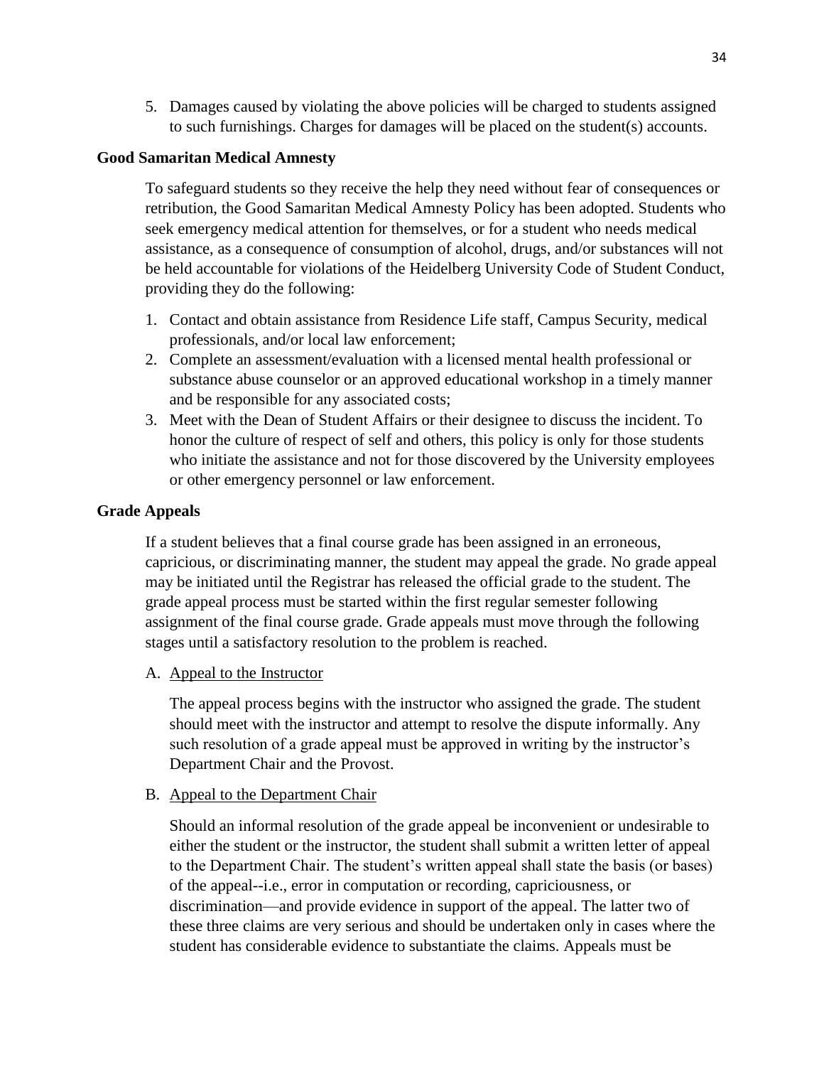5. Damages caused by violating the above policies will be charged to students assigned to such furnishings. Charges for damages will be placed on the student(s) accounts.

### Good Samaritan Medical Amnesty

To safeguard students so they receive the help they need without fear of consequences or retribution, the Good Samaritan Medical Amnesty Policy has been adopted. Students who seek emergency medical attention for themselves, or for a student who needs medical assistance, as a consequence of consumption of alcohol, drugs, and/or substances will not be held accountable for violations of the Heidelberg University Code of Student Conduct, providing they do the following:

1. Contact and obtain assistance from Residence Life staff, Campus Security, medical professionals, and/or local law enforcement;
2. Complete an assessment/evaluation with a licensed mental health professional or substance abuse counselor or an approved educational workshop in a timely manner and be responsible for any associated costs;
3. Meet with the Dean of Student Affairs or their designee to discuss the incident. To honor the culture of respect of self and others, this policy is only for those students who initiate the assistance and not for those discovered by the University employees or other emergency personnel or law enforcement.

### Grade Appeals

If a student believes that a final course grade has been assigned in an erroneous, capricious, or discriminating manner, the student may appeal the grade. No grade appeal may be initiated until the Registrar has released the official grade to the student. The grade appeal process must be started within the first regular semester following assignment of the final course grade. Grade appeals must move through the following stages until a satisfactory resolution to the problem is reached.

A. Appeal to the Instructor

The appeal process begins with the instructor who assigned the grade. The student should meet with the instructor and attempt to resolve the dispute informally. Any such resolution of a grade appeal must be approved in writing by the instructor's Department Chair and the Provost.

B. Appeal to the Department Chair

Should an informal resolution of the grade appeal be inconvenient or undesirable to either the student or the instructor, the student shall submit a written letter of appeal to the Department Chair. The student's written appeal shall state the basis (or bases) of the appeal--i.e., error in computation or recording, capriciousness, or discrimination—and provide evidence in support of the appeal. The latter two of these three claims are very serious and should be undertaken only in cases where the student has considerable evidence to substantiate the claims. Appeals must be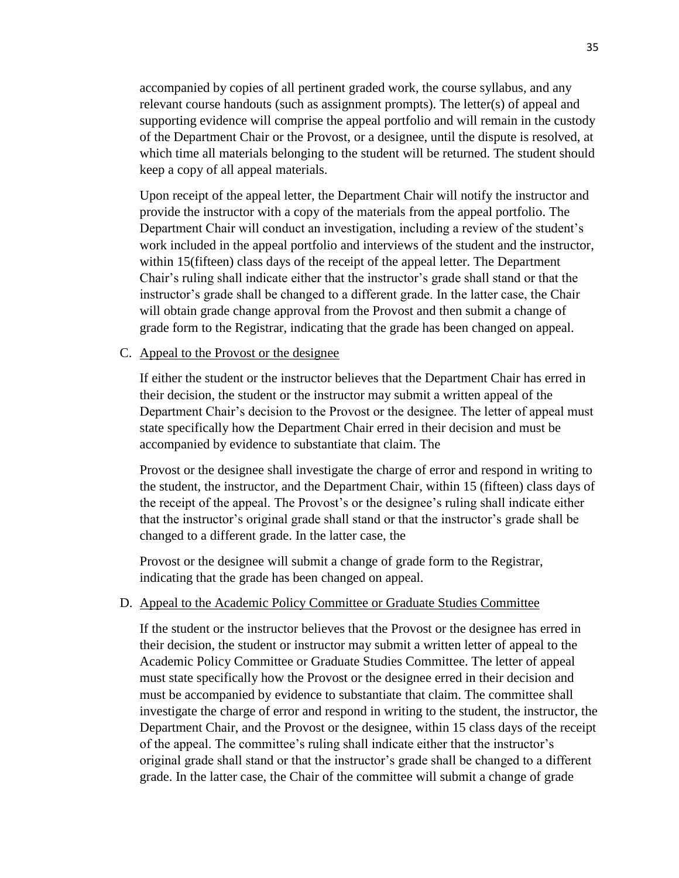accompanied by copies of all pertinent graded work, the course syllabus, and any relevant course handouts (such as assignment prompts). The letter(s) of appeal and supporting evidence will comprise the appeal portfolio and will remain in the custody of the Department Chair or the Provost, or a designee, until the dispute is resolved, at which time all materials belonging to the student will be returned. The student should keep a copy of all appeal materials.

Upon receipt of the appeal letter, the Department Chair will notify the instructor and provide the instructor with a copy of the materials from the appeal portfolio. The Department Chair will conduct an investigation, including a review of the student's work included in the appeal portfolio and interviews of the student and the instructor, within 15(fifteen) class days of the receipt of the appeal letter. The Department Chair's ruling shall indicate either that the instructor's grade shall stand or that the instructor's grade shall be changed to a different grade. In the latter case, the Chair will obtain grade change approval from the Provost and then submit a change of grade form to the Registrar, indicating that the grade has been changed on appeal.

C. <u>Appeal to the Provost or the designee</u>

If either the student or the instructor believes that the Department Chair has erred in their decision, the student or the instructor may submit a written appeal of the Department Chair's decision to the Provost or the designee. The letter of appeal must state specifically how the Department Chair erred in their decision and must be accompanied by evidence to substantiate that claim. The

Provost or the designee shall investigate the charge of error and respond in writing to the student, the instructor, and the Department Chair, within 15 (fifteen) class days of the receipt of the appeal. The Provost's or the designee's ruling shall indicate either that the instructor's original grade shall stand or that the instructor's grade shall be changed to a different grade. In the latter case, the

Provost or the designee will submit a change of grade form to the Registrar, indicating that the grade has been changed on appeal.

D. <u>Appeal to the Academic Policy Committee or Graduate Studies Committee</u>

If the student or the instructor believes that the Provost or the designee has erred in their decision, the student or instructor may submit a written letter of appeal to the Academic Policy Committee or Graduate Studies Committee. The letter of appeal must state specifically how the Provost or the designee erred in their decision and must be accompanied by evidence to substantiate that claim. The committee shall investigate the charge of error and respond in writing to the student, the instructor, the Department Chair, and the Provost or the designee, within 15 class days of the receipt of the appeal. The committee's ruling shall indicate either that the instructor's original grade shall stand or that the instructor's grade shall be changed to a different grade. In the latter case, the Chair of the committee will submit a change of grade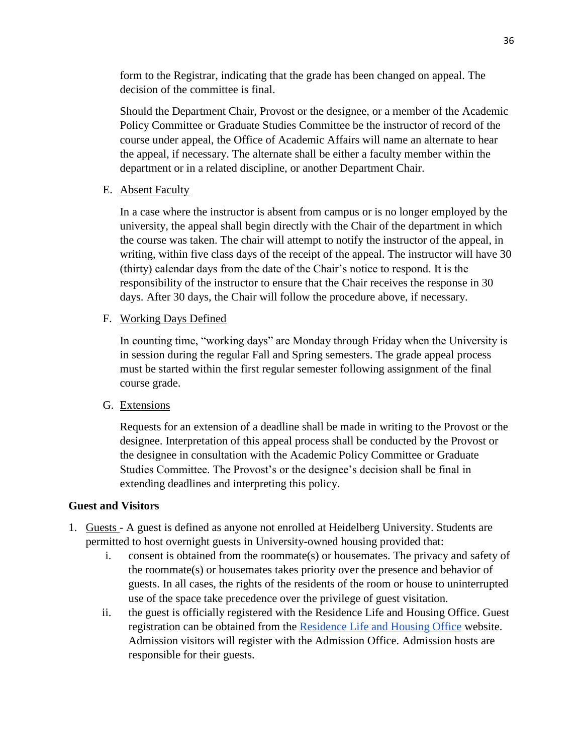form to the Registrar, indicating that the grade has been changed on appeal. The decision of the committee is final.

Should the Department Chair, Provost or the designee, or a member of the Academic Policy Committee or Graduate Studies Committee be the instructor of record of the course under appeal, the Office of Academic Affairs will name an alternate to hear the appeal, if necessary. The alternate shall be either a faculty member within the department or in a related discipline, or another Department Chair.

E. Absent Faculty

In a case where the instructor is absent from campus or is no longer employed by the university, the appeal shall begin directly with the Chair of the department in which the course was taken. The chair will attempt to notify the instructor of the appeal, in writing, within five class days of the receipt of the appeal. The instructor will have 30 (thirty) calendar days from the date of the Chair's notice to respond. It is the responsibility of the instructor to ensure that the Chair receives the response in 30 days. After 30 days, the Chair will follow the procedure above, if necessary.

F. Working Days Defined

In counting time, "working days" are Monday through Friday when the University is in session during the regular Fall and Spring semesters. The grade appeal process must be started within the first regular semester following assignment of the final course grade.

G. Extensions

Requests for an extension of a deadline shall be made in writing to the Provost or the designee. Interpretation of this appeal process shall be conducted by the Provost or the designee in consultation with the Academic Policy Committee or Graduate Studies Committee. The Provost's or the designee's decision shall be final in extending deadlines and interpreting this policy.

**Guest and Visitors**

1. Guests - A guest is defined as anyone not enrolled at Heidelberg University. Students are permitted to host overnight guests in University-owned housing provided that:
   i. consent is obtained from the roommate(s) or housemates. The privacy and safety of the roommate(s) or housemates takes priority over the presence and behavior of guests. In all cases, the rights of the residents of the room or house to uninterrupted use of the space take precedence over the privilege of guest visitation.
   ii. the guest is officially registered with the Residence Life and Housing Office. Guest registration can be obtained from the Residence Life and Housing Office website. Admission visitors will register with the Admission Office. Admission hosts are responsible for their guests.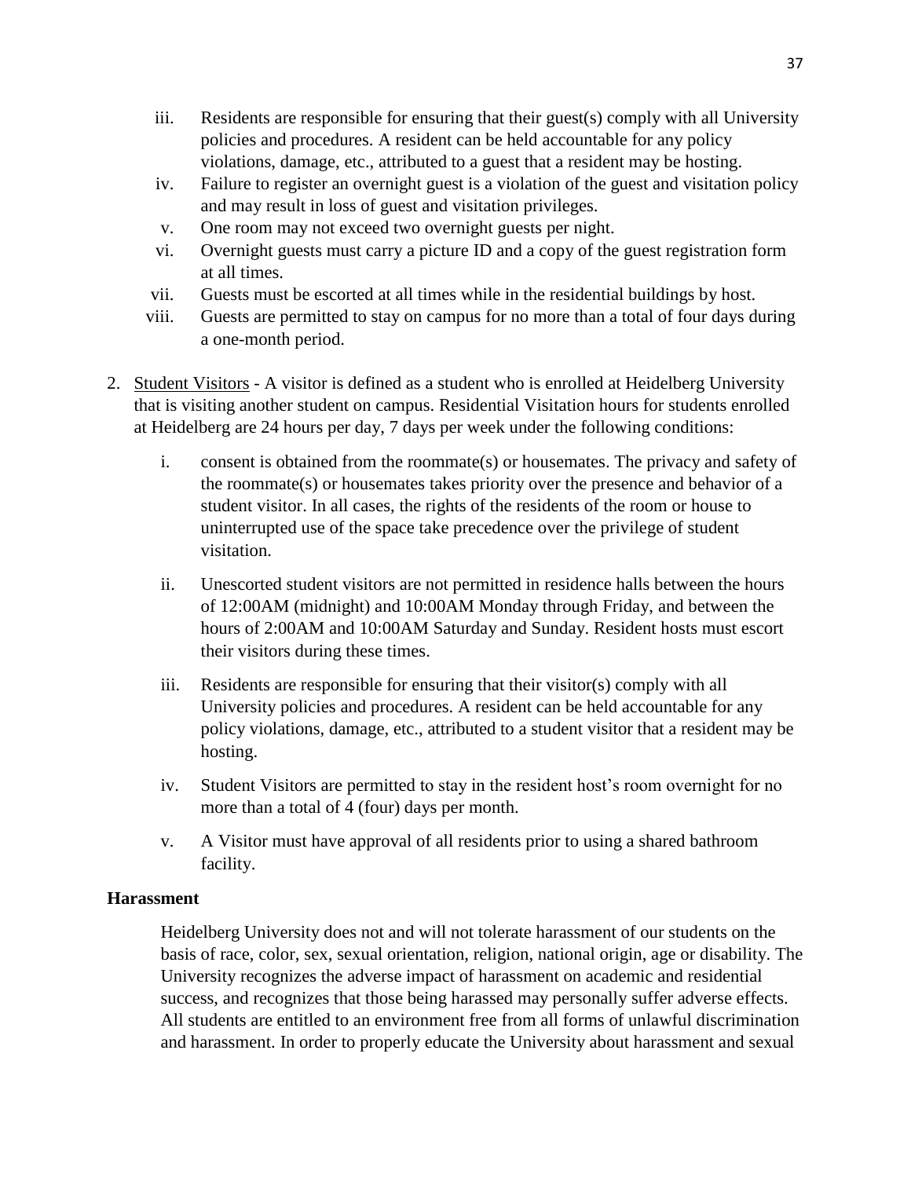iii. Residents are responsible for ensuring that their guest(s) comply with all University policies and procedures. A resident can be held accountable for any policy violations, damage, etc., attributed to a guest that a resident may be hosting.

iv. Failure to register an overnight guest is a violation of the guest and visitation policy and may result in loss of guest and visitation privileges.

v. One room may not exceed two overnight guests per night.

vi. Overnight guests must carry a picture ID and a copy of the guest registration form at all times.

vii. Guests must be escorted at all times while in the residential buildings by host.

viii. Guests are permitted to stay on campus for no more than a total of four days during a one-month period.

2. Student Visitors - A visitor is defined as a student who is enrolled at Heidelberg University that is visiting another student on campus. Residential Visitation hours for students enrolled at Heidelberg are 24 hours per day, 7 days per week under the following conditions:

   i. consent is obtained from the roommate(s) or housemates. The privacy and safety of the roommate(s) or housemates takes priority over the presence and behavior of a student visitor. In all cases, the rights of the residents of the room or house to uninterrupted use of the space take precedence over the privilege of student visitation.

   ii. Unescorted student visitors are not permitted in residence halls between the hours of 12:00AM (midnight) and 10:00AM Monday through Friday, and between the hours of 2:00AM and 10:00AM Saturday and Sunday. Resident hosts must escort their visitors during these times.

   iii. Residents are responsible for ensuring that their visitor(s) comply with all University policies and procedures. A resident can be held accountable for any policy violations, damage, etc., attributed to a student visitor that a resident may be hosting.

   iv. Student Visitors are permitted to stay in the resident host's room overnight for no more than a total of 4 (four) days per month.

   v. A Visitor must have approval of all residents prior to using a shared bathroom facility.

**Harassment**

Heidelberg University does not and will not tolerate harassment of our students on the basis of race, color, sex, sexual orientation, religion, national origin, age or disability. The University recognizes the adverse impact of harassment on academic and residential success, and recognizes that those being harassed may personally suffer adverse effects. All students are entitled to an environment free from all forms of unlawful discrimination and harassment. In order to properly educate the University about harassment and sexual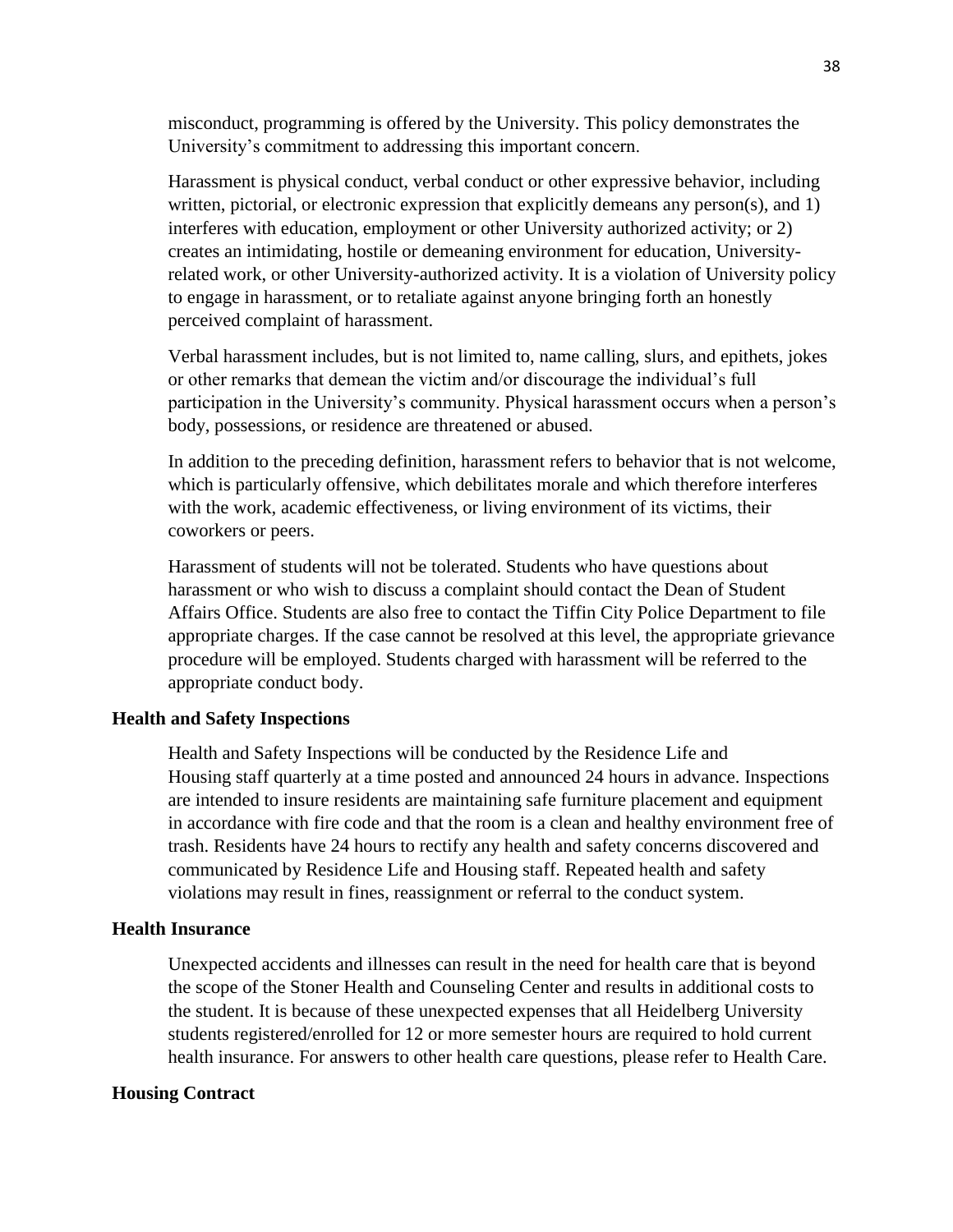misconduct, programming is offered by the University. This policy demonstrates the University's commitment to addressing this important concern.

Harassment is physical conduct, verbal conduct or other expressive behavior, including written, pictorial, or electronic expression that explicitly demeans any person(s), and 1) interferes with education, employment or other University authorized activity; or 2) creates an intimidating, hostile or demeaning environment for education, University-related work, or other University-authorized activity. It is a violation of University policy to engage in harassment, or to retaliate against anyone bringing forth an honestly perceived complaint of harassment.

Verbal harassment includes, but is not limited to, name calling, slurs, and epithets, jokes or other remarks that demean the victim and/or discourage the individual's full participation in the University's community. Physical harassment occurs when a person's body, possessions, or residence are threatened or abused.

In addition to the preceding definition, harassment refers to behavior that is not welcome, which is particularly offensive, which debilitates morale and which therefore interferes with the work, academic effectiveness, or living environment of its victims, their coworkers or peers.

Harassment of students will not be tolerated. Students who have questions about harassment or who wish to discuss a complaint should contact the Dean of Student Affairs Office. Students are also free to contact the Tiffin City Police Department to file appropriate charges. If the case cannot be resolved at this level, the appropriate grievance procedure will be employed. Students charged with harassment will be referred to the appropriate conduct body.

### Health and Safety Inspections

Health and Safety Inspections will be conducted by the Residence Life and Housing staff quarterly at a time posted and announced 24 hours in advance. Inspections are intended to insure residents are maintaining safe furniture placement and equipment in accordance with fire code and that the room is a clean and healthy environment free of trash. Residents have 24 hours to rectify any health and safety concerns discovered and communicated by Residence Life and Housing staff. Repeated health and safety violations may result in fines, reassignment or referral to the conduct system.

### Health Insurance

Unexpected accidents and illnesses can result in the need for health care that is beyond the scope of the Stoner Health and Counseling Center and results in additional costs to the student. It is because of these unexpected expenses that all Heidelberg University students registered/enrolled for 12 or more semester hours are required to hold current health insurance. For answers to other health care questions, please refer to Health Care.

### Housing Contract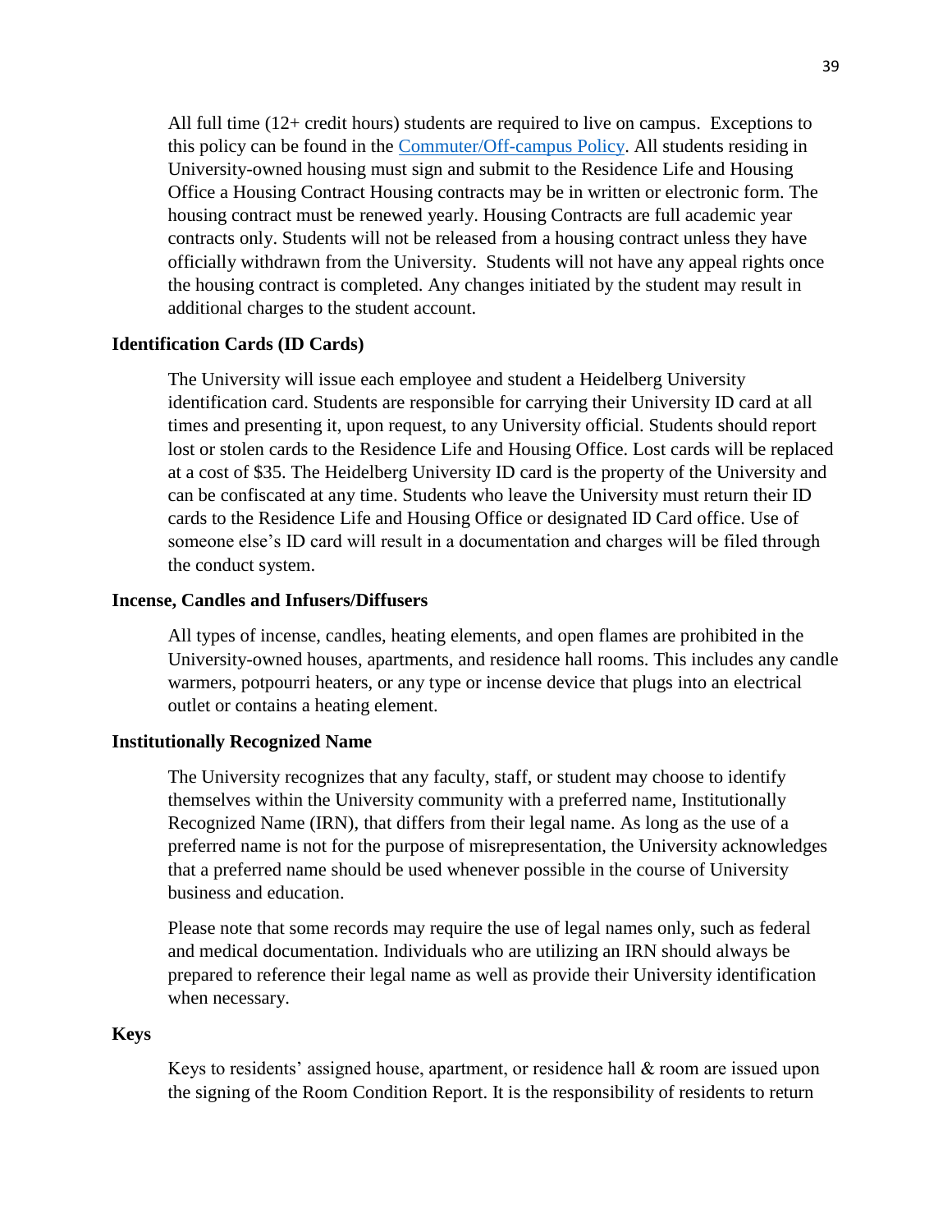All full time (12+ credit hours) students are required to live on campus. Exceptions to this policy can be found in the [Commuter/Off-campus Policy](). All students residing in University-owned housing must sign and submit to the Residence Life and Housing Office a Housing Contract Housing contracts may be in written or electronic form. The housing contract must be renewed yearly. Housing Contracts are full academic year contracts only. Students will not be released from a housing contract unless they have officially withdrawn from the University. Students will not have any appeal rights once the housing contract is completed. Any changes initiated by the student may result in additional charges to the student account.

**Identification Cards (ID Cards)**

The University will issue each employee and student a Heidelberg University identification card. Students are responsible for carrying their University ID card at all times and presenting it, upon request, to any University official. Students should report lost or stolen cards to the Residence Life and Housing Office. Lost cards will be replaced at a cost of $35. The Heidelberg University ID card is the property of the University and can be confiscated at any time. Students who leave the University must return their ID cards to the Residence Life and Housing Office or designated ID Card office. Use of someone else's ID card will result in a documentation and charges will be filed through the conduct system.

**Incense, Candles and Infusers/Diffusers**

All types of incense, candles, heating elements, and open flames are prohibited in the University-owned houses, apartments, and residence hall rooms. This includes any candle warmers, potpourri heaters, or any type or incense device that plugs into an electrical outlet or contains a heating element.

**Institutionally Recognized Name**

The University recognizes that any faculty, staff, or student may choose to identify themselves within the University community with a preferred name, Institutionally Recognized Name (IRN), that differs from their legal name. As long as the use of a preferred name is not for the purpose of misrepresentation, the University acknowledges that a preferred name should be used whenever possible in the course of University business and education.

Please note that some records may require the use of legal names only, such as federal and medical documentation. Individuals who are utilizing an IRN should always be prepared to reference their legal name as well as provide their University identification when necessary.

**Keys**

Keys to residents' assigned house, apartment, or residence hall & room are issued upon the signing of the Room Condition Report. It is the responsibility of residents to return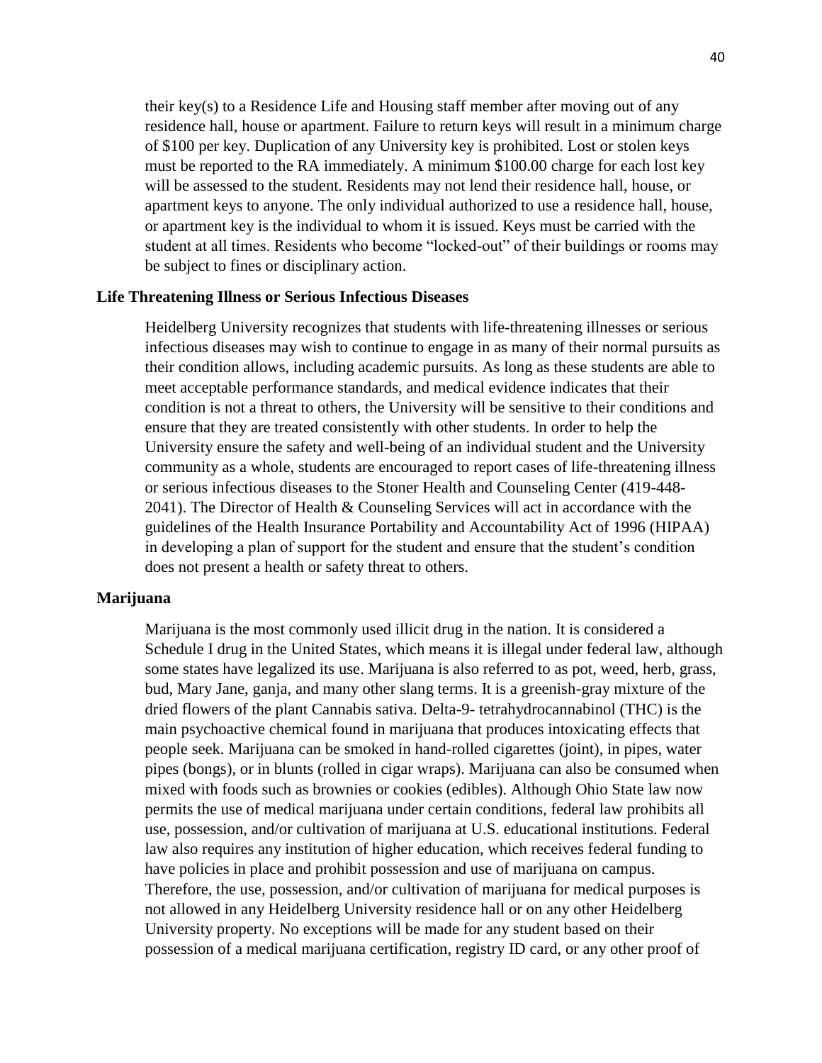their key(s) to a Residence Life and Housing staff member after moving out of any residence hall, house or apartment. Failure to return keys will result in a minimum charge of $100 per key. Duplication of any University key is prohibited. Lost or stolen keys must be reported to the RA immediately. A minimum $100.00 charge for each lost key will be assessed to the student. Residents may not lend their residence hall, house, or apartment keys to anyone. The only individual authorized to use a residence hall, house, or apartment key is the individual to whom it is issued. Keys must be carried with the student at all times. Residents who become "locked-out" of their buildings or rooms may be subject to fines or disciplinary action.

### Life Threatening Illness or Serious Infectious Diseases

Heidelberg University recognizes that students with life-threatening illnesses or serious infectious diseases may wish to continue to engage in as many of their normal pursuits as their condition allows, including academic pursuits. As long as these students are able to meet acceptable performance standards, and medical evidence indicates that their condition is not a threat to others, the University will be sensitive to their conditions and ensure that they are treated consistently with other students. In order to help the University ensure the safety and well-being of an individual student and the University community as a whole, students are encouraged to report cases of life-threatening illness or serious infectious diseases to the Stoner Health and Counseling Center (419-448-2041). The Director of Health & Counseling Services will act in accordance with the guidelines of the Health Insurance Portability and Accountability Act of 1996 (HIPAA) in developing a plan of support for the student and ensure that the student's condition does not present a health or safety threat to others.

### Marijuana

Marijuana is the most commonly used illicit drug in the nation. It is considered a Schedule I drug in the United States, which means it is illegal under federal law, although some states have legalized its use. Marijuana is also referred to as pot, weed, herb, grass, bud, Mary Jane, ganja, and many other slang terms. It is a greenish-gray mixture of the dried flowers of the plant Cannabis sativa. Delta-9- tetrahydrocannabinol (THC) is the main psychoactive chemical found in marijuana that produces intoxicating effects that people seek. Marijuana can be smoked in hand-rolled cigarettes (joint), in pipes, water pipes (bongs), or in blunts (rolled in cigar wraps). Marijuana can also be consumed when mixed with foods such as brownies or cookies (edibles). Although Ohio State law now permits the use of medical marijuana under certain conditions, federal law prohibits all use, possession, and/or cultivation of marijuana at U.S. educational institutions. Federal law also requires any institution of higher education, which receives federal funding to have policies in place and prohibit possession and use of marijuana on campus. Therefore, the use, possession, and/or cultivation of marijuana for medical purposes is not allowed in any Heidelberg University residence hall or on any other Heidelberg University property. No exceptions will be made for any student based on their possession of a medical marijuana certification, registry ID card, or any other proof of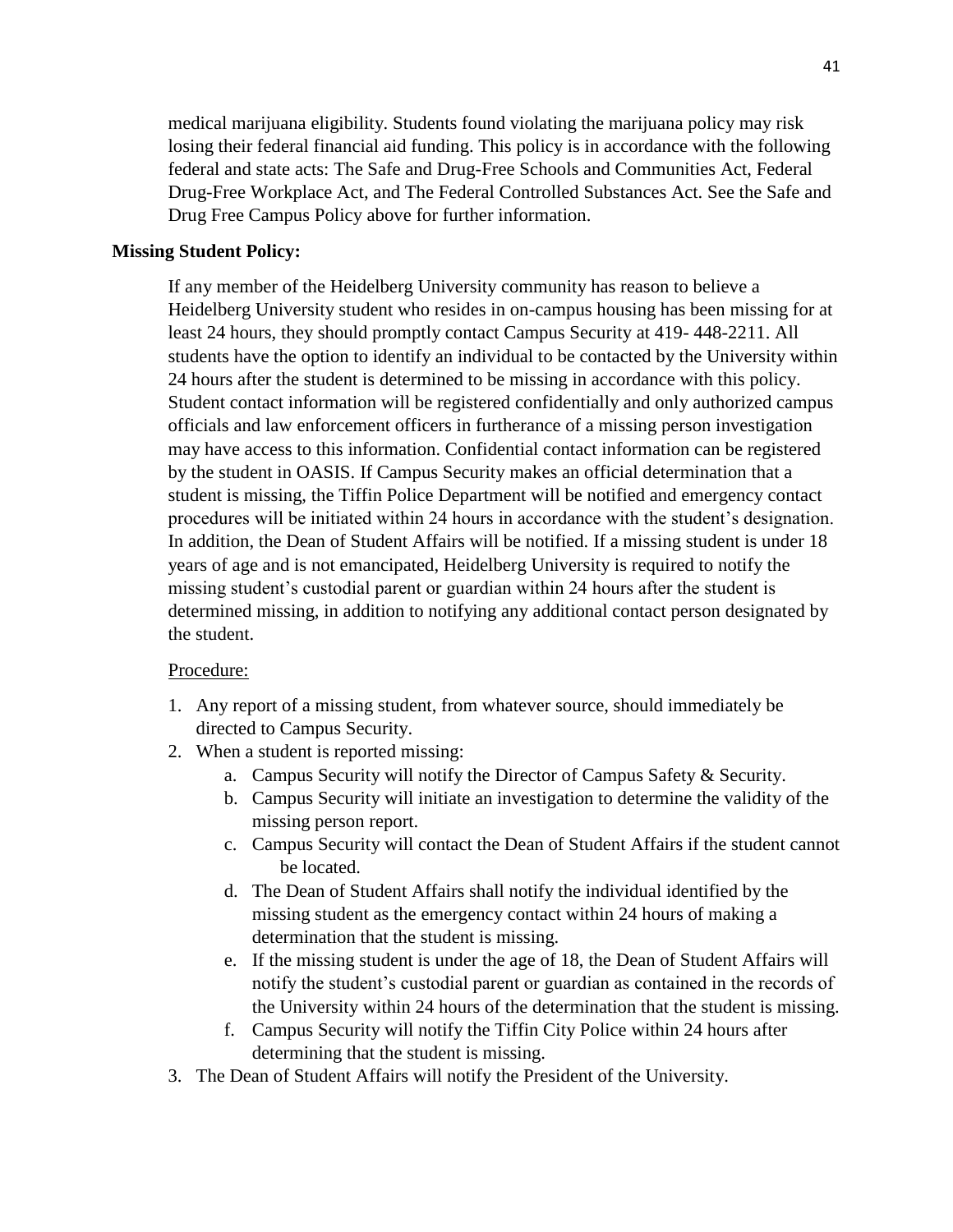medical marijuana eligibility. Students found violating the marijuana policy may risk losing their federal financial aid funding. This policy is in accordance with the following federal and state acts: The Safe and Drug-Free Schools and Communities Act, Federal Drug-Free Workplace Act, and The Federal Controlled Substances Act. See the Safe and Drug Free Campus Policy above for further information.

**Missing Student Policy:**

If any member of the Heidelberg University community has reason to believe a Heidelberg University student who resides in on-campus housing has been missing for at least 24 hours, they should promptly contact Campus Security at 419- 448-2211. All students have the option to identify an individual to be contacted by the University within 24 hours after the student is determined to be missing in accordance with this policy. Student contact information will be registered confidentially and only authorized campus officials and law enforcement officers in furtherance of a missing person investigation may have access to this information. Confidential contact information can be registered by the student in OASIS. If Campus Security makes an official determination that a student is missing, the Tiffin Police Department will be notified and emergency contact procedures will be initiated within 24 hours in accordance with the student's designation. In addition, the Dean of Student Affairs will be notified. If a missing student is under 18 years of age and is not emancipated, Heidelberg University is required to notify the missing student's custodial parent or guardian within 24 hours after the student is determined missing, in addition to notifying any additional contact person designated by the student.

<u>Procedure:</u>

1. Any report of a missing student, from whatever source, should immediately be directed to Campus Security.
2. When a student is reported missing:
   a. Campus Security will notify the Director of Campus Safety & Security.
   b. Campus Security will initiate an investigation to determine the validity of the missing person report.
   c. Campus Security will contact the Dean of Student Affairs if the student cannot be located.
   d. The Dean of Student Affairs shall notify the individual identified by the missing student as the emergency contact within 24 hours of making a determination that the student is missing.
   e. If the missing student is under the age of 18, the Dean of Student Affairs will notify the student's custodial parent or guardian as contained in the records of the University within 24 hours of the determination that the student is missing.
   f. Campus Security will notify the Tiffin City Police within 24 hours after determining that the student is missing.
3. The Dean of Student Affairs will notify the President of the University.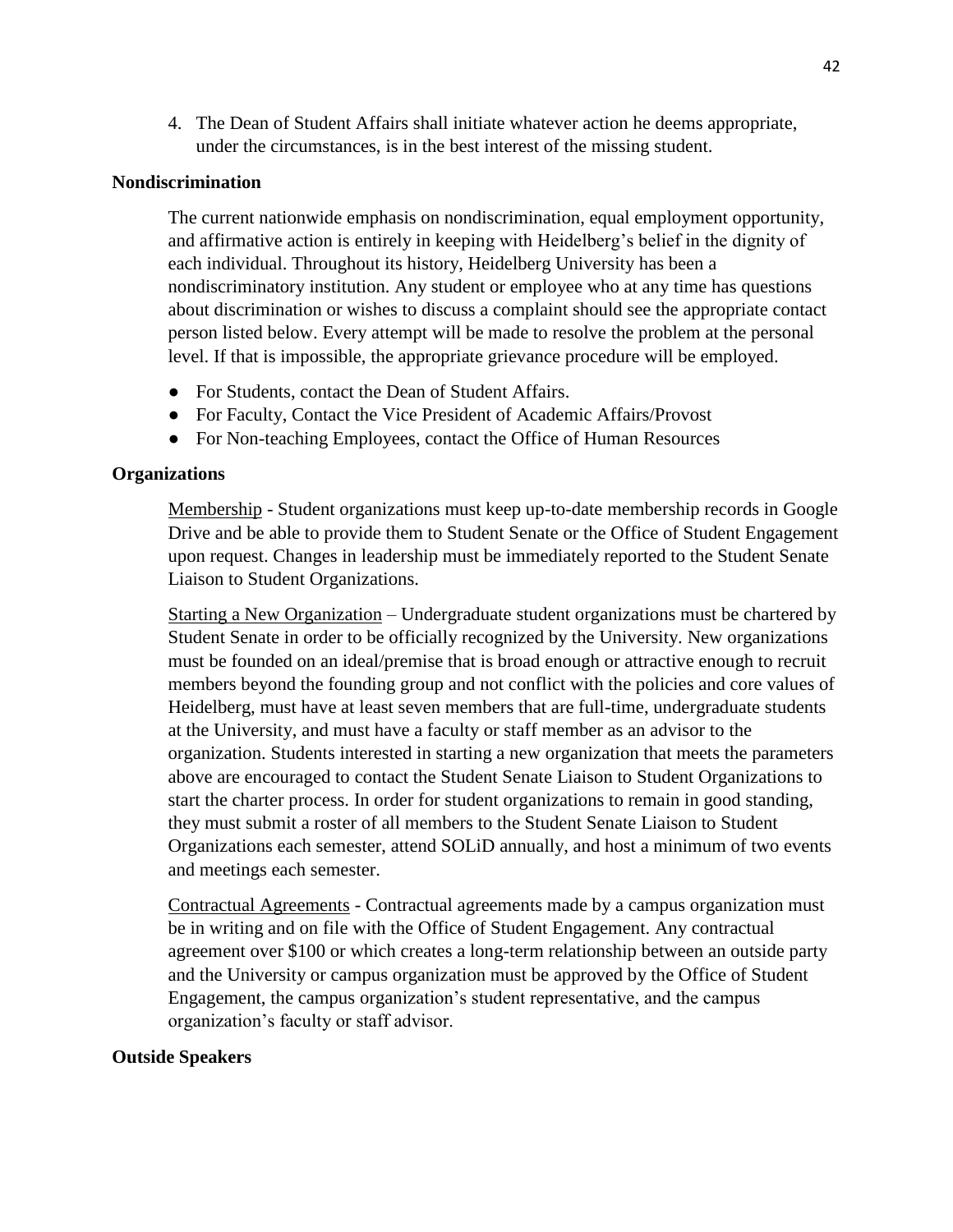4. The Dean of Student Affairs shall initiate whatever action he deems appropriate, under the circumstances, is in the best interest of the missing student.

### Nondiscrimination

The current nationwide emphasis on nondiscrimination, equal employment opportunity, and affirmative action is entirely in keeping with Heidelberg's belief in the dignity of each individual. Throughout its history, Heidelberg University has been a nondiscriminatory institution. Any student or employee who at any time has questions about discrimination or wishes to discuss a complaint should see the appropriate contact person listed below. Every attempt will be made to resolve the problem at the personal level. If that is impossible, the appropriate grievance procedure will be employed.

- For Students, contact the Dean of Student Affairs.
- For Faculty, Contact the Vice President of Academic Affairs/Provost
- For Non-teaching Employees, contact the Office of Human Resources

### Organizations

Membership - Student organizations must keep up-to-date membership records in Google Drive and be able to provide them to Student Senate or the Office of Student Engagement upon request. Changes in leadership must be immediately reported to the Student Senate Liaison to Student Organizations.

Starting a New Organization – Undergraduate student organizations must be chartered by Student Senate in order to be officially recognized by the University. New organizations must be founded on an ideal/premise that is broad enough or attractive enough to recruit members beyond the founding group and not conflict with the policies and core values of Heidelberg, must have at least seven members that are full-time, undergraduate students at the University, and must have a faculty or staff member as an advisor to the organization. Students interested in starting a new organization that meets the parameters above are encouraged to contact the Student Senate Liaison to Student Organizations to start the charter process. In order for student organizations to remain in good standing, they must submit a roster of all members to the Student Senate Liaison to Student Organizations each semester, attend SOLiD annually, and host a minimum of two events and meetings each semester.

Contractual Agreements - Contractual agreements made by a campus organization must be in writing and on file with the Office of Student Engagement. Any contractual agreement over $100 or which creates a long-term relationship between an outside party and the University or campus organization must be approved by the Office of Student Engagement, the campus organization's student representative, and the campus organization's faculty or staff advisor.

### Outside Speakers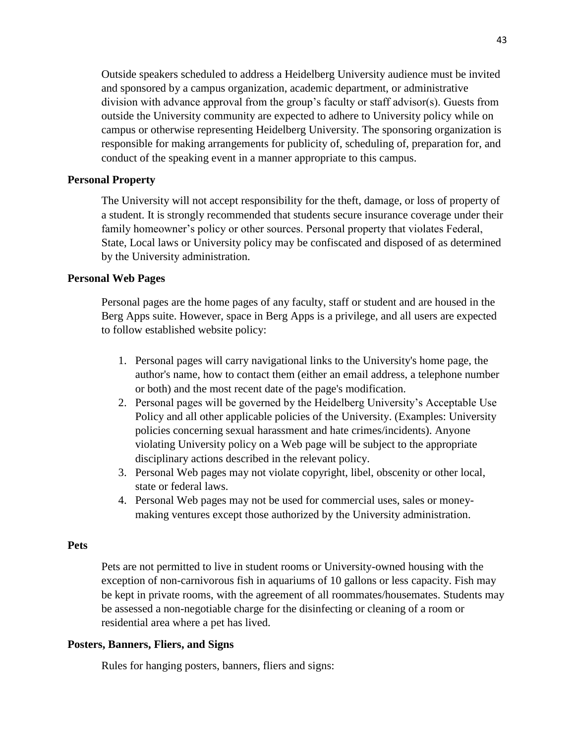Outside speakers scheduled to address a Heidelberg University audience must be invited and sponsored by a campus organization, academic department, or administrative division with advance approval from the group's faculty or staff advisor(s). Guests from outside the University community are expected to adhere to University policy while on campus or otherwise representing Heidelberg University. The sponsoring organization is responsible for making arrangements for publicity of, scheduling of, preparation for, and conduct of the speaking event in a manner appropriate to this campus.

**Personal Property**

The University will not accept responsibility for the theft, damage, or loss of property of a student. It is strongly recommended that students secure insurance coverage under their family homeowner's policy or other sources. Personal property that violates Federal, State, Local laws or University policy may be confiscated and disposed of as determined by the University administration.

**Personal Web Pages**

Personal pages are the home pages of any faculty, staff or student and are housed in the Berg Apps suite. However, space in Berg Apps is a privilege, and all users are expected to follow established website policy:

1. Personal pages will carry navigational links to the University's home page, the author's name, how to contact them (either an email address, a telephone number or both) and the most recent date of the page's modification.
2. Personal pages will be governed by the Heidelberg University's Acceptable Use Policy and all other applicable policies of the University. (Examples: University policies concerning sexual harassment and hate crimes/incidents). Anyone violating University policy on a Web page will be subject to the appropriate disciplinary actions described in the relevant policy.
3. Personal Web pages may not violate copyright, libel, obscenity or other local, state or federal laws.
4. Personal Web pages may not be used for commercial uses, sales or money-making ventures except those authorized by the University administration.

**Pets**

Pets are not permitted to live in student rooms or University-owned housing with the exception of non-carnivorous fish in aquariums of 10 gallons or less capacity. Fish may be kept in private rooms, with the agreement of all roommates/housemates. Students may be assessed a non-negotiable charge for the disinfecting or cleaning of a room or residential area where a pet has lived.

**Posters, Banners, Fliers, and Signs**

Rules for hanging posters, banners, fliers and signs: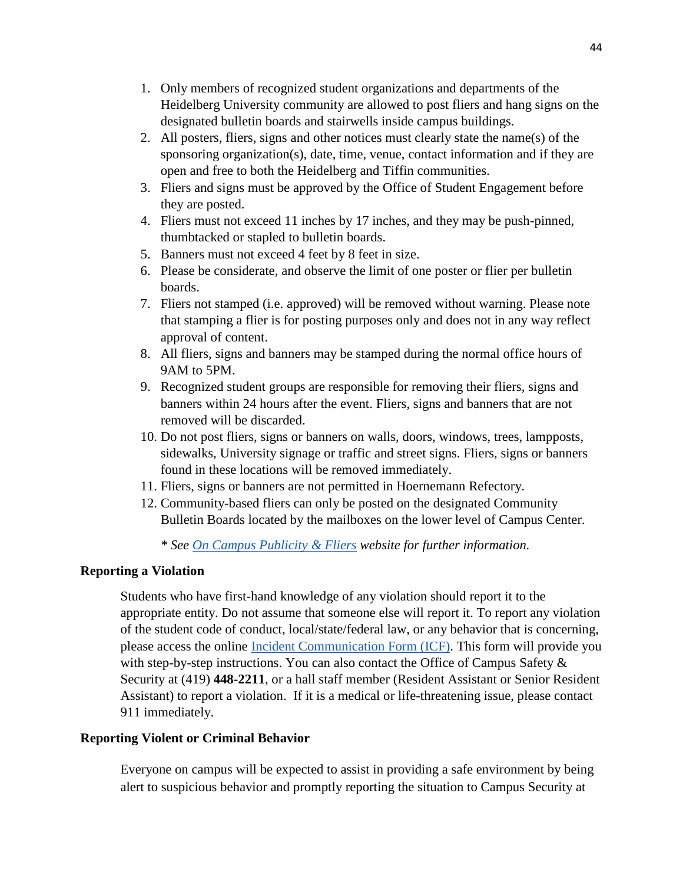1. Only members of recognized student organizations and departments of the Heidelberg University community are allowed to post fliers and hang signs on the designated bulletin boards and stairwells inside campus buildings.
2. All posters, fliers, signs and other notices must clearly state the name(s) of the sponsoring organization(s), date, time, venue, contact information and if they are open and free to both the Heidelberg and Tiffin communities.
3. Fliers and signs must be approved by the Office of Student Engagement before they are posted.
4. Fliers must not exceed 11 inches by 17 inches, and they may be push-pinned, thumbtacked or stapled to bulletin boards.
5. Banners must not exceed 4 feet by 8 feet in size.
6. Please be considerate, and observe the limit of one poster or flier per bulletin boards.
7. Fliers not stamped (i.e. approved) will be removed without warning. Please note that stamping a flier is for posting purposes only and does not in any way reflect approval of content.
8. All fliers, signs and banners may be stamped during the normal office hours of 9AM to 5PM.
9. Recognized student groups are responsible for removing their fliers, signs and banners within 24 hours after the event. Fliers, signs and banners that are not removed will be discarded.
10. Do not post fliers, signs or banners on walls, doors, windows, trees, lampposts, sidewalks, University signage or traffic and street signs. Fliers, signs or banners found in these locations will be removed immediately.
11. Fliers, signs or banners are not permitted in Hoernemann Refectory.
12. Community-based fliers can only be posted on the designated Community Bulletin Boards located by the mailboxes on the lower level of Campus Center.

*\* See On Campus Publicity & Fliers website for further information.*

**Reporting a Violation**

Students who have first-hand knowledge of any violation should report it to the appropriate entity. Do not assume that someone else will report it. To report any violation of the student code of conduct, local/state/federal law, or any behavior that is concerning, please access the online Incident Communication Form (ICF). This form will provide you with step-by-step instructions. You can also contact the Office of Campus Safety & Security at (419) **448-2211**, or a hall staff member (Resident Assistant or Senior Resident Assistant) to report a violation. If it is a medical or life-threatening issue, please contact 911 immediately.

**Reporting Violent or Criminal Behavior**

Everyone on campus will be expected to assist in providing a safe environment by being alert to suspicious behavior and promptly reporting the situation to Campus Security at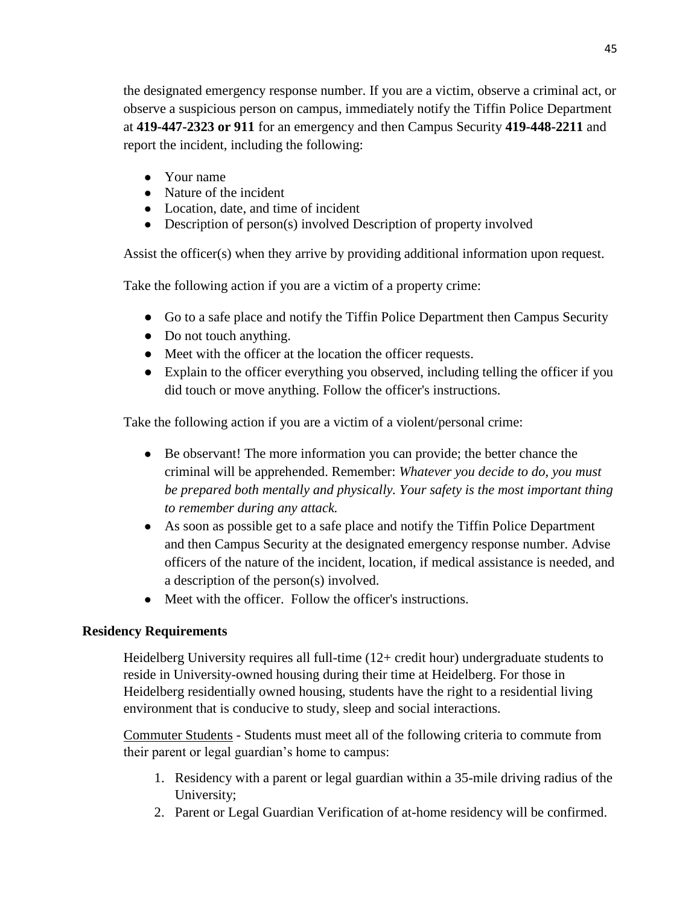the designated emergency response number. If you are a victim, observe a criminal act, or observe a suspicious person on campus, immediately notify the Tiffin Police Department at **419-447-2323 or 911** for an emergency and then Campus Security **419-448-2211** and report the incident, including the following:

- Your name
- Nature of the incident
- Location, date, and time of incident
- Description of person(s) involved Description of property involved

Assist the officer(s) when they arrive by providing additional information upon request.

Take the following action if you are a victim of a property crime:

- Go to a safe place and notify the Tiffin Police Department then Campus Security
- Do not touch anything.
- Meet with the officer at the location the officer requests.
- Explain to the officer everything you observed, including telling the officer if you did touch or move anything. Follow the officer's instructions.

Take the following action if you are a victim of a violent/personal crime:

- Be observant! The more information you can provide; the better chance the criminal will be apprehended. Remember: *Whatever you decide to do, you must be prepared both mentally and physically. Your safety is the most important thing to remember during any attack.*
- As soon as possible get to a safe place and notify the Tiffin Police Department and then Campus Security at the designated emergency response number. Advise officers of the nature of the incident, location, if medical assistance is needed, and a description of the person(s) involved.
- Meet with the officer. Follow the officer's instructions.

**Residency Requirements**

Heidelberg University requires all full-time (12+ credit hour) undergraduate students to reside in University-owned housing during their time at Heidelberg. For those in Heidelberg residentially owned housing, students have the right to a residential living environment that is conducive to study, sleep and social interactions.

<u>Commuter Students</u> - Students must meet all of the following criteria to commute from their parent or legal guardian's home to campus:

1. Residency with a parent or legal guardian within a 35-mile driving radius of the University;
2. Parent or Legal Guardian Verification of at-home residency will be confirmed.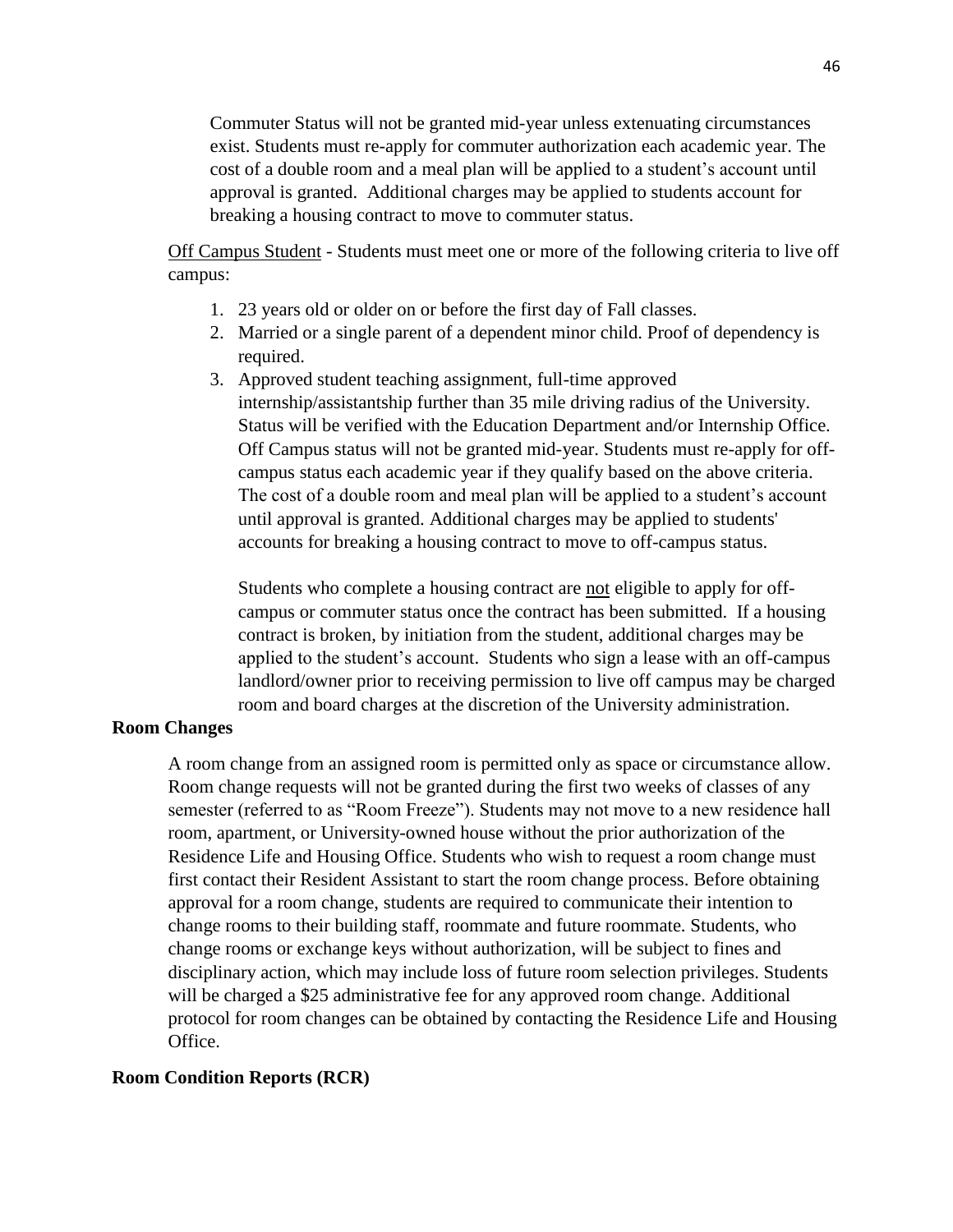Commuter Status will not be granted mid-year unless extenuating circumstances exist. Students must re-apply for commuter authorization each academic year. The cost of a double room and a meal plan will be applied to a student's account until approval is granted. Additional charges may be applied to students account for breaking a housing contract to move to commuter status.

<u>Off Campus Student</u> - Students must meet one or more of the following criteria to live off campus:

1. 23 years old or older on or before the first day of Fall classes.
2. Married or a single parent of a dependent minor child. Proof of dependency is required.
3. Approved student teaching assignment, full-time approved internship/assistantship further than 35 mile driving radius of the University. Status will be verified with the Education Department and/or Internship Office. Off Campus status will not be granted mid-year. Students must re-apply for off-campus status each academic year if they qualify based on the above criteria. The cost of a double room and meal plan will be applied to a student's account until approval is granted. Additional charges may be applied to students' accounts for breaking a housing contract to move to off-campus status.

   Students who complete a housing contract are <u>not</u> eligible to apply for off-campus or commuter status once the contract has been submitted. If a housing contract is broken, by initiation from the student, additional charges may be applied to the student's account. Students who sign a lease with an off-campus landlord/owner prior to receiving permission to live off campus may be charged room and board charges at the discretion of the University administration.

**Room Changes**

A room change from an assigned room is permitted only as space or circumstance allow. Room change requests will not be granted during the first two weeks of classes of any semester (referred to as "Room Freeze"). Students may not move to a new residence hall room, apartment, or University-owned house without the prior authorization of the Residence Life and Housing Office. Students who wish to request a room change must first contact their Resident Assistant to start the room change process. Before obtaining approval for a room change, students are required to communicate their intention to change rooms to their building staff, roommate and future roommate. Students, who change rooms or exchange keys without authorization, will be subject to fines and disciplinary action, which may include loss of future room selection privileges. Students will be charged a $25 administrative fee for any approved room change. Additional protocol for room changes can be obtained by contacting the Residence Life and Housing Office.

**Room Condition Reports (RCR)**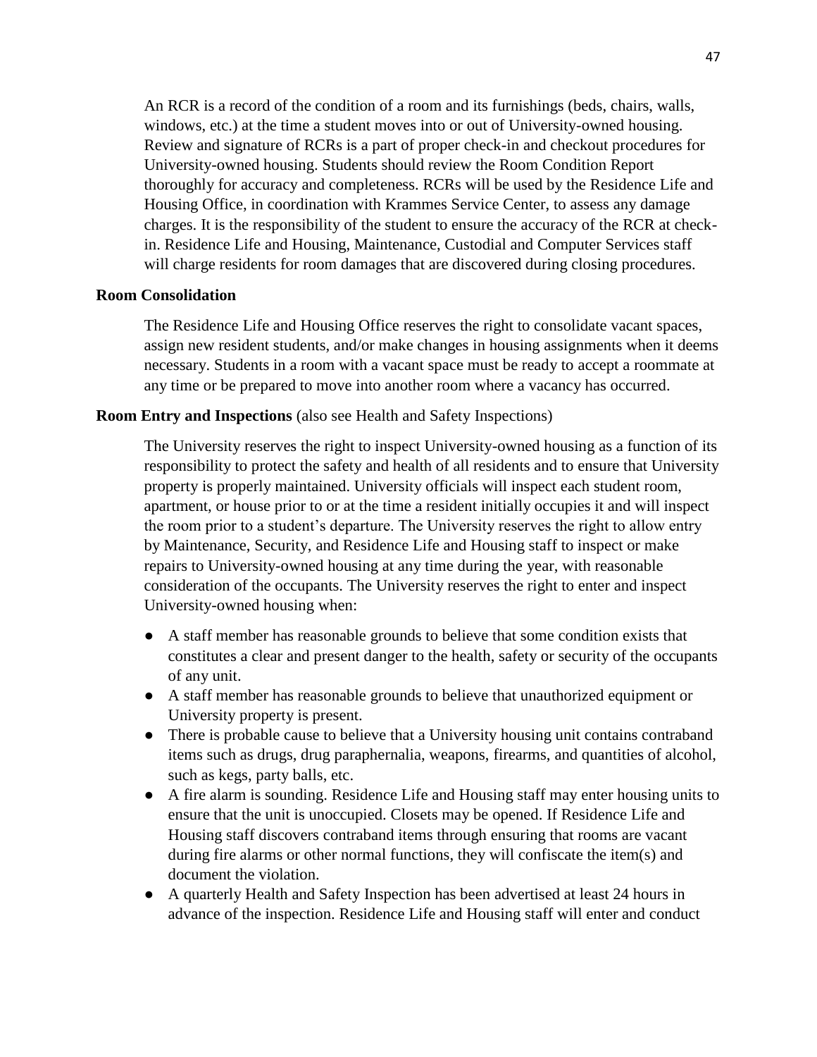An RCR is a record of the condition of a room and its furnishings (beds, chairs, walls, windows, etc.) at the time a student moves into or out of University-owned housing. Review and signature of RCRs is a part of proper check-in and checkout procedures for University-owned housing. Students should review the Room Condition Report thoroughly for accuracy and completeness. RCRs will be used by the Residence Life and Housing Office, in coordination with Krammes Service Center, to assess any damage charges. It is the responsibility of the student to ensure the accuracy of the RCR at check-in. Residence Life and Housing, Maintenance, Custodial and Computer Services staff will charge residents for room damages that are discovered during closing procedures.

**Room Consolidation**

The Residence Life and Housing Office reserves the right to consolidate vacant spaces, assign new resident students, and/or make changes in housing assignments when it deems necessary. Students in a room with a vacant space must be ready to accept a roommate at any time or be prepared to move into another room where a vacancy has occurred.

**Room Entry and Inspections** (also see Health and Safety Inspections)

The University reserves the right to inspect University-owned housing as a function of its responsibility to protect the safety and health of all residents and to ensure that University property is properly maintained. University officials will inspect each student room, apartment, or house prior to or at the time a resident initially occupies it and will inspect the room prior to a student's departure. The University reserves the right to allow entry by Maintenance, Security, and Residence Life and Housing staff to inspect or make repairs to University-owned housing at any time during the year, with reasonable consideration of the occupants. The University reserves the right to enter and inspect University-owned housing when:

- A staff member has reasonable grounds to believe that some condition exists that constitutes a clear and present danger to the health, safety or security of the occupants of any unit.
- A staff member has reasonable grounds to believe that unauthorized equipment or University property is present.
- There is probable cause to believe that a University housing unit contains contraband items such as drugs, drug paraphernalia, weapons, firearms, and quantities of alcohol, such as kegs, party balls, etc.
- A fire alarm is sounding. Residence Life and Housing staff may enter housing units to ensure that the unit is unoccupied. Closets may be opened. If Residence Life and Housing staff discovers contraband items through ensuring that rooms are vacant during fire alarms or other normal functions, they will confiscate the item(s) and document the violation.
- A quarterly Health and Safety Inspection has been advertised at least 24 hours in advance of the inspection. Residence Life and Housing staff will enter and conduct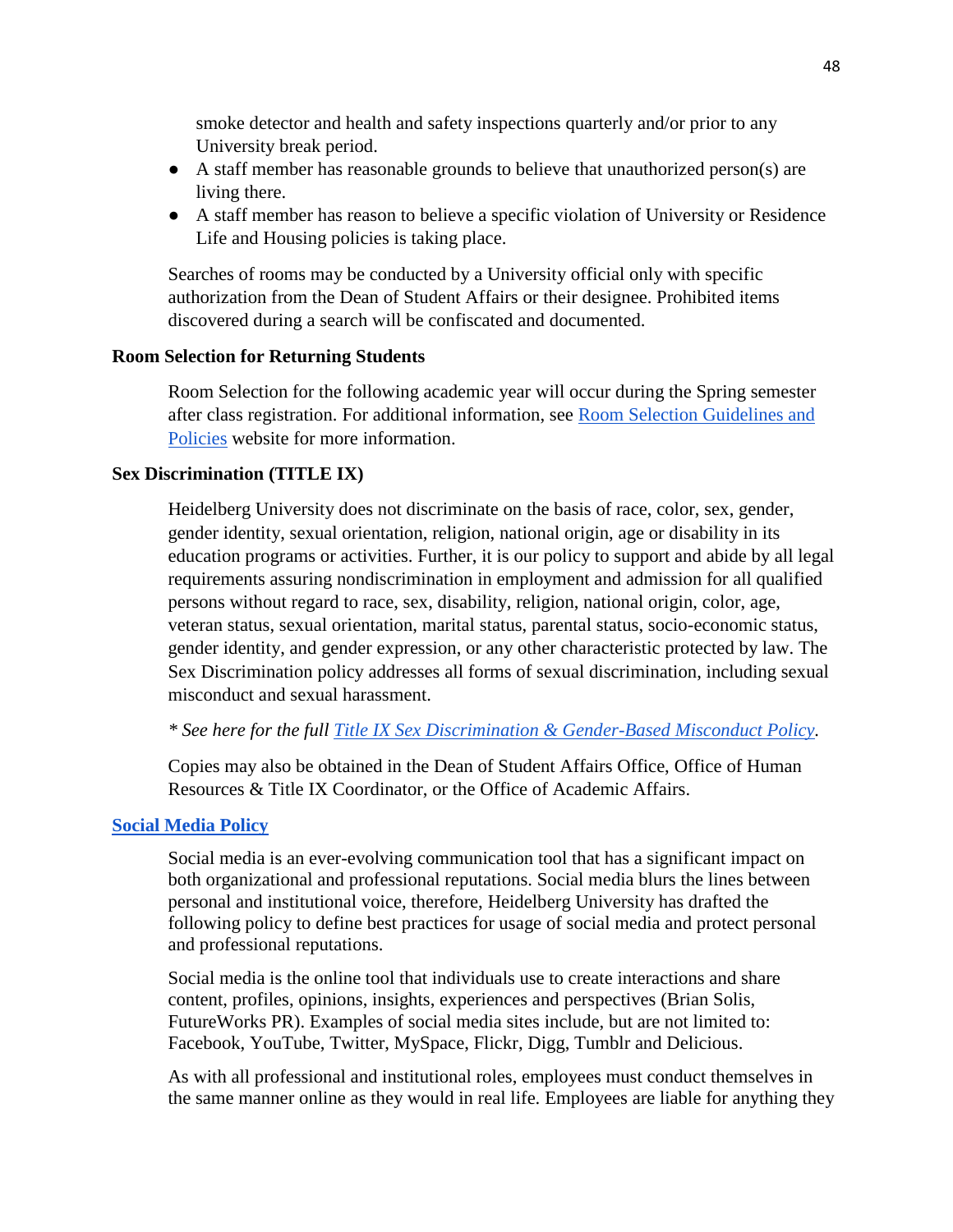smoke detector and health and safety inspections quarterly and/or prior to any University break period.

- A staff member has reasonable grounds to believe that unauthorized person(s) are living there.
- A staff member has reason to believe a specific violation of University or Residence Life and Housing policies is taking place.

Searches of rooms may be conducted by a University official only with specific authorization from the Dean of Student Affairs or their designee. Prohibited items discovered during a search will be confiscated and documented.

### Room Selection for Returning Students

Room Selection for the following academic year will occur during the Spring semester after class registration. For additional information, see Room Selection Guidelines and Policies website for more information.

### Sex Discrimination (TITLE IX)

Heidelberg University does not discriminate on the basis of race, color, sex, gender, gender identity, sexual orientation, religion, national origin, age or disability in its education programs or activities. Further, it is our policy to support and abide by all legal requirements assuring nondiscrimination in employment and admission for all qualified persons without regard to race, sex, disability, religion, national origin, color, age, veteran status, sexual orientation, marital status, parental status, socio-economic status, gender identity, and gender expression, or any other characteristic protected by law. The Sex Discrimination policy addresses all forms of sexual discrimination, including sexual misconduct and sexual harassment.

*\* See here for the full Title IX Sex Discrimination & Gender-Based Misconduct Policy.*

Copies may also be obtained in the Dean of Student Affairs Office, Office of Human Resources & Title IX Coordinator, or the Office of Academic Affairs.

### Social Media Policy

Social media is an ever-evolving communication tool that has a significant impact on both organizational and professional reputations. Social media blurs the lines between personal and institutional voice, therefore, Heidelberg University has drafted the following policy to define best practices for usage of social media and protect personal and professional reputations.

Social media is the online tool that individuals use to create interactions and share content, profiles, opinions, insights, experiences and perspectives (Brian Solis, FutureWorks PR). Examples of social media sites include, but are not limited to: Facebook, YouTube, Twitter, MySpace, Flickr, Digg, Tumblr and Delicious.

As with all professional and institutional roles, employees must conduct themselves in the same manner online as they would in real life. Employees are liable for anything they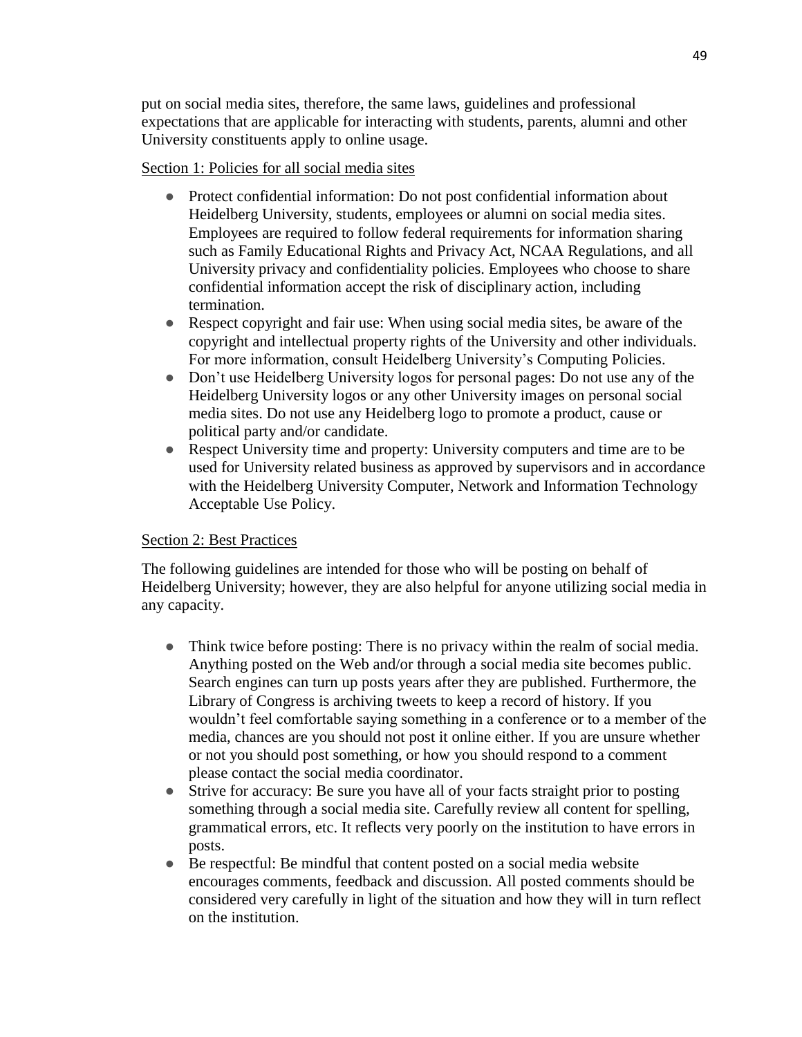put on social media sites, therefore, the same laws, guidelines and professional expectations that are applicable for interacting with students, parents, alumni and other University constituents apply to online usage.

Section 1: Policies for all social media sites

- Protect confidential information: Do not post confidential information about Heidelberg University, students, employees or alumni on social media sites. Employees are required to follow federal requirements for information sharing such as Family Educational Rights and Privacy Act, NCAA Regulations, and all University privacy and confidentiality policies. Employees who choose to share confidential information accept the risk of disciplinary action, including termination.
- Respect copyright and fair use: When using social media sites, be aware of the copyright and intellectual property rights of the University and other individuals. For more information, consult Heidelberg University's Computing Policies.
- Don't use Heidelberg University logos for personal pages: Do not use any of the Heidelberg University logos or any other University images on personal social media sites. Do not use any Heidelberg logo to promote a product, cause or political party and/or candidate.
- Respect University time and property: University computers and time are to be used for University related business as approved by supervisors and in accordance with the Heidelberg University Computer, Network and Information Technology Acceptable Use Policy.

Section 2: Best Practices

The following guidelines are intended for those who will be posting on behalf of Heidelberg University; however, they are also helpful for anyone utilizing social media in any capacity.

- Think twice before posting: There is no privacy within the realm of social media. Anything posted on the Web and/or through a social media site becomes public. Search engines can turn up posts years after they are published. Furthermore, the Library of Congress is archiving tweets to keep a record of history. If you wouldn't feel comfortable saying something in a conference or to a member of the media, chances are you should not post it online either. If you are unsure whether or not you should post something, or how you should respond to a comment please contact the social media coordinator.
- Strive for accuracy: Be sure you have all of your facts straight prior to posting something through a social media site. Carefully review all content for spelling, grammatical errors, etc. It reflects very poorly on the institution to have errors in posts.
- Be respectful: Be mindful that content posted on a social media website encourages comments, feedback and discussion. All posted comments should be considered very carefully in light of the situation and how they will in turn reflect on the institution.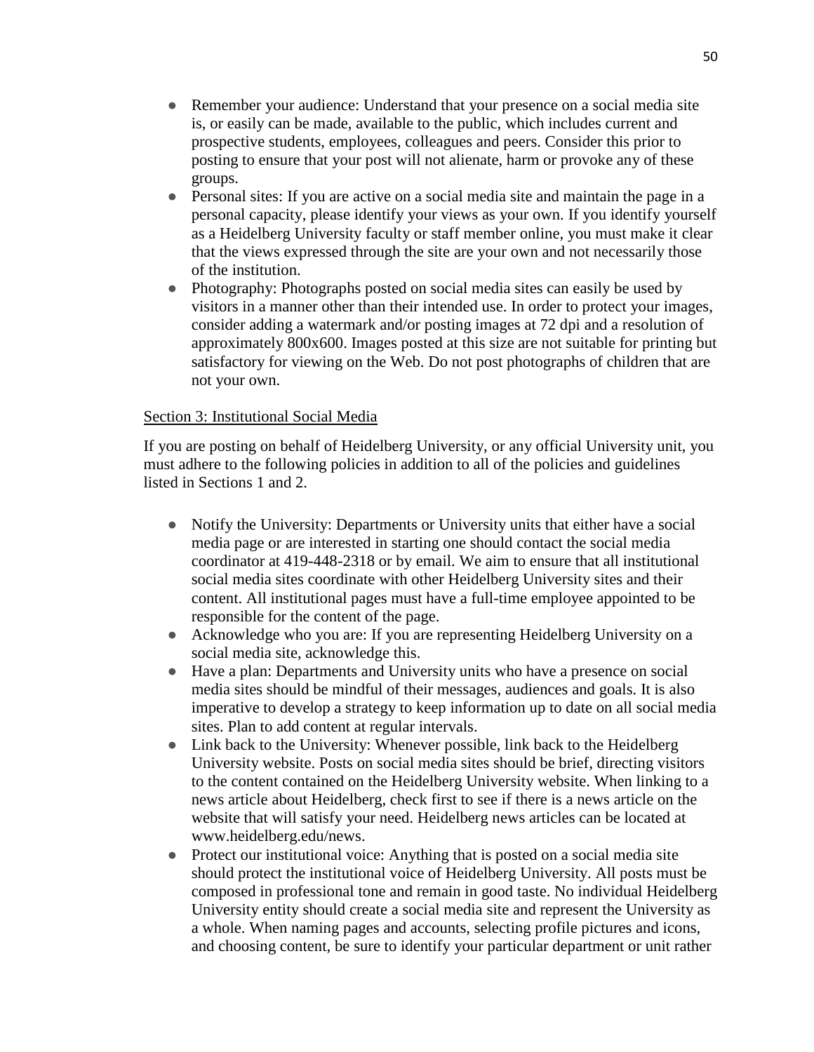- Remember your audience: Understand that your presence on a social media site is, or easily can be made, available to the public, which includes current and prospective students, employees, colleagues and peers. Consider this prior to posting to ensure that your post will not alienate, harm or provoke any of these groups.
- Personal sites: If you are active on a social media site and maintain the page in a personal capacity, please identify your views as your own. If you identify yourself as a Heidelberg University faculty or staff member online, you must make it clear that the views expressed through the site are your own and not necessarily those of the institution.
- Photography: Photographs posted on social media sites can easily be used by visitors in a manner other than their intended use. In order to protect your images, consider adding a watermark and/or posting images at 72 dpi and a resolution of approximately 800x600. Images posted at this size are not suitable for printing but satisfactory for viewing on the Web. Do not post photographs of children that are not your own.

<u>Section 3: Institutional Social Media</u>

If you are posting on behalf of Heidelberg University, or any official University unit, you must adhere to the following policies in addition to all of the policies and guidelines listed in Sections 1 and 2.

- Notify the University: Departments or University units that either have a social media page or are interested in starting one should contact the social media coordinator at 419-448-2318 or by email. We aim to ensure that all institutional social media sites coordinate with other Heidelberg University sites and their content. All institutional pages must have a full-time employee appointed to be responsible for the content of the page.
- Acknowledge who you are: If you are representing Heidelberg University on a social media site, acknowledge this.
- Have a plan: Departments and University units who have a presence on social media sites should be mindful of their messages, audiences and goals. It is also imperative to develop a strategy to keep information up to date on all social media sites. Plan to add content at regular intervals.
- Link back to the University: Whenever possible, link back to the Heidelberg University website. Posts on social media sites should be brief, directing visitors to the content contained on the Heidelberg University website. When linking to a news article about Heidelberg, check first to see if there is a news article on the website that will satisfy your need. Heidelberg news articles can be located at www.heidelberg.edu/news.
- Protect our institutional voice: Anything that is posted on a social media site should protect the institutional voice of Heidelberg University. All posts must be composed in professional tone and remain in good taste. No individual Heidelberg University entity should create a social media site and represent the University as a whole. When naming pages and accounts, selecting profile pictures and icons, and choosing content, be sure to identify your particular department or unit rather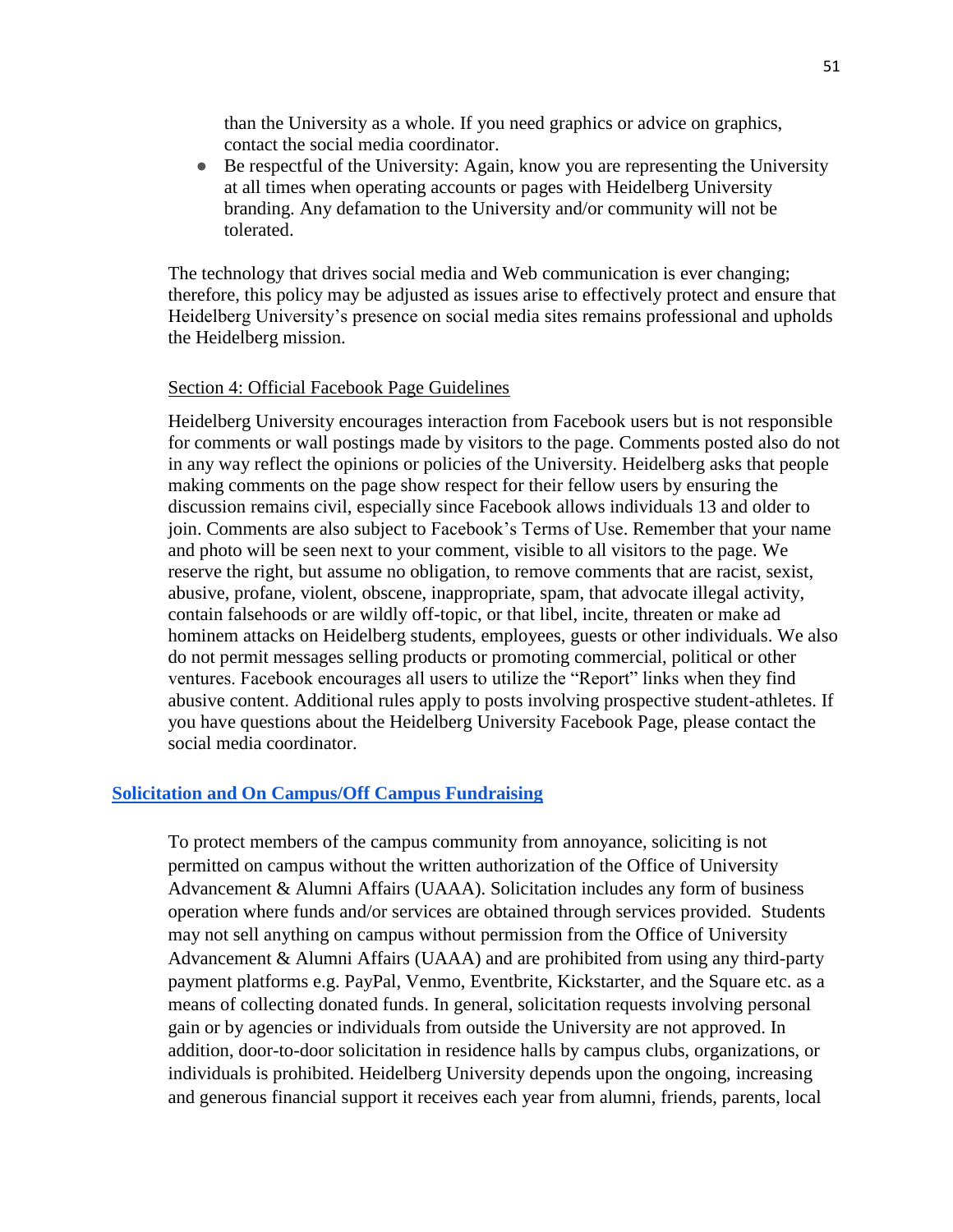than the University as a whole. If you need graphics or advice on graphics, contact the social media coordinator.

- Be respectful of the University: Again, know you are representing the University at all times when operating accounts or pages with Heidelberg University branding. Any defamation to the University and/or community will not be tolerated.

The technology that drives social media and Web communication is ever changing; therefore, this policy may be adjusted as issues arise to effectively protect and ensure that Heidelberg University's presence on social media sites remains professional and upholds the Heidelberg mission.

Section 4: Official Facebook Page Guidelines

Heidelberg University encourages interaction from Facebook users but is not responsible for comments or wall postings made by visitors to the page. Comments posted also do not in any way reflect the opinions or policies of the University. Heidelberg asks that people making comments on the page show respect for their fellow users by ensuring the discussion remains civil, especially since Facebook allows individuals 13 and older to join. Comments are also subject to Facebook's Terms of Use. Remember that your name and photo will be seen next to your comment, visible to all visitors to the page. We reserve the right, but assume no obligation, to remove comments that are racist, sexist, abusive, profane, violent, obscene, inappropriate, spam, that advocate illegal activity, contain falsehoods or are wildly off-topic, or that libel, incite, threaten or make ad hominem attacks on Heidelberg students, employees, guests or other individuals. We also do not permit messages selling products or promoting commercial, political or other ventures. Facebook encourages all users to utilize the "Report" links when they find abusive content. Additional rules apply to posts involving prospective student-athletes. If you have questions about the Heidelberg University Facebook Page, please contact the social media coordinator.

## Solicitation and On Campus/Off Campus Fundraising

To protect members of the campus community from annoyance, soliciting is not permitted on campus without the written authorization of the Office of University Advancement & Alumni Affairs (UAAA). Solicitation includes any form of business operation where funds and/or services are obtained through services provided. Students may not sell anything on campus without permission from the Office of University Advancement & Alumni Affairs (UAAA) and are prohibited from using any third-party payment platforms e.g. PayPal, Venmo, Eventbrite, Kickstarter, and the Square etc. as a means of collecting donated funds. In general, solicitation requests involving personal gain or by agencies or individuals from outside the University are not approved. In addition, door-to-door solicitation in residence halls by campus clubs, organizations, or individuals is prohibited. Heidelberg University depends upon the ongoing, increasing and generous financial support it receives each year from alumni, friends, parents, local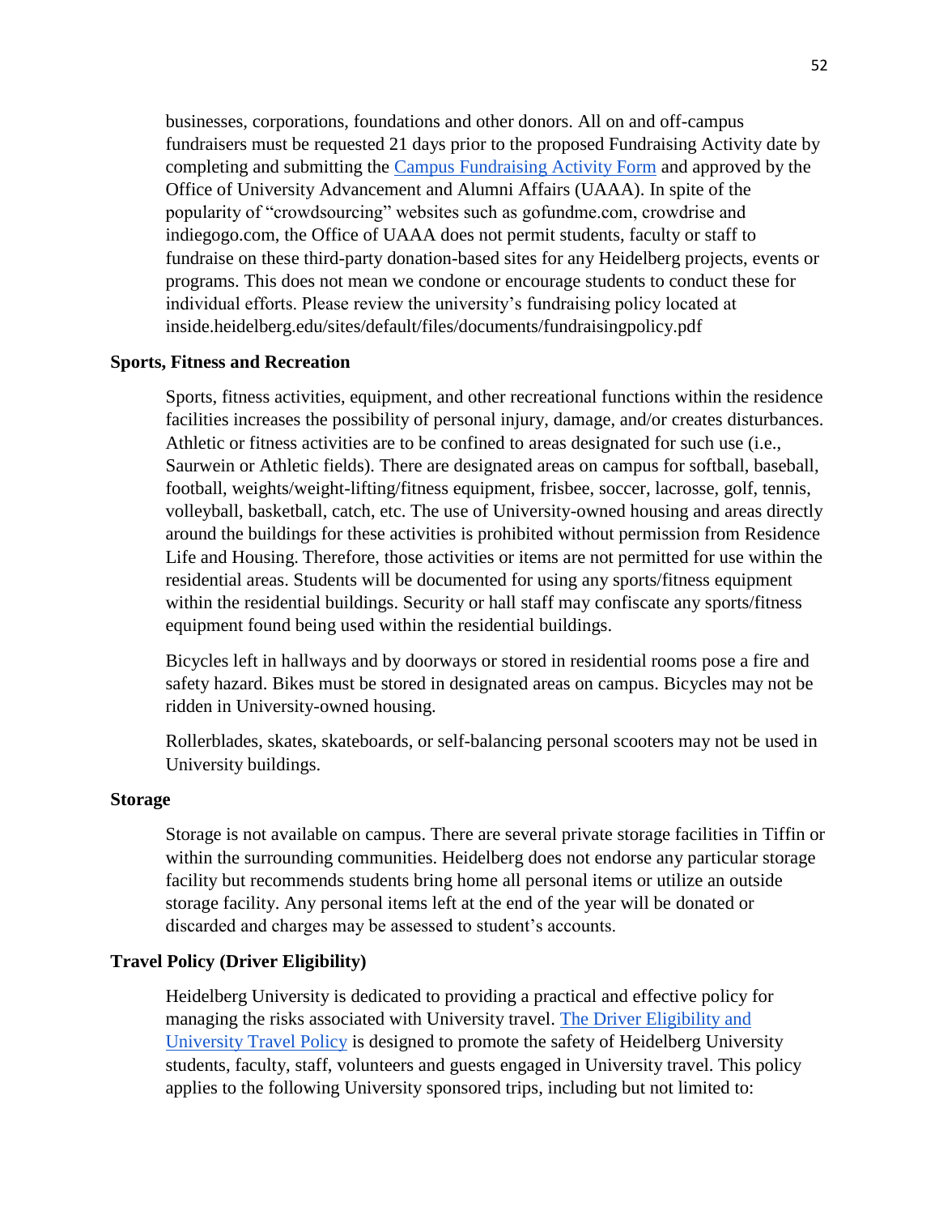businesses, corporations, foundations and other donors. All on and off-campus fundraisers must be requested 21 days prior to the proposed Fundraising Activity date by completing and submitting the Campus Fundraising Activity Form and approved by the Office of University Advancement and Alumni Affairs (UAAA). In spite of the popularity of "crowdsourcing" websites such as gofundme.com, crowdrise and indiegogo.com, the Office of UAAA does not permit students, faculty or staff to fundraise on these third-party donation-based sites for any Heidelberg projects, events or programs. This does not mean we condone or encourage students to conduct these for individual efforts. Please review the university's fundraising policy located at inside.heidelberg.edu/sites/default/files/documents/fundraisingpolicy.pdf

**Sports, Fitness and Recreation**

Sports, fitness activities, equipment, and other recreational functions within the residence facilities increases the possibility of personal injury, damage, and/or creates disturbances. Athletic or fitness activities are to be confined to areas designated for such use (i.e., Saurwein or Athletic fields). There are designated areas on campus for softball, baseball, football, weights/weight-lifting/fitness equipment, frisbee, soccer, lacrosse, golf, tennis, volleyball, basketball, catch, etc. The use of University-owned housing and areas directly around the buildings for these activities is prohibited without permission from Residence Life and Housing. Therefore, those activities or items are not permitted for use within the residential areas. Students will be documented for using any sports/fitness equipment within the residential buildings. Security or hall staff may confiscate any sports/fitness equipment found being used within the residential buildings.

Bicycles left in hallways and by doorways or stored in residential rooms pose a fire and safety hazard. Bikes must be stored in designated areas on campus. Bicycles may not be ridden in University-owned housing.

Rollerblades, skates, skateboards, or self-balancing personal scooters may not be used in University buildings.

**Storage**

Storage is not available on campus. There are several private storage facilities in Tiffin or within the surrounding communities. Heidelberg does not endorse any particular storage facility but recommends students bring home all personal items or utilize an outside storage facility. Any personal items left at the end of the year will be donated or discarded and charges may be assessed to student's accounts.

**Travel Policy (Driver Eligibility)**

Heidelberg University is dedicated to providing a practical and effective policy for managing the risks associated with University travel. The Driver Eligibility and University Travel Policy is designed to promote the safety of Heidelberg University students, faculty, staff, volunteers and guests engaged in University travel. This policy applies to the following University sponsored trips, including but not limited to: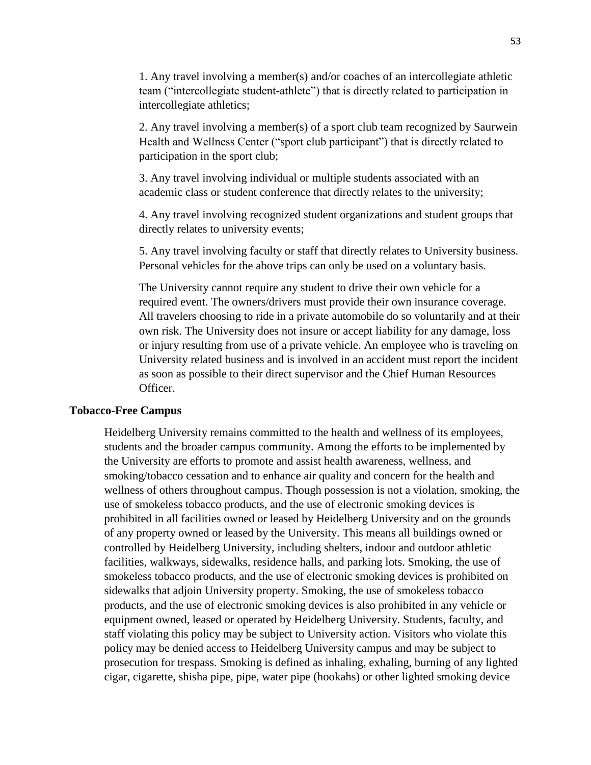1. Any travel involving a member(s) and/or coaches of an intercollegiate athletic team ("intercollegiate student-athlete") that is directly related to participation in intercollegiate athletics;

2. Any travel involving a member(s) of a sport club team recognized by Saurwein Health and Wellness Center ("sport club participant") that is directly related to participation in the sport club;

3. Any travel involving individual or multiple students associated with an academic class or student conference that directly relates to the university;

4. Any travel involving recognized student organizations and student groups that directly relates to university events;

5. Any travel involving faculty or staff that directly relates to University business. Personal vehicles for the above trips can only be used on a voluntary basis.

The University cannot require any student to drive their own vehicle for a required event. The owners/drivers must provide their own insurance coverage. All travelers choosing to ride in a private automobile do so voluntarily and at their own risk. The University does not insure or accept liability for any damage, loss or injury resulting from use of a private vehicle. An employee who is traveling on University related business and is involved in an accident must report the incident as soon as possible to their direct supervisor and the Chief Human Resources Officer.

**Tobacco-Free Campus**

Heidelberg University remains committed to the health and wellness of its employees, students and the broader campus community. Among the efforts to be implemented by the University are efforts to promote and assist health awareness, wellness, and smoking/tobacco cessation and to enhance air quality and concern for the health and wellness of others throughout campus. Though possession is not a violation, smoking, the use of smokeless tobacco products, and the use of electronic smoking devices is prohibited in all facilities owned or leased by Heidelberg University and on the grounds of any property owned or leased by the University. This means all buildings owned or controlled by Heidelberg University, including shelters, indoor and outdoor athletic facilities, walkways, sidewalks, residence halls, and parking lots. Smoking, the use of smokeless tobacco products, and the use of electronic smoking devices is prohibited on sidewalks that adjoin University property. Smoking, the use of smokeless tobacco products, and the use of electronic smoking devices is also prohibited in any vehicle or equipment owned, leased or operated by Heidelberg University. Students, faculty, and staff violating this policy may be subject to University action. Visitors who violate this policy may be denied access to Heidelberg University campus and may be subject to prosecution for trespass. Smoking is defined as inhaling, exhaling, burning of any lighted cigar, cigarette, shisha pipe, pipe, water pipe (hookahs) or other lighted smoking device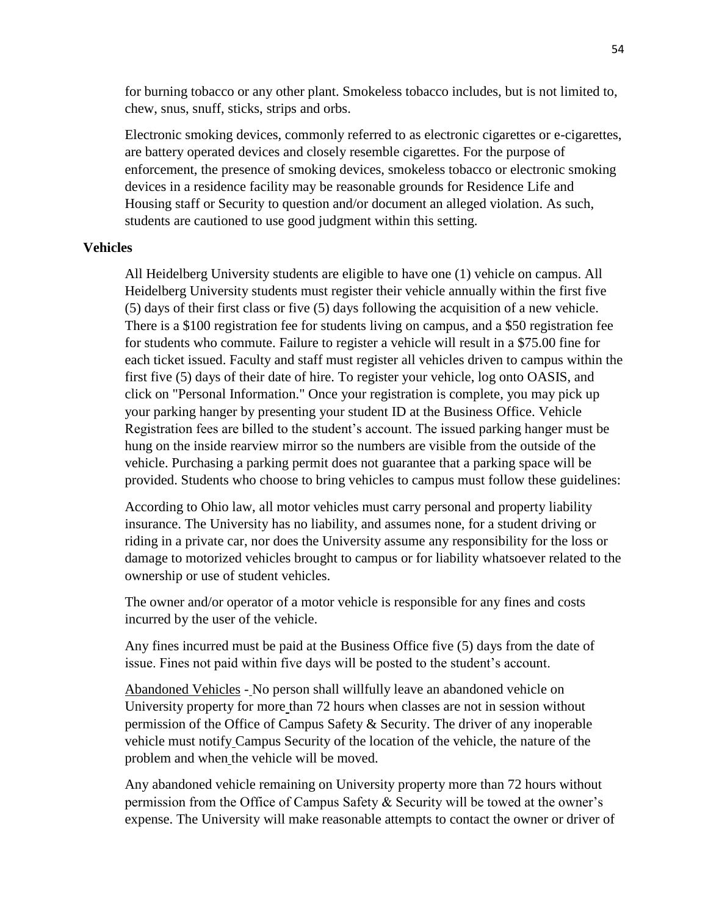for burning tobacco or any other plant. Smokeless tobacco includes, but is not limited to, chew, snus, snuff, sticks, strips and orbs.

Electronic smoking devices, commonly referred to as electronic cigarettes or e-cigarettes, are battery operated devices and closely resemble cigarettes. For the purpose of enforcement, the presence of smoking devices, smokeless tobacco or electronic smoking devices in a residence facility may be reasonable grounds for Residence Life and Housing staff or Security to question and/or document an alleged violation. As such, students are cautioned to use good judgment within this setting.

**Vehicles**

All Heidelberg University students are eligible to have one (1) vehicle on campus. All Heidelberg University students must register their vehicle annually within the first five (5) days of their first class or five (5) days following the acquisition of a new vehicle. There is a $100 registration fee for students living on campus, and a $50 registration fee for students who commute. Failure to register a vehicle will result in a $75.00 fine for each ticket issued. Faculty and staff must register all vehicles driven to campus within the first five (5) days of their date of hire. To register your vehicle, log onto OASIS, and click on "Personal Information." Once your registration is complete, you may pick up your parking hanger by presenting your student ID at the Business Office. Vehicle Registration fees are billed to the student's account. The issued parking hanger must be hung on the inside rearview mirror so the numbers are visible from the outside of the vehicle. Purchasing a parking permit does not guarantee that a parking space will be provided. Students who choose to bring vehicles to campus must follow these guidelines:

According to Ohio law, all motor vehicles must carry personal and property liability insurance. The University has no liability, and assumes none, for a student driving or riding in a private car, nor does the University assume any responsibility for the loss or damage to motorized vehicles brought to campus or for liability whatsoever related to the ownership or use of student vehicles.

The owner and/or operator of a motor vehicle is responsible for any fines and costs incurred by the user of the vehicle.

Any fines incurred must be paid at the Business Office five (5) days from the date of issue. Fines not paid within five days will be posted to the student's account.

<u>Abandoned Vehicles</u> - No person shall willfully leave an abandoned vehicle on University property for more than 72 hours when classes are not in session without permission of the Office of Campus Safety & Security. The driver of any inoperable vehicle must notify Campus Security of the location of the vehicle, the nature of the problem and when the vehicle will be moved.

Any abandoned vehicle remaining on University property more than 72 hours without permission from the Office of Campus Safety & Security will be towed at the owner's expense. The University will make reasonable attempts to contact the owner or driver of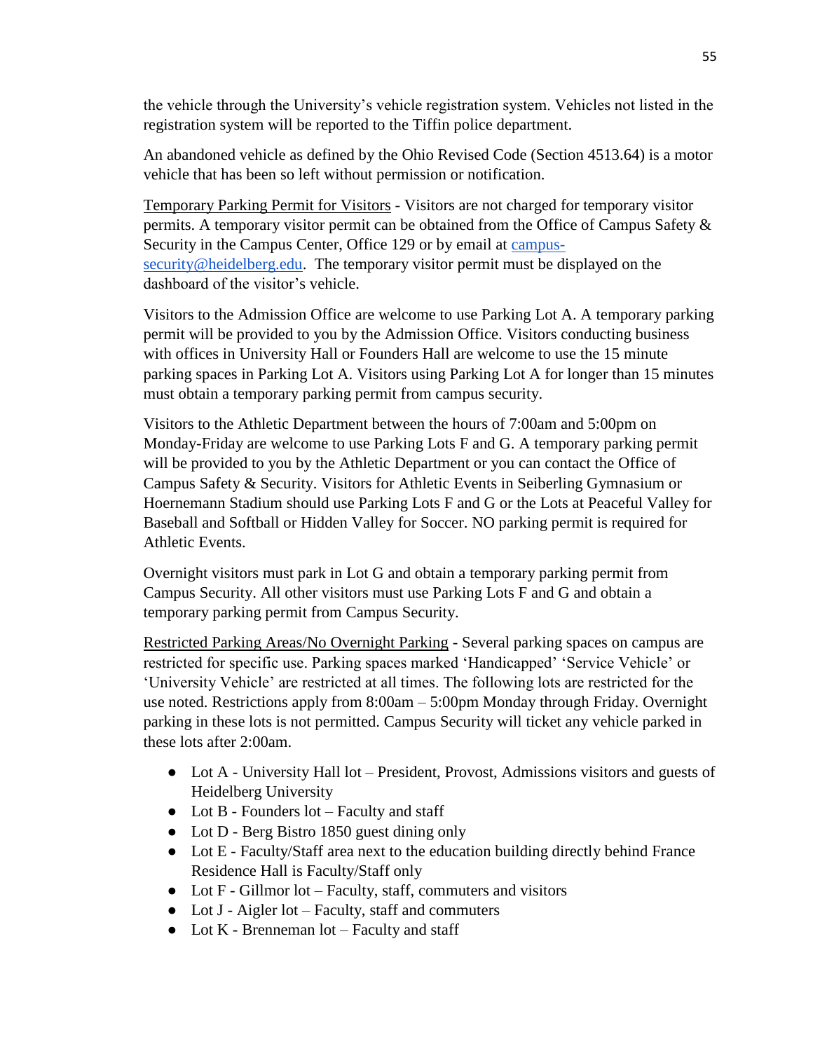the vehicle through the University's vehicle registration system. Vehicles not listed in the registration system will be reported to the Tiffin police department.

An abandoned vehicle as defined by the Ohio Revised Code (Section 4513.64) is a motor vehicle that has been so left without permission or notification.

Temporary Parking Permit for Visitors - Visitors are not charged for temporary visitor permits. A temporary visitor permit can be obtained from the Office of Campus Safety & Security in the Campus Center, Office 129 or by email at [campus-security@heidelberg.edu](mailto:campus-security@heidelberg.edu). The temporary visitor permit must be displayed on the dashboard of the visitor's vehicle.

Visitors to the Admission Office are welcome to use Parking Lot A. A temporary parking permit will be provided to you by the Admission Office. Visitors conducting business with offices in University Hall or Founders Hall are welcome to use the 15 minute parking spaces in Parking Lot A. Visitors using Parking Lot A for longer than 15 minutes must obtain a temporary parking permit from campus security.

Visitors to the Athletic Department between the hours of 7:00am and 5:00pm on Monday-Friday are welcome to use Parking Lots F and G. A temporary parking permit will be provided to you by the Athletic Department or you can contact the Office of Campus Safety & Security. Visitors for Athletic Events in Seiberling Gymnasium or Hoernemann Stadium should use Parking Lots F and G or the Lots at Peaceful Valley for Baseball and Softball or Hidden Valley for Soccer. NO parking permit is required for Athletic Events.

Overnight visitors must park in Lot G and obtain a temporary parking permit from Campus Security. All other visitors must use Parking Lots F and G and obtain a temporary parking permit from Campus Security.

Restricted Parking Areas/No Overnight Parking - Several parking spaces on campus are restricted for specific use. Parking spaces marked 'Handicapped' 'Service Vehicle' or 'University Vehicle' are restricted at all times. The following lots are restricted for the use noted. Restrictions apply from 8:00am – 5:00pm Monday through Friday. Overnight parking in these lots is not permitted. Campus Security will ticket any vehicle parked in these lots after 2:00am.

- Lot A - University Hall lot – President, Provost, Admissions visitors and guests of Heidelberg University
- Lot B - Founders lot – Faculty and staff
- Lot D - Berg Bistro 1850 guest dining only
- Lot E - Faculty/Staff area next to the education building directly behind France Residence Hall is Faculty/Staff only
- Lot F - Gillmor lot – Faculty, staff, commuters and visitors
- Lot J - Aigler lot – Faculty, staff and commuters
- Lot K - Brenneman lot – Faculty and staff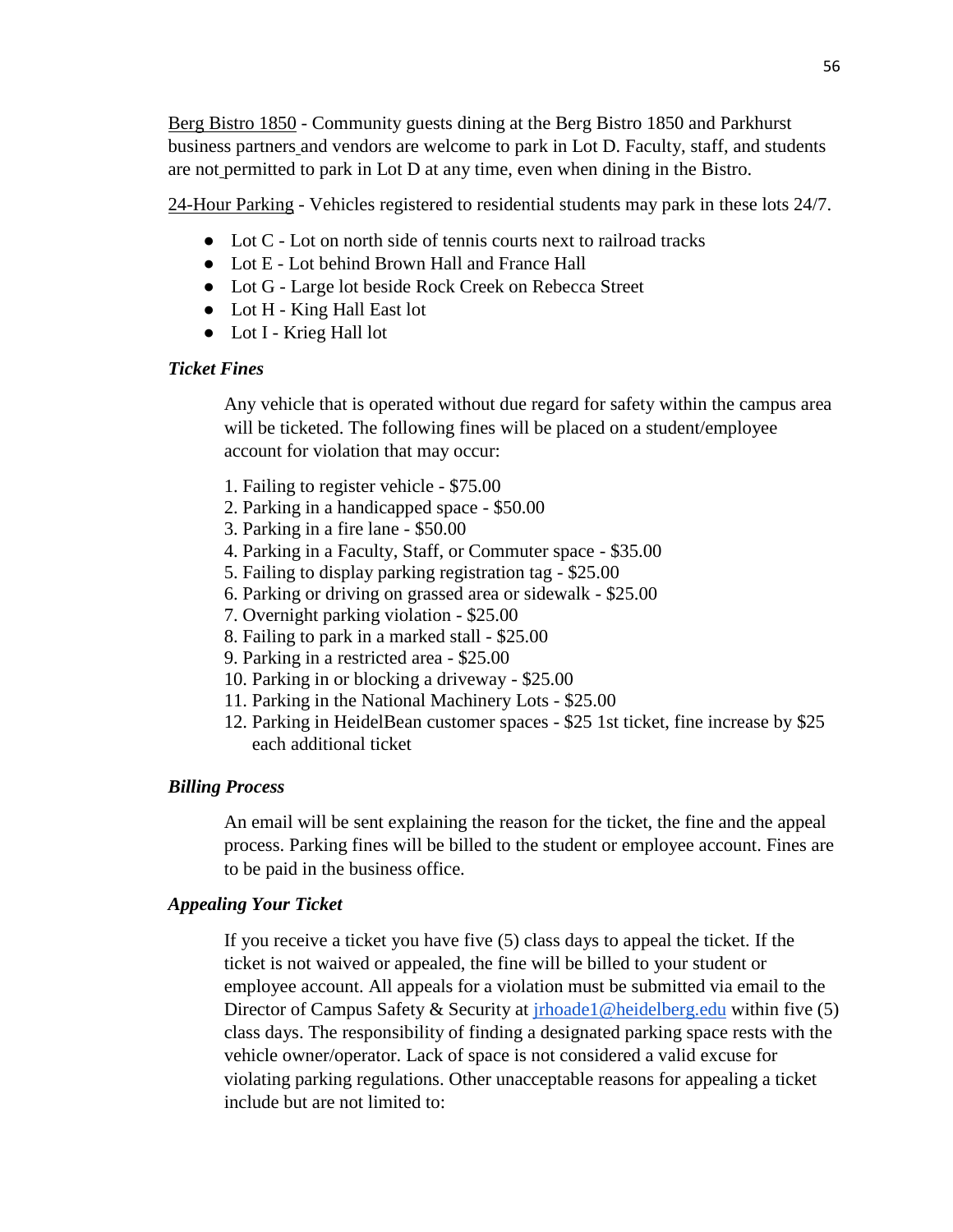Berg Bistro 1850 - Community guests dining at the Berg Bistro 1850 and Parkhurst business partners and vendors are welcome to park in Lot D. Faculty, staff, and students are not permitted to park in Lot D at any time, even when dining in the Bistro.

24-Hour Parking - Vehicles registered to residential students may park in these lots 24/7.

- Lot C - Lot on north side of tennis courts next to railroad tracks
- Lot E - Lot behind Brown Hall and France Hall
- Lot G - Large lot beside Rock Creek on Rebecca Street
- Lot H - King Hall East lot
- Lot I - Krieg Hall lot

### *Ticket Fines*

Any vehicle that is operated without due regard for safety within the campus area will be ticketed. The following fines will be placed on a student/employee account for violation that may occur:

1. Failing to register vehicle - $75.00
2. Parking in a handicapped space - $50.00
3. Parking in a fire lane - $50.00
4. Parking in a Faculty, Staff, or Commuter space - $35.00
5. Failing to display parking registration tag - $25.00
6. Parking or driving on grassed area or sidewalk - $25.00
7. Overnight parking violation - $25.00
8. Failing to park in a marked stall - $25.00
9. Parking in a restricted area - $25.00
10. Parking in or blocking a driveway - $25.00
11. Parking in the National Machinery Lots - $25.00
12. Parking in HeidelBean customer spaces - $25 1st ticket, fine increase by $25 each additional ticket

### *Billing Process*

An email will be sent explaining the reason for the ticket, the fine and the appeal process. Parking fines will be billed to the student or employee account. Fines are to be paid in the business office.

### *Appealing Your Ticket*

If you receive a ticket you have five (5) class days to appeal the ticket. If the ticket is not waived or appealed, the fine will be billed to your student or employee account. All appeals for a violation must be submitted via email to the Director of Campus Safety & Security at jrhoade1@heidelberg.edu within five (5) class days. The responsibility of finding a designated parking space rests with the vehicle owner/operator. Lack of space is not considered a valid excuse for violating parking regulations. Other unacceptable reasons for appealing a ticket include but are not limited to: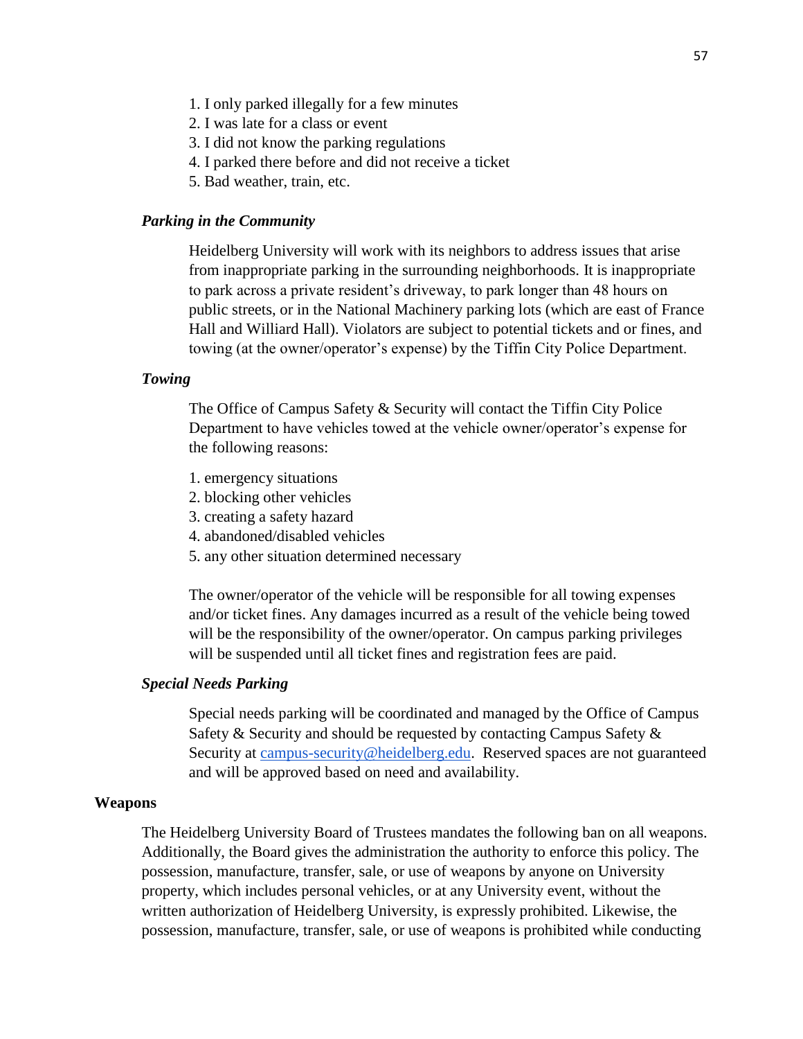1. I only parked illegally for a few minutes
2. I was late for a class or event
3. I did not know the parking regulations
4. I parked there before and did not receive a ticket
5. Bad weather, train, etc.

### *Parking in the Community*

Heidelberg University will work with its neighbors to address issues that arise from inappropriate parking in the surrounding neighborhoods. It is inappropriate to park across a private resident's driveway, to park longer than 48 hours on public streets, or in the National Machinery parking lots (which are east of France Hall and Williard Hall). Violators are subject to potential tickets and or fines, and towing (at the owner/operator's expense) by the Tiffin City Police Department.

### *Towing*

The Office of Campus Safety & Security will contact the Tiffin City Police Department to have vehicles towed at the vehicle owner/operator's expense for the following reasons:

1. emergency situations
2. blocking other vehicles
3. creating a safety hazard
4. abandoned/disabled vehicles
5. any other situation determined necessary

The owner/operator of the vehicle will be responsible for all towing expenses and/or ticket fines. Any damages incurred as a result of the vehicle being towed will be the responsibility of the owner/operator. On campus parking privileges will be suspended until all ticket fines and registration fees are paid.

### *Special Needs Parking*

Special needs parking will be coordinated and managed by the Office of Campus Safety & Security and should be requested by contacting Campus Safety & Security at campus-security@heidelberg.edu. Reserved spaces are not guaranteed and will be approved based on need and availability.

## **Weapons**

The Heidelberg University Board of Trustees mandates the following ban on all weapons. Additionally, the Board gives the administration the authority to enforce this policy. The possession, manufacture, transfer, sale, or use of weapons by anyone on University property, which includes personal vehicles, or at any University event, without the written authorization of Heidelberg University, is expressly prohibited. Likewise, the possession, manufacture, transfer, sale, or use of weapons is prohibited while conducting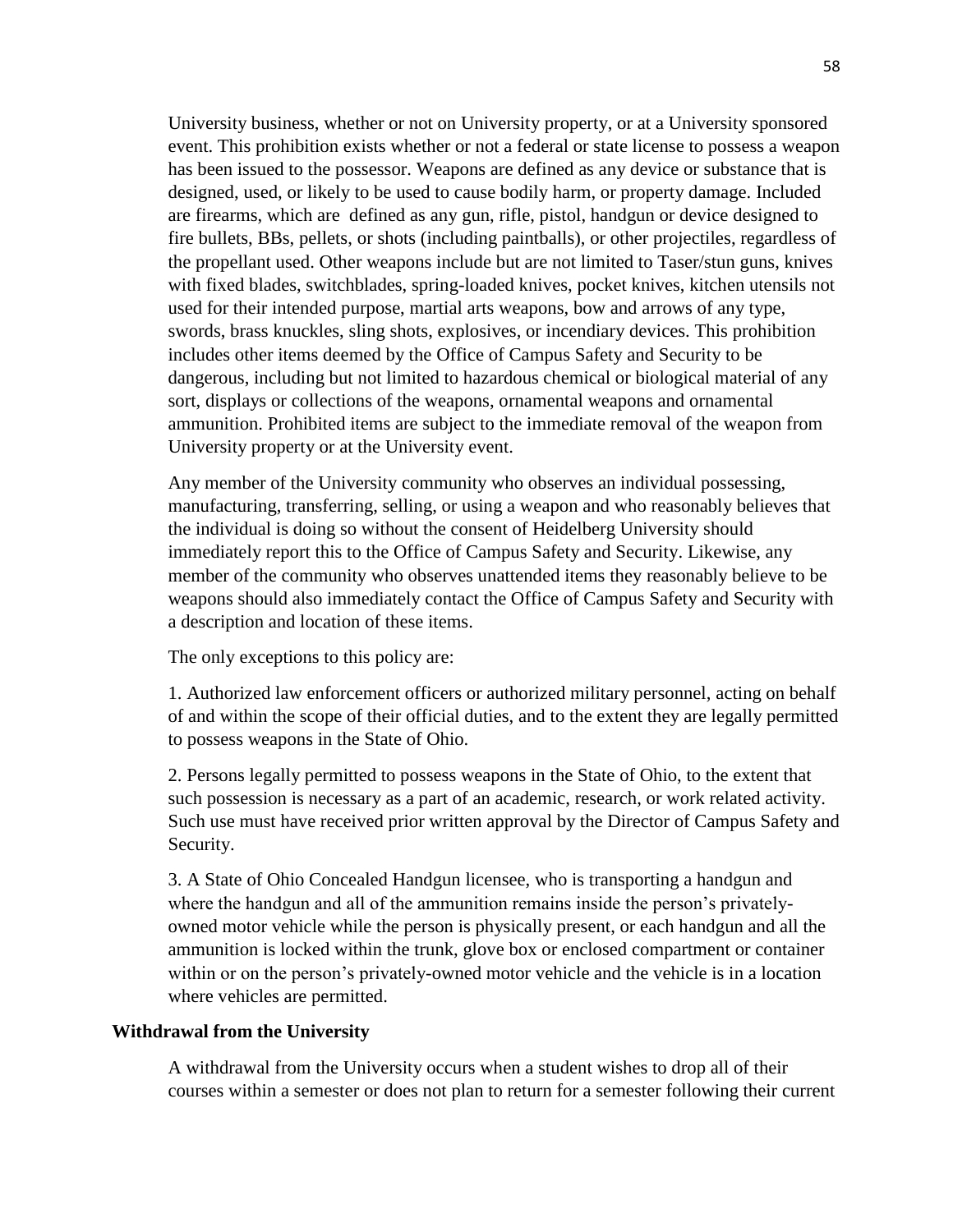University business, whether or not on University property, or at a University sponsored event. This prohibition exists whether or not a federal or state license to possess a weapon has been issued to the possessor. Weapons are defined as any device or substance that is designed, used, or likely to be used to cause bodily harm, or property damage. Included are firearms, which are defined as any gun, rifle, pistol, handgun or device designed to fire bullets, BBs, pellets, or shots (including paintballs), or other projectiles, regardless of the propellant used. Other weapons include but are not limited to Taser/stun guns, knives with fixed blades, switchblades, spring-loaded knives, pocket knives, kitchen utensils not used for their intended purpose, martial arts weapons, bow and arrows of any type, swords, brass knuckles, sling shots, explosives, or incendiary devices. This prohibition includes other items deemed by the Office of Campus Safety and Security to be dangerous, including but not limited to hazardous chemical or biological material of any sort, displays or collections of the weapons, ornamental weapons and ornamental ammunition. Prohibited items are subject to the immediate removal of the weapon from University property or at the University event.

Any member of the University community who observes an individual possessing, manufacturing, transferring, selling, or using a weapon and who reasonably believes that the individual is doing so without the consent of Heidelberg University should immediately report this to the Office of Campus Safety and Security. Likewise, any member of the community who observes unattended items they reasonably believe to be weapons should also immediately contact the Office of Campus Safety and Security with a description and location of these items.

The only exceptions to this policy are:

1. Authorized law enforcement officers or authorized military personnel, acting on behalf of and within the scope of their official duties, and to the extent they are legally permitted to possess weapons in the State of Ohio.

2. Persons legally permitted to possess weapons in the State of Ohio, to the extent that such possession is necessary as a part of an academic, research, or work related activity. Such use must have received prior written approval by the Director of Campus Safety and Security.

3. A State of Ohio Concealed Handgun licensee, who is transporting a handgun and where the handgun and all of the ammunition remains inside the person's privately-owned motor vehicle while the person is physically present, or each handgun and all the ammunition is locked within the trunk, glove box or enclosed compartment or container within or on the person's privately-owned motor vehicle and the vehicle is in a location where vehicles are permitted.

**Withdrawal from the University**

A withdrawal from the University occurs when a student wishes to drop all of their courses within a semester or does not plan to return for a semester following their current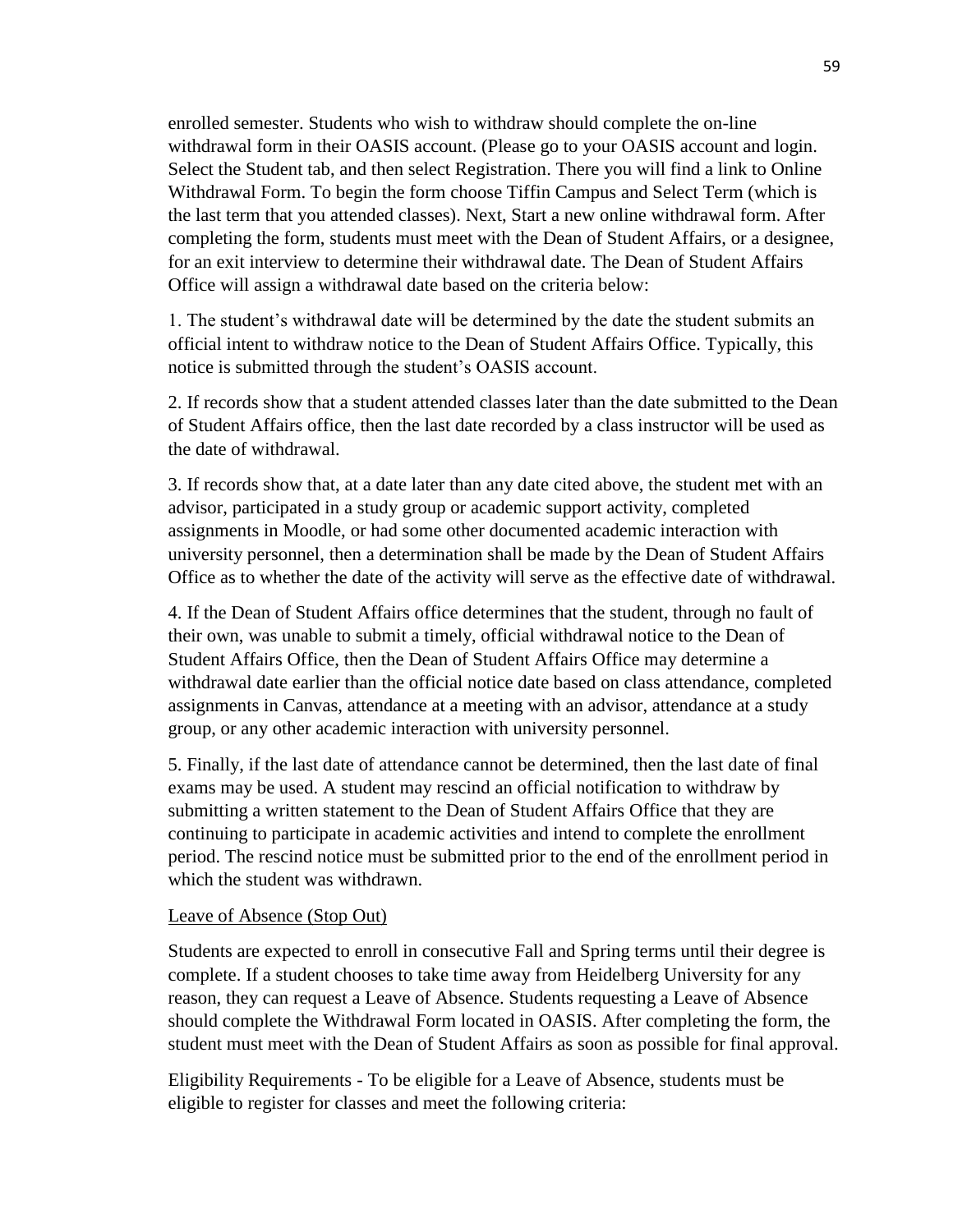enrolled semester. Students who wish to withdraw should complete the on-line withdrawal form in their OASIS account. (Please go to your OASIS account and login. Select the Student tab, and then select Registration. There you will find a link to Online Withdrawal Form. To begin the form choose Tiffin Campus and Select Term (which is the last term that you attended classes). Next, Start a new online withdrawal form. After completing the form, students must meet with the Dean of Student Affairs, or a designee, for an exit interview to determine their withdrawal date. The Dean of Student Affairs Office will assign a withdrawal date based on the criteria below:

1. The student's withdrawal date will be determined by the date the student submits an official intent to withdraw notice to the Dean of Student Affairs Office. Typically, this notice is submitted through the student's OASIS account.

2. If records show that a student attended classes later than the date submitted to the Dean of Student Affairs office, then the last date recorded by a class instructor will be used as the date of withdrawal.

3. If records show that, at a date later than any date cited above, the student met with an advisor, participated in a study group or academic support activity, completed assignments in Moodle, or had some other documented academic interaction with university personnel, then a determination shall be made by the Dean of Student Affairs Office as to whether the date of the activity will serve as the effective date of withdrawal.

4. If the Dean of Student Affairs office determines that the student, through no fault of their own, was unable to submit a timely, official withdrawal notice to the Dean of Student Affairs Office, then the Dean of Student Affairs Office may determine a withdrawal date earlier than the official notice date based on class attendance, completed assignments in Canvas, attendance at a meeting with an advisor, attendance at a study group, or any other academic interaction with university personnel.

5. Finally, if the last date of attendance cannot be determined, then the last date of final exams may be used. A student may rescind an official notification to withdraw by submitting a written statement to the Dean of Student Affairs Office that they are continuing to participate in academic activities and intend to complete the enrollment period. The rescind notice must be submitted prior to the end of the enrollment period in which the student was withdrawn.

Leave of Absence (Stop Out)

Students are expected to enroll in consecutive Fall and Spring terms until their degree is complete. If a student chooses to take time away from Heidelberg University for any reason, they can request a Leave of Absence. Students requesting a Leave of Absence should complete the Withdrawal Form located in OASIS. After completing the form, the student must meet with the Dean of Student Affairs as soon as possible for final approval.

Eligibility Requirements - To be eligible for a Leave of Absence, students must be eligible to register for classes and meet the following criteria: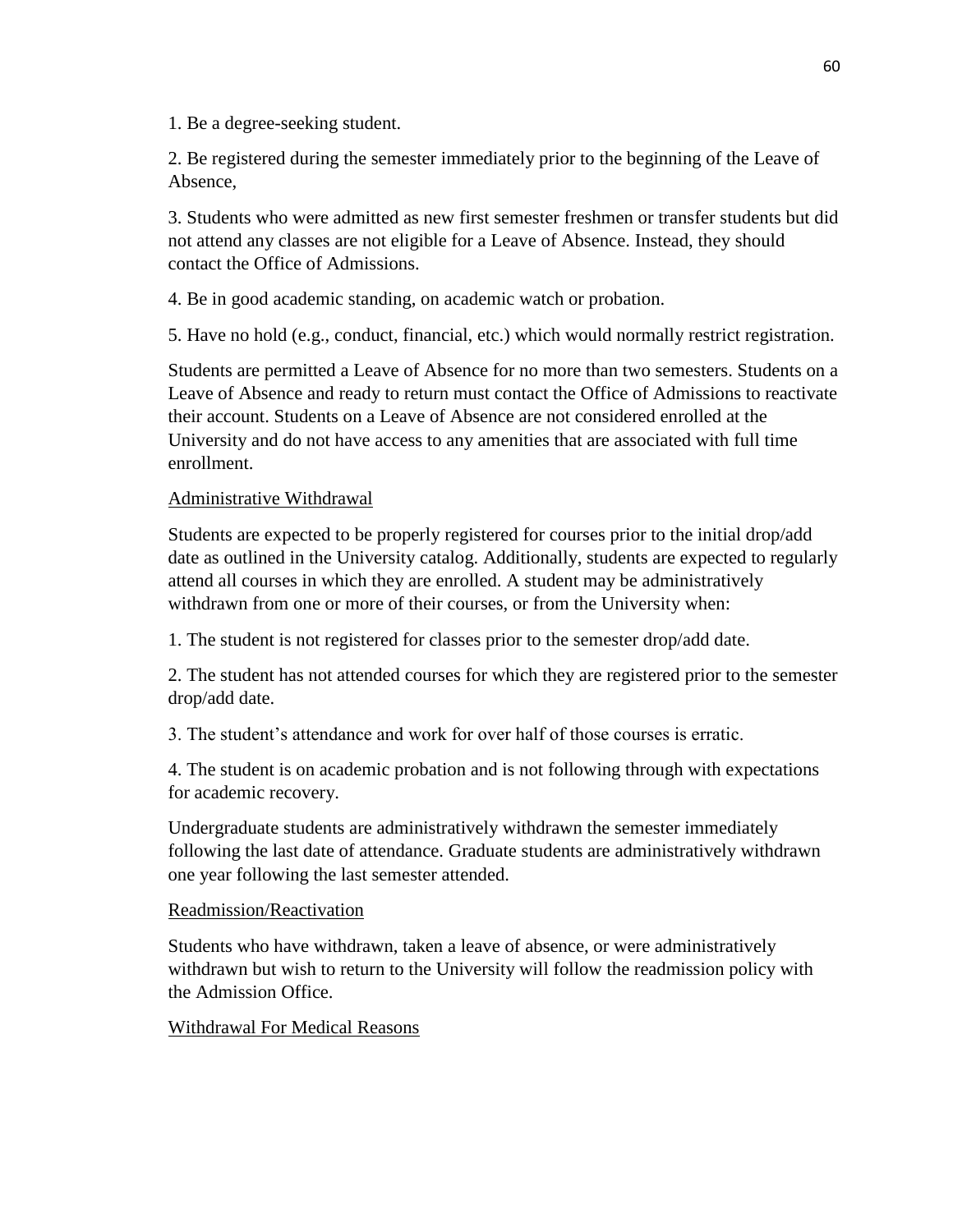1. Be a degree-seeking student.

2. Be registered during the semester immediately prior to the beginning of the Leave of Absence,

3. Students who were admitted as new first semester freshmen or transfer students but did not attend any classes are not eligible for a Leave of Absence. Instead, they should contact the Office of Admissions.

4. Be in good academic standing, on academic watch or probation.

5. Have no hold (e.g., conduct, financial, etc.) which would normally restrict registration.

Students are permitted a Leave of Absence for no more than two semesters. Students on a Leave of Absence and ready to return must contact the Office of Admissions to reactivate their account. Students on a Leave of Absence are not considered enrolled at the University and do not have access to any amenities that are associated with full time enrollment.

<u>Administrative Withdrawal</u>

Students are expected to be properly registered for courses prior to the initial drop/add date as outlined in the University catalog. Additionally, students are expected to regularly attend all courses in which they are enrolled. A student may be administratively withdrawn from one or more of their courses, or from the University when:

1. The student is not registered for classes prior to the semester drop/add date.

2. The student has not attended courses for which they are registered prior to the semester drop/add date.

3. The student's attendance and work for over half of those courses is erratic.

4. The student is on academic probation and is not following through with expectations for academic recovery.

Undergraduate students are administratively withdrawn the semester immediately following the last date of attendance. Graduate students are administratively withdrawn one year following the last semester attended.

<u>Readmission/Reactivation</u>

Students who have withdrawn, taken a leave of absence, or were administratively withdrawn but wish to return to the University will follow the readmission policy with the Admission Office.

<u>Withdrawal For Medical Reasons</u>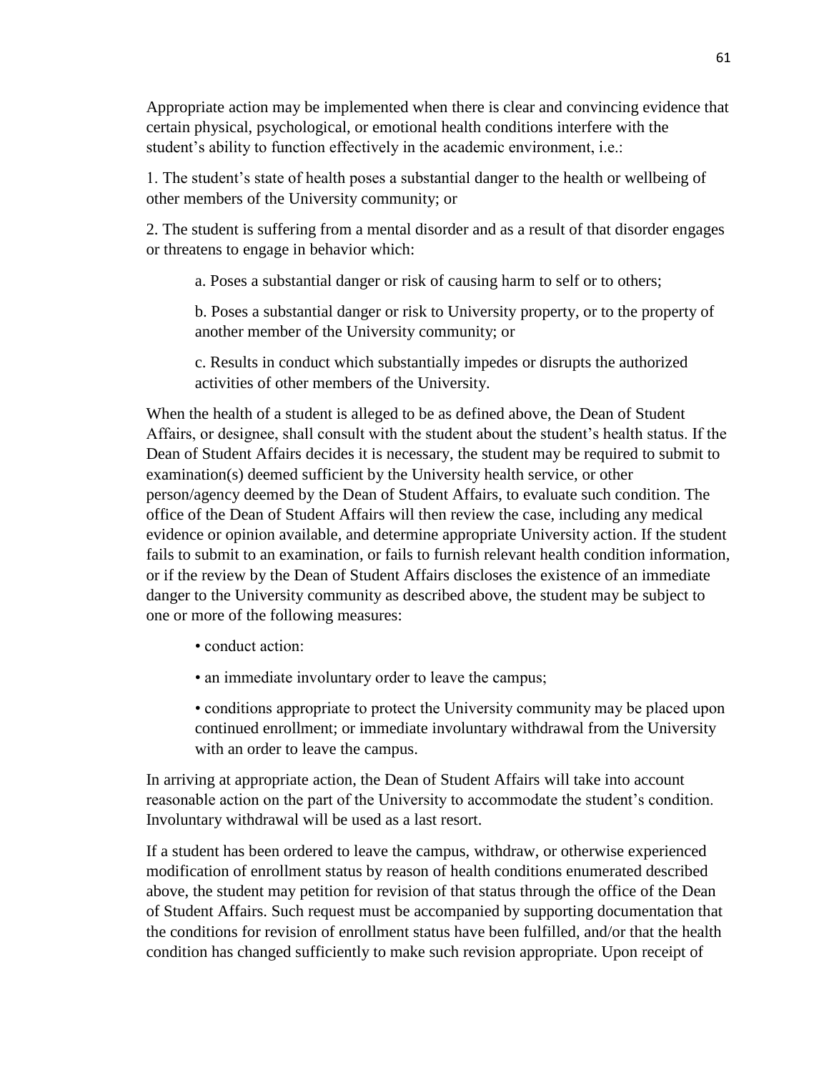Appropriate action may be implemented when there is clear and convincing evidence that certain physical, psychological, or emotional health conditions interfere with the student's ability to function effectively in the academic environment, i.e.:

1. The student's state of health poses a substantial danger to the health or wellbeing of other members of the University community; or

2. The student is suffering from a mental disorder and as a result of that disorder engages or threatens to engage in behavior which:

   a. Poses a substantial danger or risk of causing harm to self or to others;

   b. Poses a substantial danger or risk to University property, or to the property of another member of the University community; or

   c. Results in conduct which substantially impedes or disrupts the authorized activities of other members of the University.

When the health of a student is alleged to be as defined above, the Dean of Student Affairs, or designee, shall consult with the student about the student's health status. If the Dean of Student Affairs decides it is necessary, the student may be required to submit to examination(s) deemed sufficient by the University health service, or other person/agency deemed by the Dean of Student Affairs, to evaluate such condition. The office of the Dean of Student Affairs will then review the case, including any medical evidence or opinion available, and determine appropriate University action. If the student fails to submit to an examination, or fails to furnish relevant health condition information, or if the review by the Dean of Student Affairs discloses the existence of an immediate danger to the University community as described above, the student may be subject to one or more of the following measures:

- conduct action:
- an immediate involuntary order to leave the campus;
- conditions appropriate to protect the University community may be placed upon continued enrollment; or immediate involuntary withdrawal from the University with an order to leave the campus.

In arriving at appropriate action, the Dean of Student Affairs will take into account reasonable action on the part of the University to accommodate the student's condition. Involuntary withdrawal will be used as a last resort.

If a student has been ordered to leave the campus, withdraw, or otherwise experienced modification of enrollment status by reason of health conditions enumerated described above, the student may petition for revision of that status through the office of the Dean of Student Affairs. Such request must be accompanied by supporting documentation that the conditions for revision of enrollment status have been fulfilled, and/or that the health condition has changed sufficiently to make such revision appropriate. Upon receipt of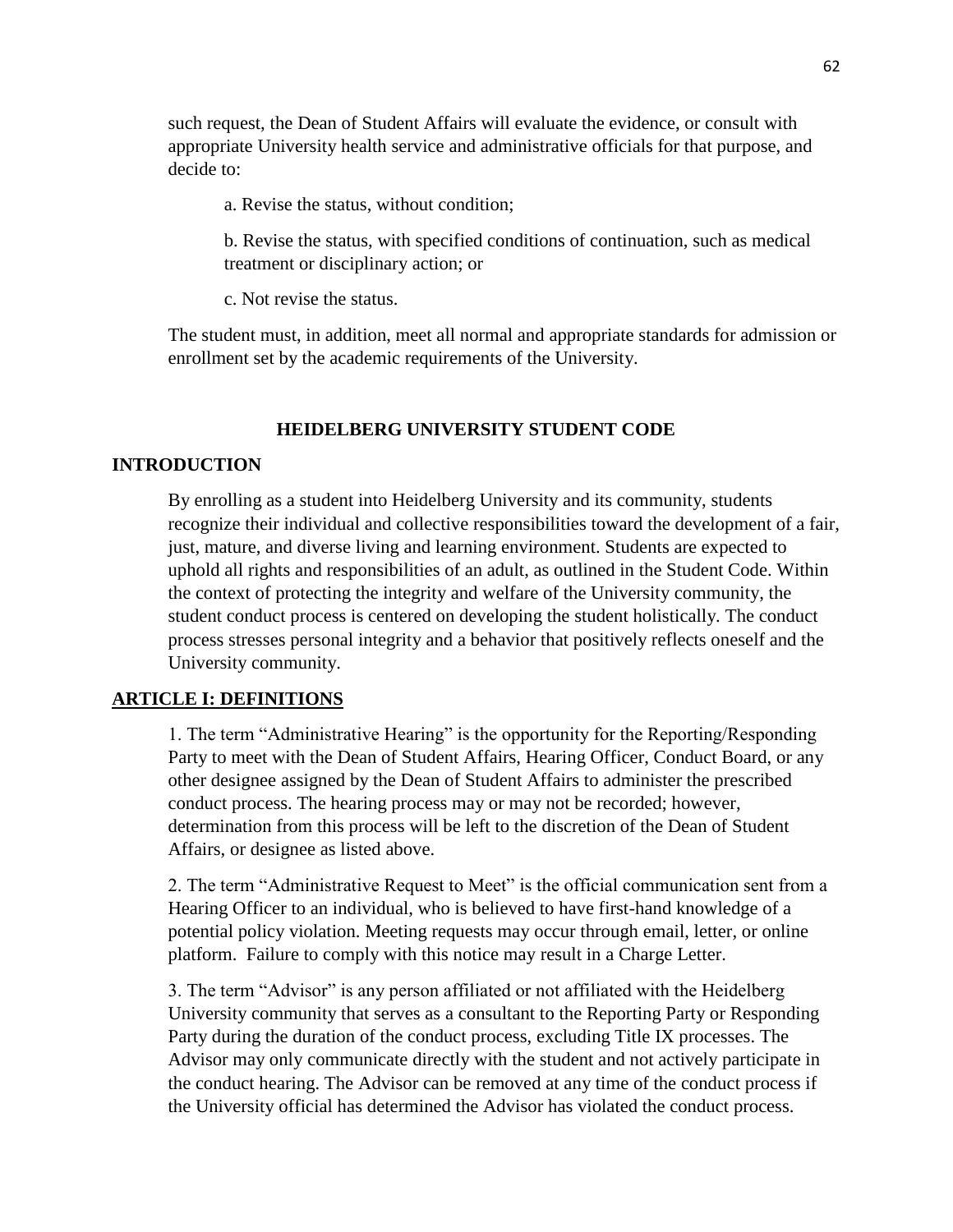such request, the Dean of Student Affairs will evaluate the evidence, or consult with appropriate University health service and administrative officials for that purpose, and decide to:

a. Revise the status, without condition;

b. Revise the status, with specified conditions of continuation, such as medical treatment or disciplinary action; or

c. Not revise the status.

The student must, in addition, meet all normal and appropriate standards for admission or enrollment set by the academic requirements of the University.

## HEIDELBERG UNIVERSITY STUDENT CODE

### INTRODUCTION

By enrolling as a student into Heidelberg University and its community, students recognize their individual and collective responsibilities toward the development of a fair, just, mature, and diverse living and learning environment. Students are expected to uphold all rights and responsibilities of an adult, as outlined in the Student Code. Within the context of protecting the integrity and welfare of the University community, the student conduct process is centered on developing the student holistically. The conduct process stresses personal integrity and a behavior that positively reflects oneself and the University community.

### ARTICLE I: DEFINITIONS

1. The term "Administrative Hearing" is the opportunity for the Reporting/Responding Party to meet with the Dean of Student Affairs, Hearing Officer, Conduct Board, or any other designee assigned by the Dean of Student Affairs to administer the prescribed conduct process. The hearing process may or may not be recorded; however, determination from this process will be left to the discretion of the Dean of Student Affairs, or designee as listed above.

2. The term "Administrative Request to Meet" is the official communication sent from a Hearing Officer to an individual, who is believed to have first-hand knowledge of a potential policy violation. Meeting requests may occur through email, letter, or online platform. Failure to comply with this notice may result in a Charge Letter.

3. The term "Advisor" is any person affiliated or not affiliated with the Heidelberg University community that serves as a consultant to the Reporting Party or Responding Party during the duration of the conduct process, excluding Title IX processes. The Advisor may only communicate directly with the student and not actively participate in the conduct hearing. The Advisor can be removed at any time of the conduct process if the University official has determined the Advisor has violated the conduct process.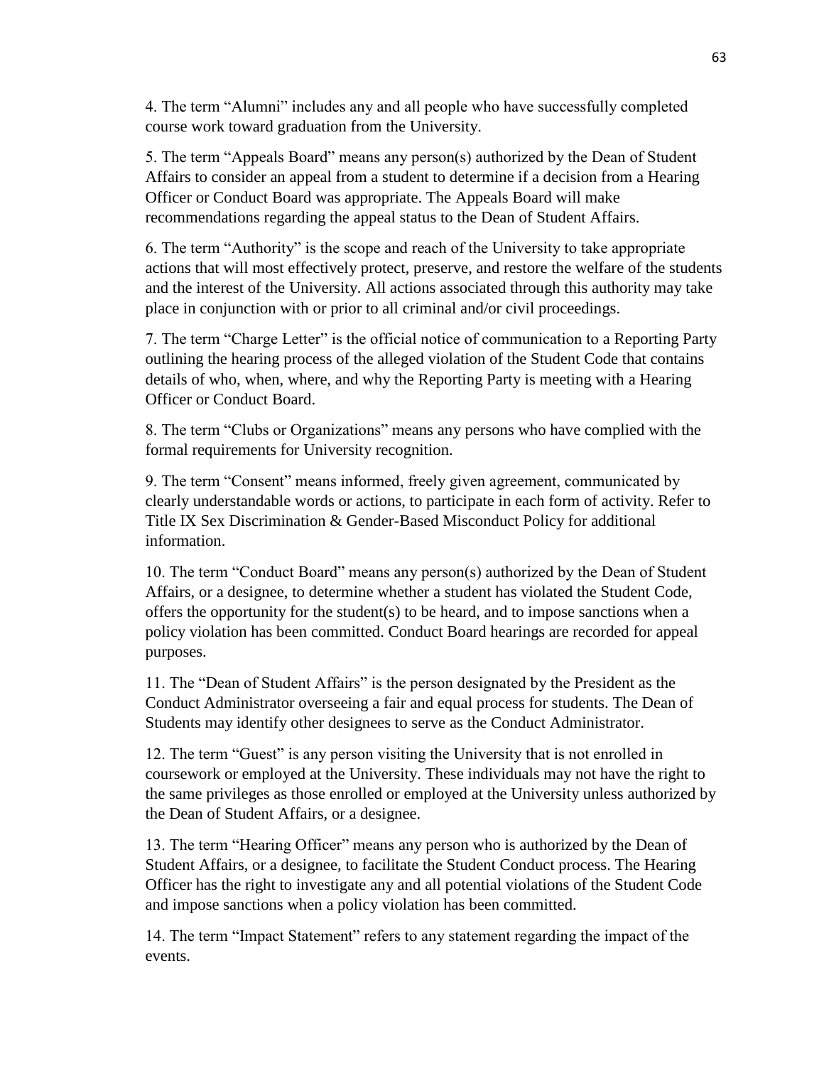4. The term "Alumni" includes any and all people who have successfully completed course work toward graduation from the University.

5. The term "Appeals Board" means any person(s) authorized by the Dean of Student Affairs to consider an appeal from a student to determine if a decision from a Hearing Officer or Conduct Board was appropriate. The Appeals Board will make recommendations regarding the appeal status to the Dean of Student Affairs.

6. The term "Authority" is the scope and reach of the University to take appropriate actions that will most effectively protect, preserve, and restore the welfare of the students and the interest of the University. All actions associated through this authority may take place in conjunction with or prior to all criminal and/or civil proceedings.

7. The term "Charge Letter" is the official notice of communication to a Reporting Party outlining the hearing process of the alleged violation of the Student Code that contains details of who, when, where, and why the Reporting Party is meeting with a Hearing Officer or Conduct Board.

8. The term "Clubs or Organizations" means any persons who have complied with the formal requirements for University recognition.

9. The term "Consent" means informed, freely given agreement, communicated by clearly understandable words or actions, to participate in each form of activity. Refer to Title IX Sex Discrimination & Gender-Based Misconduct Policy for additional information.

10. The term "Conduct Board" means any person(s) authorized by the Dean of Student Affairs, or a designee, to determine whether a student has violated the Student Code, offers the opportunity for the student(s) to be heard, and to impose sanctions when a policy violation has been committed. Conduct Board hearings are recorded for appeal purposes.

11. The "Dean of Student Affairs" is the person designated by the President as the Conduct Administrator overseeing a fair and equal process for students. The Dean of Students may identify other designees to serve as the Conduct Administrator.

12. The term "Guest" is any person visiting the University that is not enrolled in coursework or employed at the University. These individuals may not have the right to the same privileges as those enrolled or employed at the University unless authorized by the Dean of Student Affairs, or a designee.

13. The term "Hearing Officer" means any person who is authorized by the Dean of Student Affairs, or a designee, to facilitate the Student Conduct process. The Hearing Officer has the right to investigate any and all potential violations of the Student Code and impose sanctions when a policy violation has been committed.

14. The term "Impact Statement" refers to any statement regarding the impact of the events.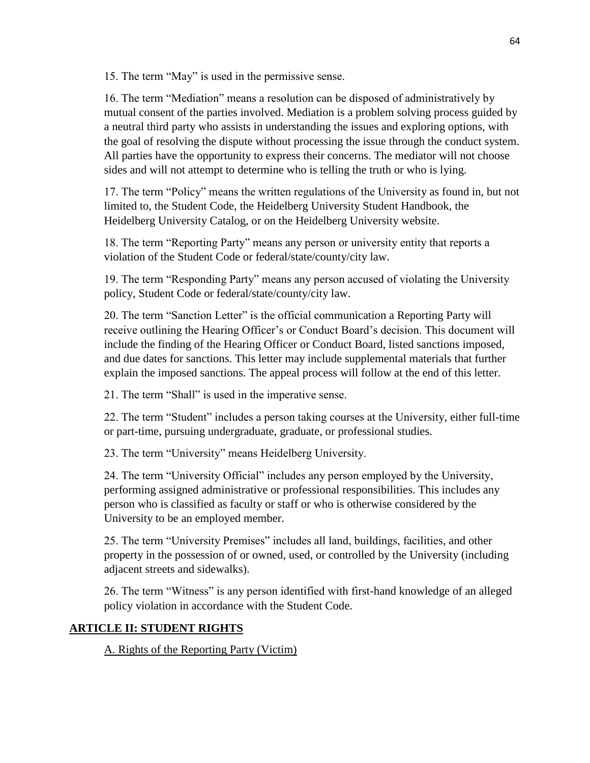15. The term “May” is used in the permissive sense.

16. The term “Mediation” means a resolution can be disposed of administratively by mutual consent of the parties involved. Mediation is a problem solving process guided by a neutral third party who assists in understanding the issues and exploring options, with the goal of resolving the dispute without processing the issue through the conduct system. All parties have the opportunity to express their concerns. The mediator will not choose sides and will not attempt to determine who is telling the truth or who is lying.

17. The term “Policy” means the written regulations of the University as found in, but not limited to, the Student Code, the Heidelberg University Student Handbook, the Heidelberg University Catalog, or on the Heidelberg University website.

18. The term “Reporting Party” means any person or university entity that reports a violation of the Student Code or federal/state/county/city law.

19. The term “Responding Party” means any person accused of violating the University policy, Student Code or federal/state/county/city law.

20. The term “Sanction Letter” is the official communication a Reporting Party will receive outlining the Hearing Officer’s or Conduct Board’s decision. This document will include the finding of the Hearing Officer or Conduct Board, listed sanctions imposed, and due dates for sanctions. This letter may include supplemental materials that further explain the imposed sanctions. The appeal process will follow at the end of this letter.

21. The term “Shall” is used in the imperative sense.

22. The term “Student” includes a person taking courses at the University, either full-time or part-time, pursuing undergraduate, graduate, or professional studies.

23. The term “University” means Heidelberg University.

24. The term “University Official” includes any person employed by the University, performing assigned administrative or professional responsibilities. This includes any person who is classified as faculty or staff or who is otherwise considered by the University to be an employed member.

25. The term “University Premises” includes all land, buildings, facilities, and other property in the possession of or owned, used, or controlled by the University (including adjacent streets and sidewalks).

26. The term “Witness” is any person identified with first-hand knowledge of an alleged policy violation in accordance with the Student Code.

## ARTICLE II: STUDENT RIGHTS

### A. Rights of the Reporting Party (Victim)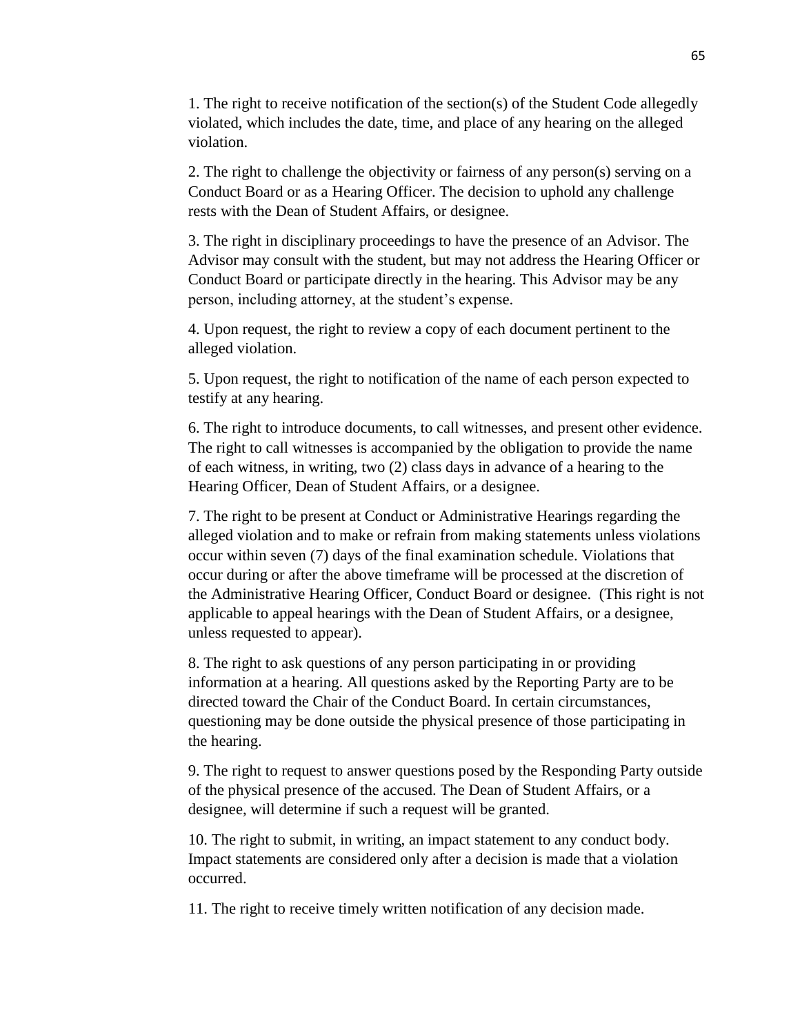1. The right to receive notification of the section(s) of the Student Code allegedly violated, which includes the date, time, and place of any hearing on the alleged violation.

2. The right to challenge the objectivity or fairness of any person(s) serving on a Conduct Board or as a Hearing Officer. The decision to uphold any challenge rests with the Dean of Student Affairs, or designee.

3. The right in disciplinary proceedings to have the presence of an Advisor. The Advisor may consult with the student, but may not address the Hearing Officer or Conduct Board or participate directly in the hearing. This Advisor may be any person, including attorney, at the student's expense.

4. Upon request, the right to review a copy of each document pertinent to the alleged violation.

5. Upon request, the right to notification of the name of each person expected to testify at any hearing.

6. The right to introduce documents, to call witnesses, and present other evidence. The right to call witnesses is accompanied by the obligation to provide the name of each witness, in writing, two (2) class days in advance of a hearing to the Hearing Officer, Dean of Student Affairs, or a designee.

7. The right to be present at Conduct or Administrative Hearings regarding the alleged violation and to make or refrain from making statements unless violations occur within seven (7) days of the final examination schedule. Violations that occur during or after the above timeframe will be processed at the discretion of the Administrative Hearing Officer, Conduct Board or designee. (This right is not applicable to appeal hearings with the Dean of Student Affairs, or a designee, unless requested to appear).

8. The right to ask questions of any person participating in or providing information at a hearing. All questions asked by the Reporting Party are to be directed toward the Chair of the Conduct Board. In certain circumstances, questioning may be done outside the physical presence of those participating in the hearing.

9. The right to request to answer questions posed by the Responding Party outside of the physical presence of the accused. The Dean of Student Affairs, or a designee, will determine if such a request will be granted.

10. The right to submit, in writing, an impact statement to any conduct body. Impact statements are considered only after a decision is made that a violation occurred.

11. The right to receive timely written notification of any decision made.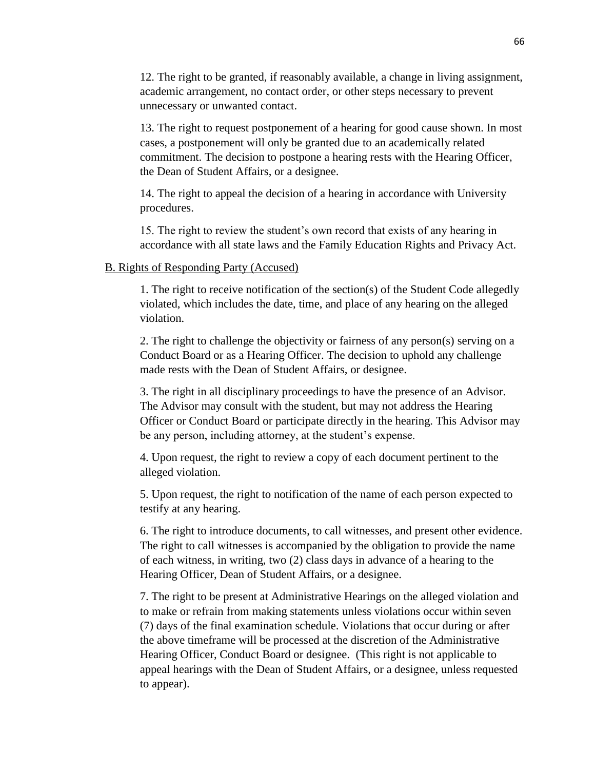12. The right to be granted, if reasonably available, a change in living assignment, academic arrangement, no contact order, or other steps necessary to prevent unnecessary or unwanted contact.

13. The right to request postponement of a hearing for good cause shown. In most cases, a postponement will only be granted due to an academically related commitment. The decision to postpone a hearing rests with the Hearing Officer, the Dean of Student Affairs, or a designee.

14. The right to appeal the decision of a hearing in accordance with University procedures.

15. The right to review the student's own record that exists of any hearing in accordance with all state laws and the Family Education Rights and Privacy Act.

B. Rights of Responding Party (Accused)

1. The right to receive notification of the section(s) of the Student Code allegedly violated, which includes the date, time, and place of any hearing on the alleged violation.

2. The right to challenge the objectivity or fairness of any person(s) serving on a Conduct Board or as a Hearing Officer. The decision to uphold any challenge made rests with the Dean of Student Affairs, or designee.

3. The right in all disciplinary proceedings to have the presence of an Advisor. The Advisor may consult with the student, but may not address the Hearing Officer or Conduct Board or participate directly in the hearing. This Advisor may be any person, including attorney, at the student's expense.

4. Upon request, the right to review a copy of each document pertinent to the alleged violation.

5. Upon request, the right to notification of the name of each person expected to testify at any hearing.

6. The right to introduce documents, to call witnesses, and present other evidence. The right to call witnesses is accompanied by the obligation to provide the name of each witness, in writing, two (2) class days in advance of a hearing to the Hearing Officer, Dean of Student Affairs, or a designee.

7. The right to be present at Administrative Hearings on the alleged violation and to make or refrain from making statements unless violations occur within seven (7) days of the final examination schedule. Violations that occur during or after the above timeframe will be processed at the discretion of the Administrative Hearing Officer, Conduct Board or designee. (This right is not applicable to appeal hearings with the Dean of Student Affairs, or a designee, unless requested to appear).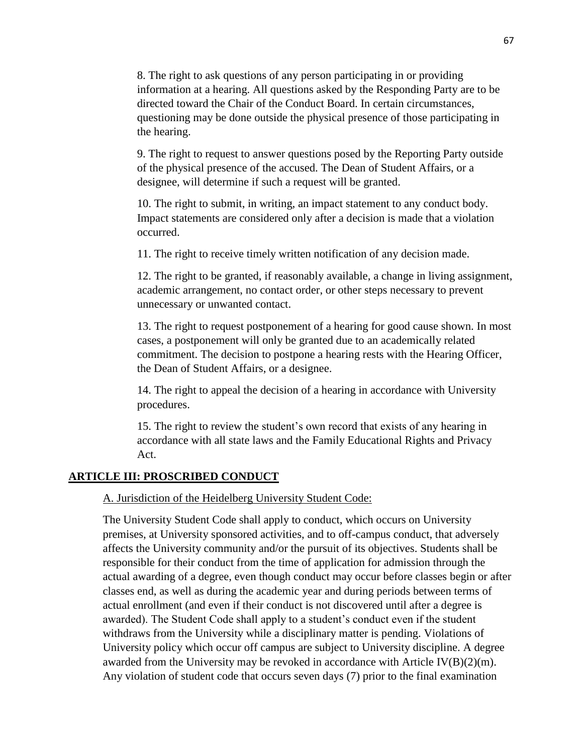8. The right to ask questions of any person participating in or providing information at a hearing. All questions asked by the Responding Party are to be directed toward the Chair of the Conduct Board. In certain circumstances, questioning may be done outside the physical presence of those participating in the hearing.

9. The right to request to answer questions posed by the Reporting Party outside of the physical presence of the accused. The Dean of Student Affairs, or a designee, will determine if such a request will be granted.

10. The right to submit, in writing, an impact statement to any conduct body. Impact statements are considered only after a decision is made that a violation occurred.

11. The right to receive timely written notification of any decision made.

12. The right to be granted, if reasonably available, a change in living assignment, academic arrangement, no contact order, or other steps necessary to prevent unnecessary or unwanted contact.

13. The right to request postponement of a hearing for good cause shown. In most cases, a postponement will only be granted due to an academically related commitment. The decision to postpone a hearing rests with the Hearing Officer, the Dean of Student Affairs, or a designee.

14. The right to appeal the decision of a hearing in accordance with University procedures.

15. The right to review the student's own record that exists of any hearing in accordance with all state laws and the Family Educational Rights and Privacy Act.

## ARTICLE III: PROSCRIBED CONDUCT

### A. Jurisdiction of the Heidelberg University Student Code:

The University Student Code shall apply to conduct, which occurs on University premises, at University sponsored activities, and to off-campus conduct, that adversely affects the University community and/or the pursuit of its objectives. Students shall be responsible for their conduct from the time of application for admission through the actual awarding of a degree, even though conduct may occur before classes begin or after classes end, as well as during the academic year and during periods between terms of actual enrollment (and even if their conduct is not discovered until after a degree is awarded). The Student Code shall apply to a student's conduct even if the student withdraws from the University while a disciplinary matter is pending. Violations of University policy which occur off campus are subject to University discipline. A degree awarded from the University may be revoked in accordance with Article IV(B)(2)(m). Any violation of student code that occurs seven days (7) prior to the final examination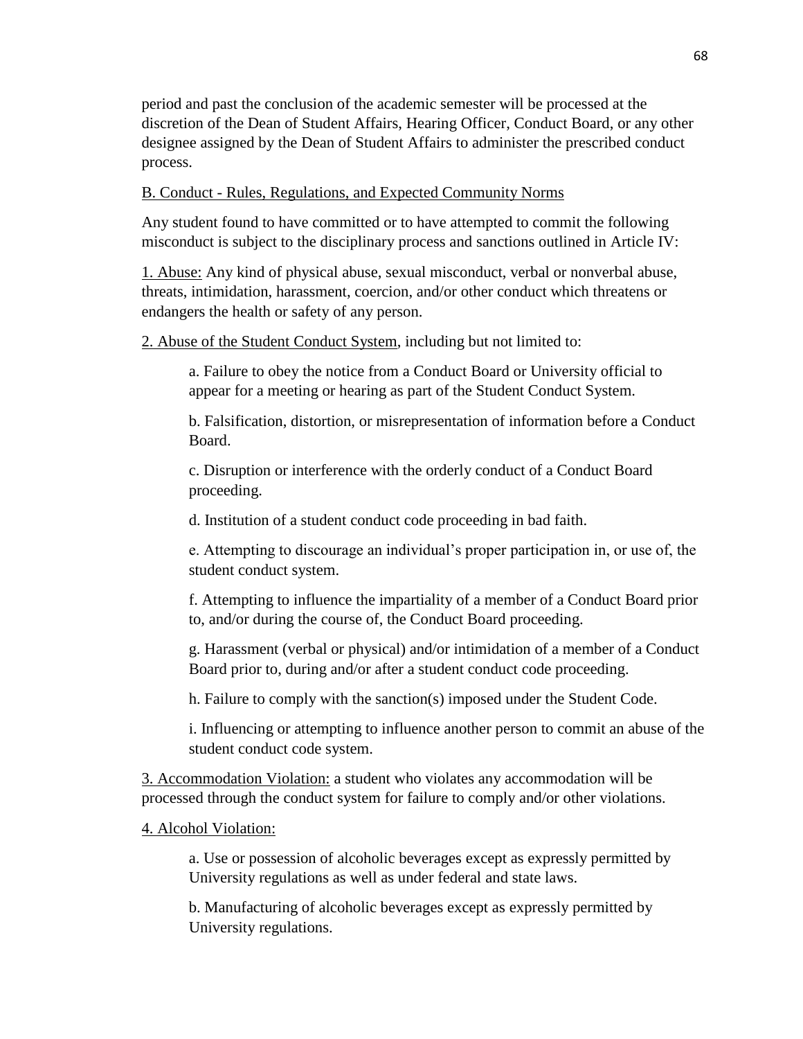period and past the conclusion of the academic semester will be processed at the discretion of the Dean of Student Affairs, Hearing Officer, Conduct Board, or any other designee assigned by the Dean of Student Affairs to administer the prescribed conduct process.

B. Conduct - Rules, Regulations, and Expected Community Norms

Any student found to have committed or to have attempted to commit the following misconduct is subject to the disciplinary process and sanctions outlined in Article IV:

1. Abuse: Any kind of physical abuse, sexual misconduct, verbal or nonverbal abuse, threats, intimidation, harassment, coercion, and/or other conduct which threatens or endangers the health or safety of any person.

2. Abuse of the Student Conduct System, including but not limited to:

> a. Failure to obey the notice from a Conduct Board or University official to appear for a meeting or hearing as part of the Student Conduct System.
>
> b. Falsification, distortion, or misrepresentation of information before a Conduct Board.
>
> c. Disruption or interference with the orderly conduct of a Conduct Board proceeding.
>
> d. Institution of a student conduct code proceeding in bad faith.
>
> e. Attempting to discourage an individual's proper participation in, or use of, the student conduct system.
>
> f. Attempting to influence the impartiality of a member of a Conduct Board prior to, and/or during the course of, the Conduct Board proceeding.
>
> g. Harassment (verbal or physical) and/or intimidation of a member of a Conduct Board prior to, during and/or after a student conduct code proceeding.
>
> h. Failure to comply with the sanction(s) imposed under the Student Code.
>
> i. Influencing or attempting to influence another person to commit an abuse of the student conduct code system.

3. Accommodation Violation: a student who violates any accommodation will be processed through the conduct system for failure to comply and/or other violations.

4. Alcohol Violation:

> a. Use or possession of alcoholic beverages except as expressly permitted by University regulations as well as under federal and state laws.
>
> b. Manufacturing of alcoholic beverages except as expressly permitted by University regulations.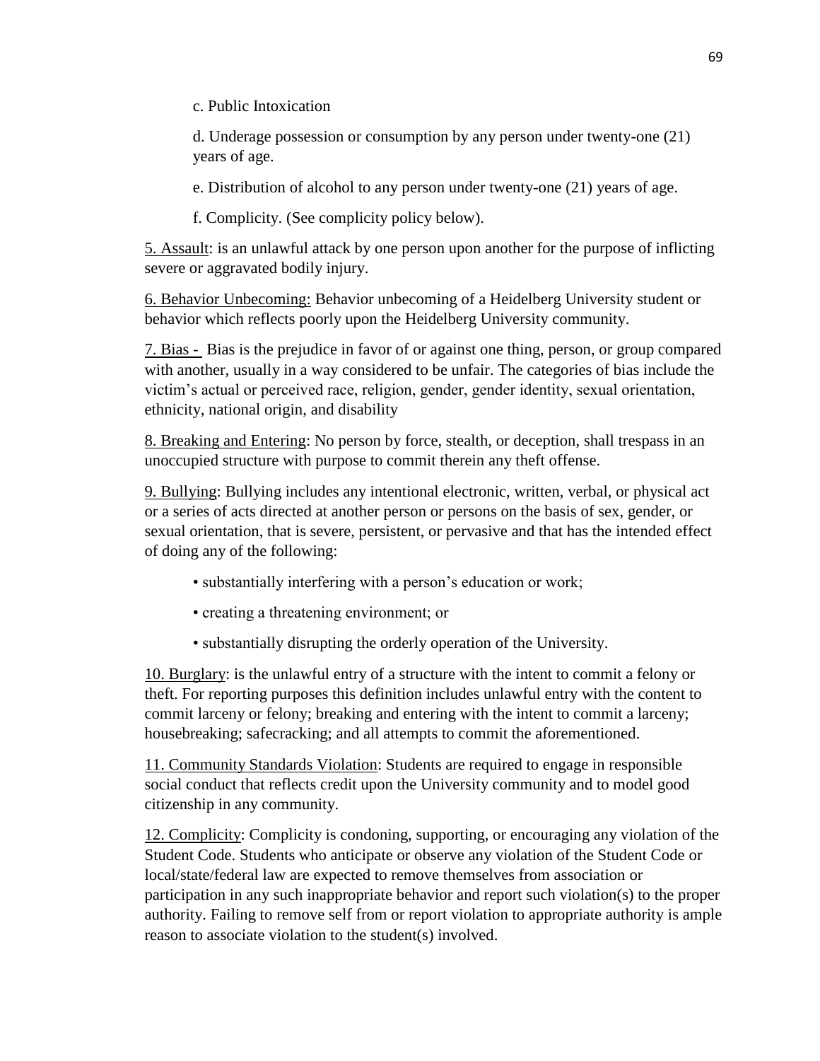c. Public Intoxication

d. Underage possession or consumption by any person under twenty-one (21) years of age.

e. Distribution of alcohol to any person under twenty-one (21) years of age.

f. Complicity. (See complicity policy below).

5. Assault: is an unlawful attack by one person upon another for the purpose of inflicting severe or aggravated bodily injury.

6. Behavior Unbecoming: Behavior unbecoming of a Heidelberg University student or behavior which reflects poorly upon the Heidelberg University community.

7. Bias - Bias is the prejudice in favor of or against one thing, person, or group compared with another, usually in a way considered to be unfair. The categories of bias include the victim's actual or perceived race, religion, gender, gender identity, sexual orientation, ethnicity, national origin, and disability

8. Breaking and Entering: No person by force, stealth, or deception, shall trespass in an unoccupied structure with purpose to commit therein any theft offense.

9. Bullying: Bullying includes any intentional electronic, written, verbal, or physical act or a series of acts directed at another person or persons on the basis of sex, gender, or sexual orientation, that is severe, persistent, or pervasive and that has the intended effect of doing any of the following:

- substantially interfering with a person's education or work;
- creating a threatening environment; or
- substantially disrupting the orderly operation of the University.

10. Burglary: is the unlawful entry of a structure with the intent to commit a felony or theft. For reporting purposes this definition includes unlawful entry with the content to commit larceny or felony; breaking and entering with the intent to commit a larceny; housebreaking; safecracking; and all attempts to commit the aforementioned.

11. Community Standards Violation: Students are required to engage in responsible social conduct that reflects credit upon the University community and to model good citizenship in any community.

12. Complicity: Complicity is condoning, supporting, or encouraging any violation of the Student Code. Students who anticipate or observe any violation of the Student Code or local/state/federal law are expected to remove themselves from association or participation in any such inappropriate behavior and report such violation(s) to the proper authority. Failing to remove self from or report violation to appropriate authority is ample reason to associate violation to the student(s) involved.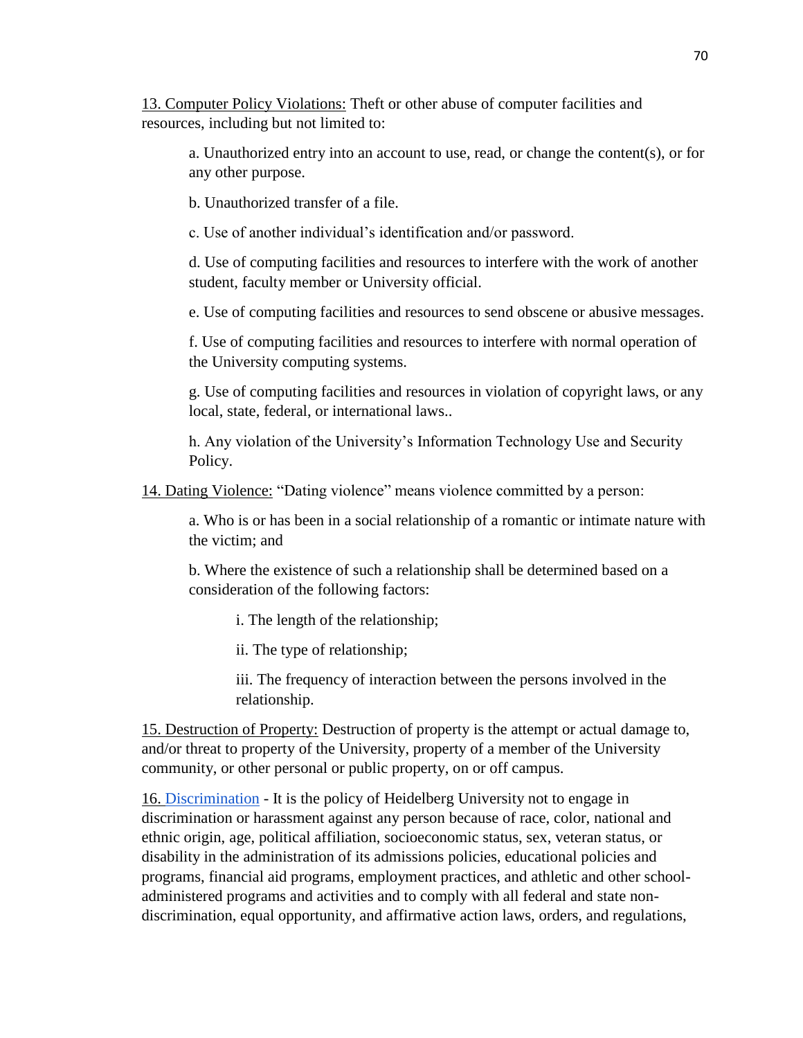13. Computer Policy Violations: Theft or other abuse of computer facilities and resources, including but not limited to:

a. Unauthorized entry into an account to use, read, or change the content(s), or for any other purpose.

b. Unauthorized transfer of a file.

c. Use of another individual's identification and/or password.

d. Use of computing facilities and resources to interfere with the work of another student, faculty member or University official.

e. Use of computing facilities and resources to send obscene or abusive messages.

f. Use of computing facilities and resources to interfere with normal operation of the University computing systems.

g. Use of computing facilities and resources in violation of copyright laws, or any local, state, federal, or international laws..

h. Any violation of the University's Information Technology Use and Security Policy.

14. Dating Violence: "Dating violence" means violence committed by a person:

a. Who is or has been in a social relationship of a romantic or intimate nature with the victim; and

b. Where the existence of such a relationship shall be determined based on a consideration of the following factors:

i. The length of the relationship;

ii. The type of relationship;

iii. The frequency of interaction between the persons involved in the relationship.

15. Destruction of Property: Destruction of property is the attempt or actual damage to, and/or threat to property of the University, property of a member of the University community, or other personal or public property, on or off campus.

16. Discrimination - It is the policy of Heidelberg University not to engage in discrimination or harassment against any person because of race, color, national and ethnic origin, age, political affiliation, socioeconomic status, sex, veteran status, or disability in the administration of its admissions policies, educational policies and programs, financial aid programs, employment practices, and athletic and other school-administered programs and activities and to comply with all federal and state non-discrimination, equal opportunity, and affirmative action laws, orders, and regulations,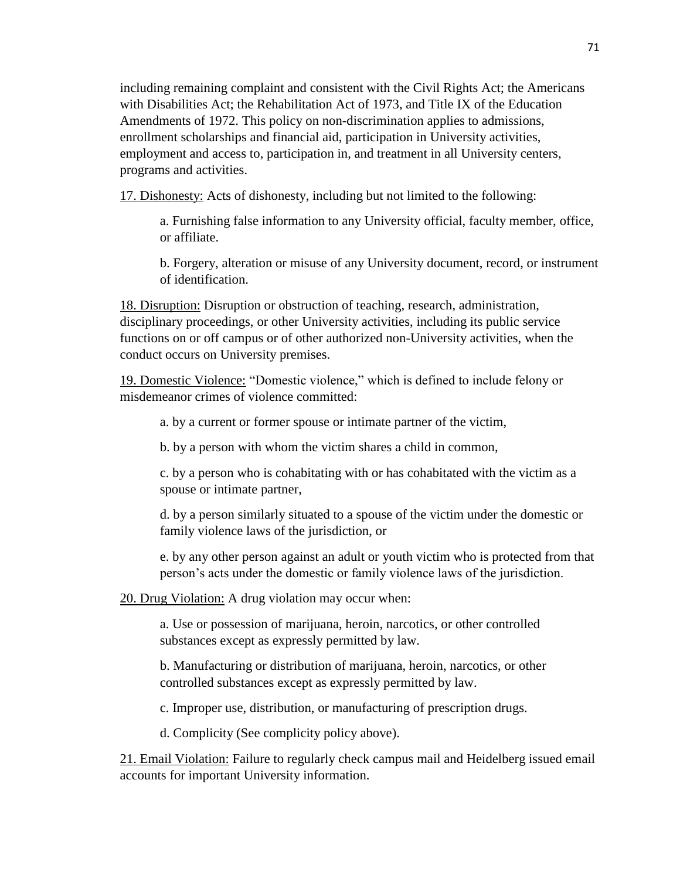including remaining complaint and consistent with the Civil Rights Act; the Americans with Disabilities Act; the Rehabilitation Act of 1973, and Title IX of the Education Amendments of 1972. This policy on non-discrimination applies to admissions, enrollment scholarships and financial aid, participation in University activities, employment and access to, participation in, and treatment in all University centers, programs and activities.

<u>17. Dishonesty:</u> Acts of dishonesty, including but not limited to the following:

> a. Furnishing false information to any University official, faculty member, office, or affiliate.
>
> b. Forgery, alteration or misuse of any University document, record, or instrument of identification.

<u>18. Disruption:</u> Disruption or obstruction of teaching, research, administration, disciplinary proceedings, or other University activities, including its public service functions on or off campus or of other authorized non-University activities, when the conduct occurs on University premises.

<u>19. Domestic Violence:</u> "Domestic violence," which is defined to include felony or misdemeanor crimes of violence committed:

> a. by a current or former spouse or intimate partner of the victim,
>
> b. by a person with whom the victim shares a child in common,
>
> c. by a person who is cohabitating with or has cohabitated with the victim as a spouse or intimate partner,
>
> d. by a person similarly situated to a spouse of the victim under the domestic or family violence laws of the jurisdiction, or
>
> e. by any other person against an adult or youth victim who is protected from that person's acts under the domestic or family violence laws of the jurisdiction.

<u>20. Drug Violation:</u> A drug violation may occur when:

> a. Use or possession of marijuana, heroin, narcotics, or other controlled substances except as expressly permitted by law.
>
> b. Manufacturing or distribution of marijuana, heroin, narcotics, or other controlled substances except as expressly permitted by law.
>
> c. Improper use, distribution, or manufacturing of prescription drugs.
>
> d. Complicity (See complicity policy above).

<u>21. Email Violation:</u> Failure to regularly check campus mail and Heidelberg issued email accounts for important University information.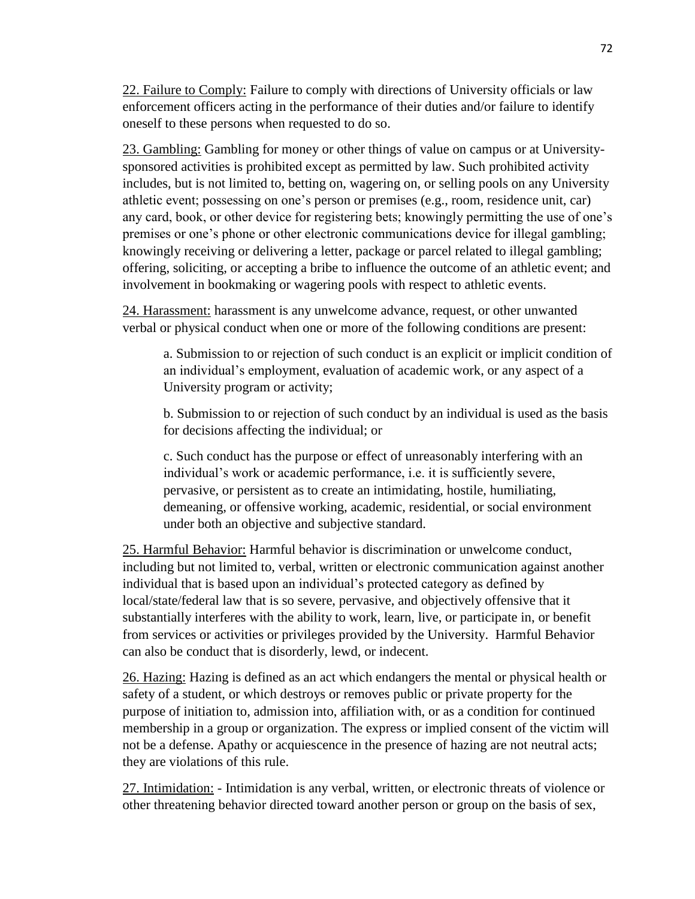<u>22. Failure to Comply:</u> Failure to comply with directions of University officials or law enforcement officers acting in the performance of their duties and/or failure to identify oneself to these persons when requested to do so.

<u>23. Gambling:</u> Gambling for money or other things of value on campus or at University-sponsored activities is prohibited except as permitted by law. Such prohibited activity includes, but is not limited to, betting on, wagering on, or selling pools on any University athletic event; possessing on one's person or premises (e.g., room, residence unit, car) any card, book, or other device for registering bets; knowingly permitting the use of one's premises or one's phone or other electronic communications device for illegal gambling; knowingly receiving or delivering a letter, package or parcel related to illegal gambling; offering, soliciting, or accepting a bribe to influence the outcome of an athletic event; and involvement in bookmaking or wagering pools with respect to athletic events.

<u>24. Harassment:</u> harassment is any unwelcome advance, request, or other unwanted verbal or physical conduct when one or more of the following conditions are present:

> a. Submission to or rejection of such conduct is an explicit or implicit condition of an individual's employment, evaluation of academic work, or any aspect of a University program or activity;
>
> b. Submission to or rejection of such conduct by an individual is used as the basis for decisions affecting the individual; or
>
> c. Such conduct has the purpose or effect of unreasonably interfering with an individual's work or academic performance, i.e. it is sufficiently severe, pervasive, or persistent as to create an intimidating, hostile, humiliating, demeaning, or offensive working, academic, residential, or social environment under both an objective and subjective standard.

<u>25. Harmful Behavior:</u> Harmful behavior is discrimination or unwelcome conduct, including but not limited to, verbal, written or electronic communication against another individual that is based upon an individual's protected category as defined by local/state/federal law that is so severe, pervasive, and objectively offensive that it substantially interferes with the ability to work, learn, live, or participate in, or benefit from services or activities or privileges provided by the University. Harmful Behavior can also be conduct that is disorderly, lewd, or indecent.

<u>26. Hazing:</u> Hazing is defined as an act which endangers the mental or physical health or safety of a student, or which destroys or removes public or private property for the purpose of initiation to, admission into, affiliation with, or as a condition for continued membership in a group or organization. The express or implied consent of the victim will not be a defense. Apathy or acquiescence in the presence of hazing are not neutral acts; they are violations of this rule.

<u>27. Intimidation:</u> - Intimidation is any verbal, written, or electronic threats of violence or other threatening behavior directed toward another person or group on the basis of sex,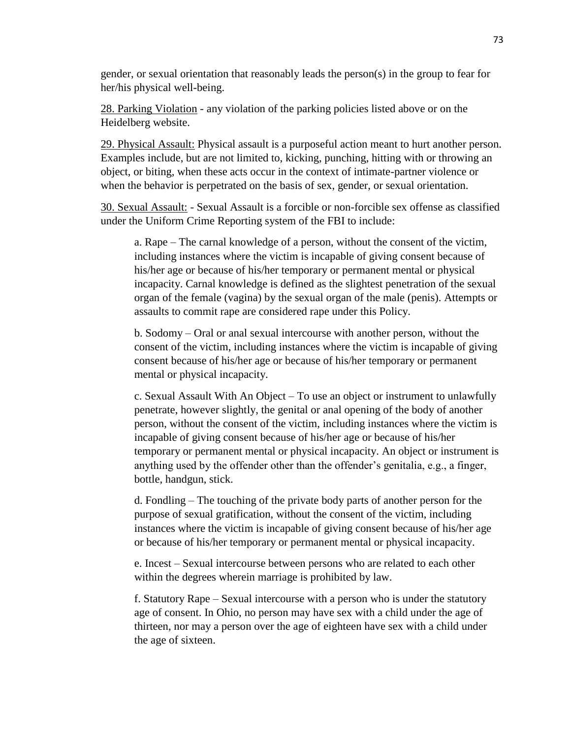gender, or sexual orientation that reasonably leads the person(s) in the group to fear for her/his physical well-being.

<u>28. Parking Violation</u> - any violation of the parking policies listed above or on the Heidelberg website.

<u>29. Physical Assault:</u> Physical assault is a purposeful action meant to hurt another person. Examples include, but are not limited to, kicking, punching, hitting with or throwing an object, or biting, when these acts occur in the context of intimate-partner violence or when the behavior is perpetrated on the basis of sex, gender, or sexual orientation.

<u>30. Sexual Assault:</u> - Sexual Assault is a forcible or non-forcible sex offense as classified under the Uniform Crime Reporting system of the FBI to include:

> a. Rape – The carnal knowledge of a person, without the consent of the victim, including instances where the victim is incapable of giving consent because of his/her age or because of his/her temporary or permanent mental or physical incapacity. Carnal knowledge is defined as the slightest penetration of the sexual organ of the female (vagina) by the sexual organ of the male (penis). Attempts or assaults to commit rape are considered rape under this Policy.
>
> b. Sodomy – Oral or anal sexual intercourse with another person, without the consent of the victim, including instances where the victim is incapable of giving consent because of his/her age or because of his/her temporary or permanent mental or physical incapacity.
>
> c. Sexual Assault With An Object – To use an object or instrument to unlawfully penetrate, however slightly, the genital or anal opening of the body of another person, without the consent of the victim, including instances where the victim is incapable of giving consent because of his/her age or because of his/her temporary or permanent mental or physical incapacity. An object or instrument is anything used by the offender other than the offender's genitalia, e.g., a finger, bottle, handgun, stick.
>
> d. Fondling – The touching of the private body parts of another person for the purpose of sexual gratification, without the consent of the victim, including instances where the victim is incapable of giving consent because of his/her age or because of his/her temporary or permanent mental or physical incapacity.
>
> e. Incest – Sexual intercourse between persons who are related to each other within the degrees wherein marriage is prohibited by law.
>
> f. Statutory Rape – Sexual intercourse with a person who is under the statutory age of consent. In Ohio, no person may have sex with a child under the age of thirteen, nor may a person over the age of eighteen have sex with a child under the age of sixteen.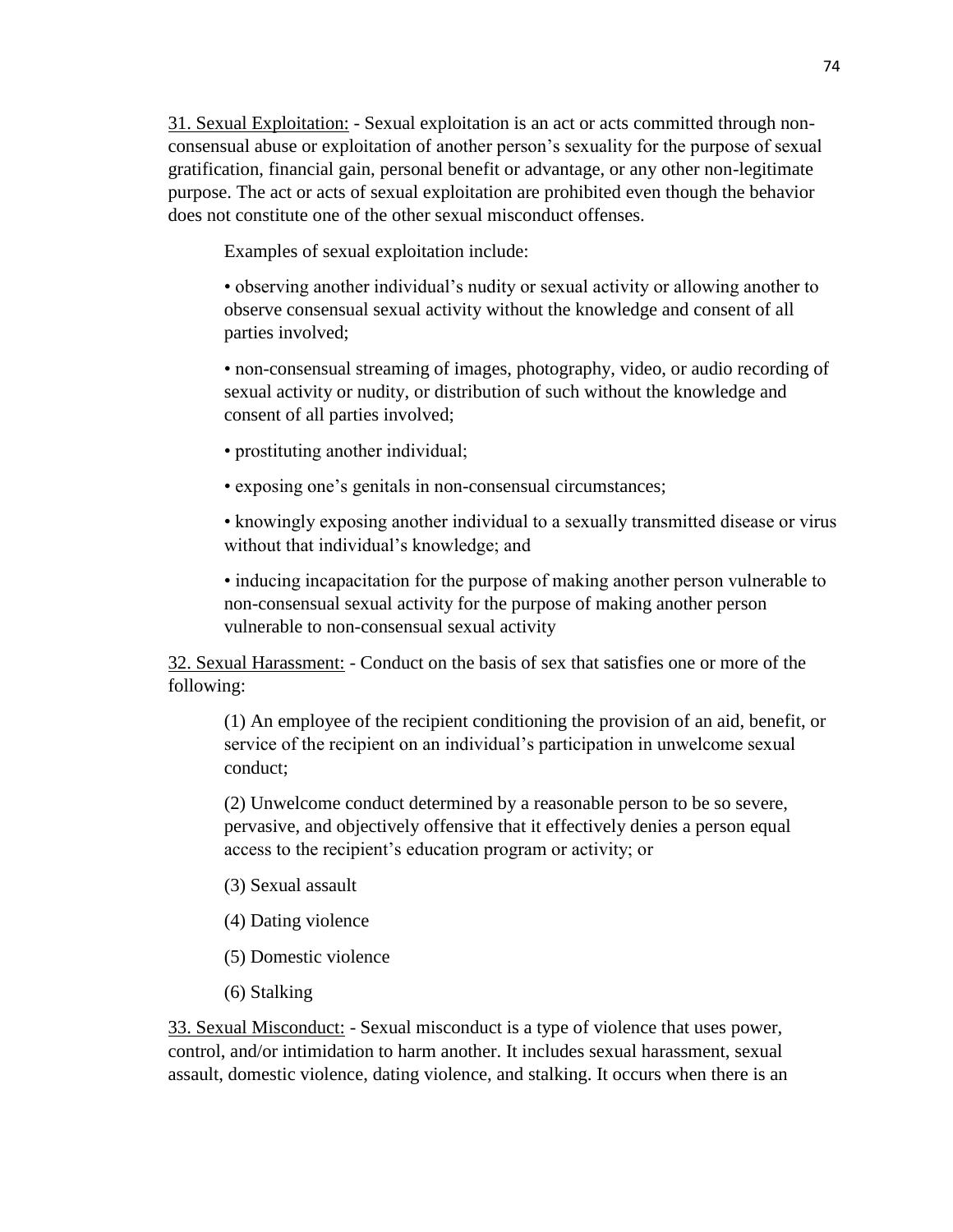<u>31. Sexual Exploitation:</u> - Sexual exploitation is an act or acts committed through non-consensual abuse or exploitation of another person's sexuality for the purpose of sexual gratification, financial gain, personal benefit or advantage, or any other non-legitimate purpose. The act or acts of sexual exploitation are prohibited even though the behavior does not constitute one of the other sexual misconduct offenses.

Examples of sexual exploitation include:

- observing another individual's nudity or sexual activity or allowing another to observe consensual sexual activity without the knowledge and consent of all parties involved;
- non-consensual streaming of images, photography, video, or audio recording of sexual activity or nudity, or distribution of such without the knowledge and consent of all parties involved;
- prostituting another individual;
- exposing one's genitals in non-consensual circumstances;
- knowingly exposing another individual to a sexually transmitted disease or virus without that individual's knowledge; and
- inducing incapacitation for the purpose of making another person vulnerable to non-consensual sexual activity for the purpose of making another person vulnerable to non-consensual sexual activity

<u>32. Sexual Harassment:</u> - Conduct on the basis of sex that satisfies one or more of the following:

(1) An employee of the recipient conditioning the provision of an aid, benefit, or service of the recipient on an individual's participation in unwelcome sexual conduct;

(2) Unwelcome conduct determined by a reasonable person to be so severe, pervasive, and objectively offensive that it effectively denies a person equal access to the recipient's education program or activity; or

(3) Sexual assault

(4) Dating violence

(5) Domestic violence

(6) Stalking

<u>33. Sexual Misconduct:</u> - Sexual misconduct is a type of violence that uses power, control, and/or intimidation to harm another. It includes sexual harassment, sexual assault, domestic violence, dating violence, and stalking. It occurs when there is an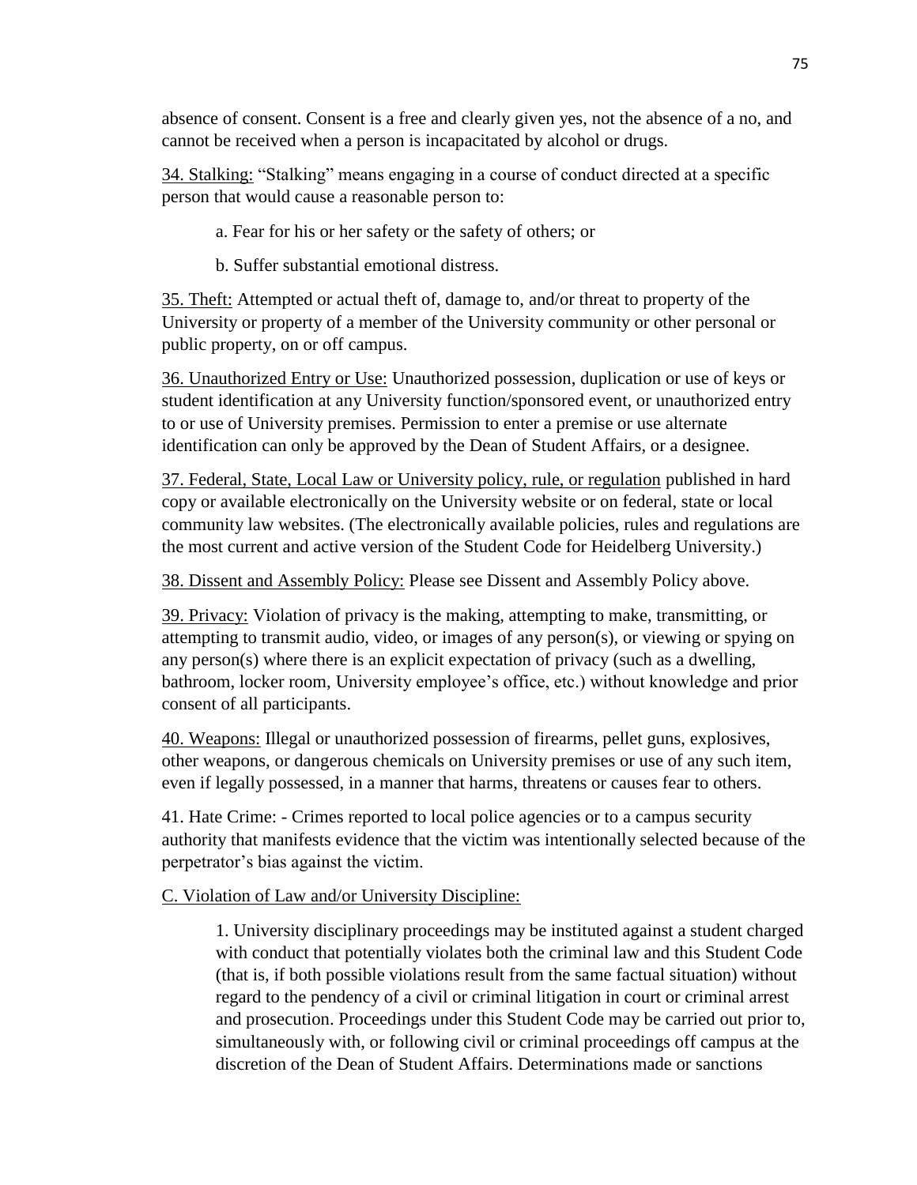absence of consent. Consent is a free and clearly given yes, not the absence of a no, and cannot be received when a person is incapacitated by alcohol or drugs.

<u>34. Stalking:</u> "Stalking" means engaging in a course of conduct directed at a specific person that would cause a reasonable person to:

a. Fear for his or her safety or the safety of others; or

b. Suffer substantial emotional distress.

<u>35. Theft:</u> Attempted or actual theft of, damage to, and/or threat to property of the University or property of a member of the University community or other personal or public property, on or off campus.

<u>36. Unauthorized Entry or Use:</u> Unauthorized possession, duplication or use of keys or student identification at any University function/sponsored event, or unauthorized entry to or use of University premises. Permission to enter a premise or use alternate identification can only be approved by the Dean of Student Affairs, or a designee.

<u>37. Federal, State, Local Law or University policy, rule, or regulation</u> published in hard copy or available electronically on the University website or on federal, state or local community law websites. (The electronically available policies, rules and regulations are the most current and active version of the Student Code for Heidelberg University.)

<u>38. Dissent and Assembly Policy:</u> Please see Dissent and Assembly Policy above.

<u>39. Privacy:</u> Violation of privacy is the making, attempting to make, transmitting, or attempting to transmit audio, video, or images of any person(s), or viewing or spying on any person(s) where there is an explicit expectation of privacy (such as a dwelling, bathroom, locker room, University employee's office, etc.) without knowledge and prior consent of all participants.

<u>40. Weapons:</u> Illegal or unauthorized possession of firearms, pellet guns, explosives, other weapons, or dangerous chemicals on University premises or use of any such item, even if legally possessed, in a manner that harms, threatens or causes fear to others.

41. Hate Crime: - Crimes reported to local police agencies or to a campus security authority that manifests evidence that the victim was intentionally selected because of the perpetrator's bias against the victim.

<u>C. Violation of Law and/or University Discipline:</u>

1. University disciplinary proceedings may be instituted against a student charged with conduct that potentially violates both the criminal law and this Student Code (that is, if both possible violations result from the same factual situation) without regard to the pendency of a civil or criminal litigation in court or criminal arrest and prosecution. Proceedings under this Student Code may be carried out prior to, simultaneously with, or following civil or criminal proceedings off campus at the discretion of the Dean of Student Affairs. Determinations made or sanctions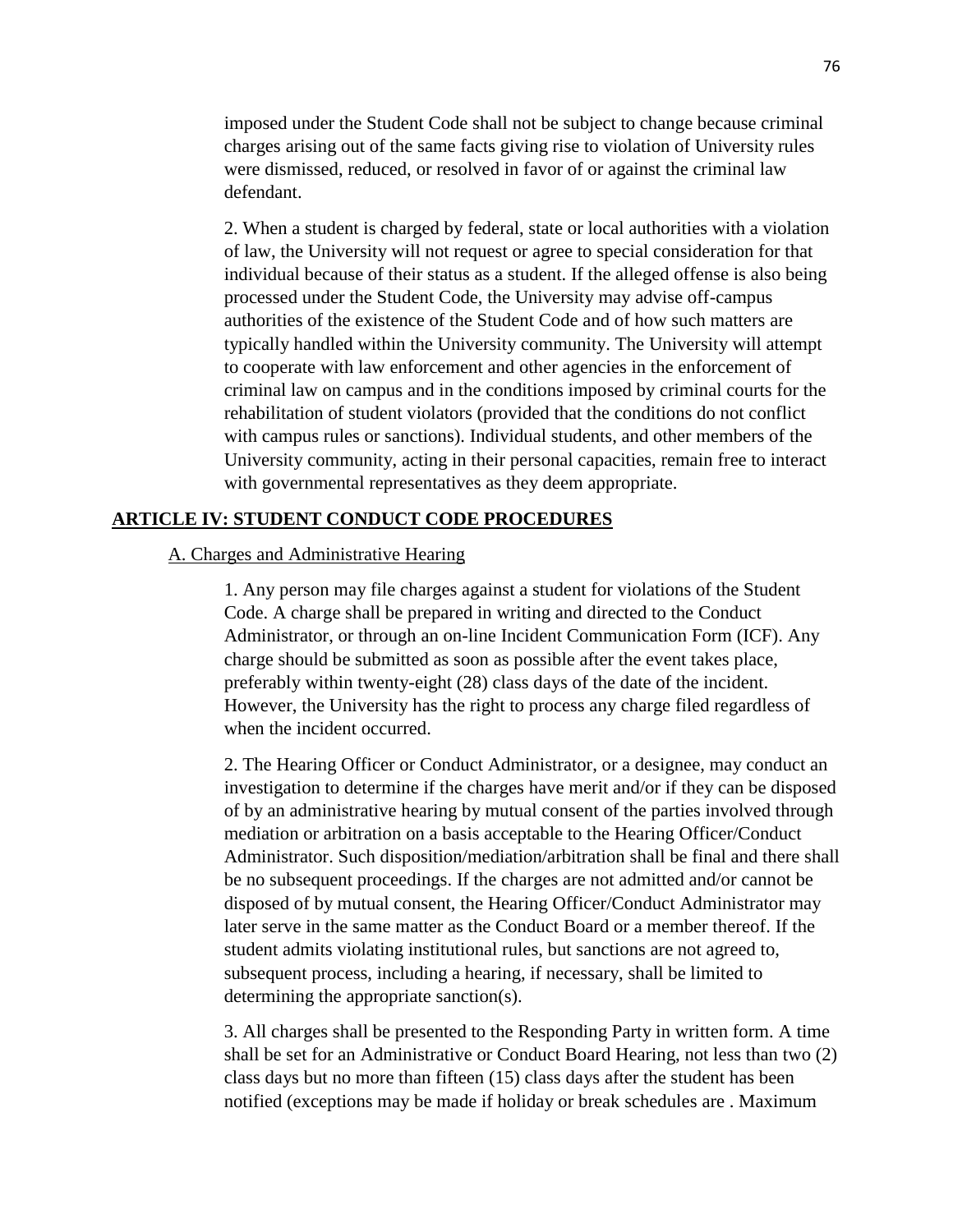imposed under the Student Code shall not be subject to change because criminal charges arising out of the same facts giving rise to violation of University rules were dismissed, reduced, or resolved in favor of or against the criminal law defendant.

2. When a student is charged by federal, state or local authorities with a violation of law, the University will not request or agree to special consideration for that individual because of their status as a student. If the alleged offense is also being processed under the Student Code, the University may advise off-campus authorities of the existence of the Student Code and of how such matters are typically handled within the University community. The University will attempt to cooperate with law enforcement and other agencies in the enforcement of criminal law on campus and in the conditions imposed by criminal courts for the rehabilitation of student violators (provided that the conditions do not conflict with campus rules or sanctions). Individual students, and other members of the University community, acting in their personal capacities, remain free to interact with governmental representatives as they deem appropriate.

## ARTICLE IV: STUDENT CONDUCT CODE PROCEDURES

### A. Charges and Administrative Hearing

1. Any person may file charges against a student for violations of the Student Code. A charge shall be prepared in writing and directed to the Conduct Administrator, or through an on-line Incident Communication Form (ICF). Any charge should be submitted as soon as possible after the event takes place, preferably within twenty-eight (28) class days of the date of the incident. However, the University has the right to process any charge filed regardless of when the incident occurred.

2. The Hearing Officer or Conduct Administrator, or a designee, may conduct an investigation to determine if the charges have merit and/or if they can be disposed of by an administrative hearing by mutual consent of the parties involved through mediation or arbitration on a basis acceptable to the Hearing Officer/Conduct Administrator. Such disposition/mediation/arbitration shall be final and there shall be no subsequent proceedings. If the charges are not admitted and/or cannot be disposed of by mutual consent, the Hearing Officer/Conduct Administrator may later serve in the same matter as the Conduct Board or a member thereof. If the student admits violating institutional rules, but sanctions are not agreed to, subsequent process, including a hearing, if necessary, shall be limited to determining the appropriate sanction(s).

3. All charges shall be presented to the Responding Party in written form. A time shall be set for an Administrative or Conduct Board Hearing, not less than two (2) class days but no more than fifteen (15) class days after the student has been notified (exceptions may be made if holiday or break schedules are . Maximum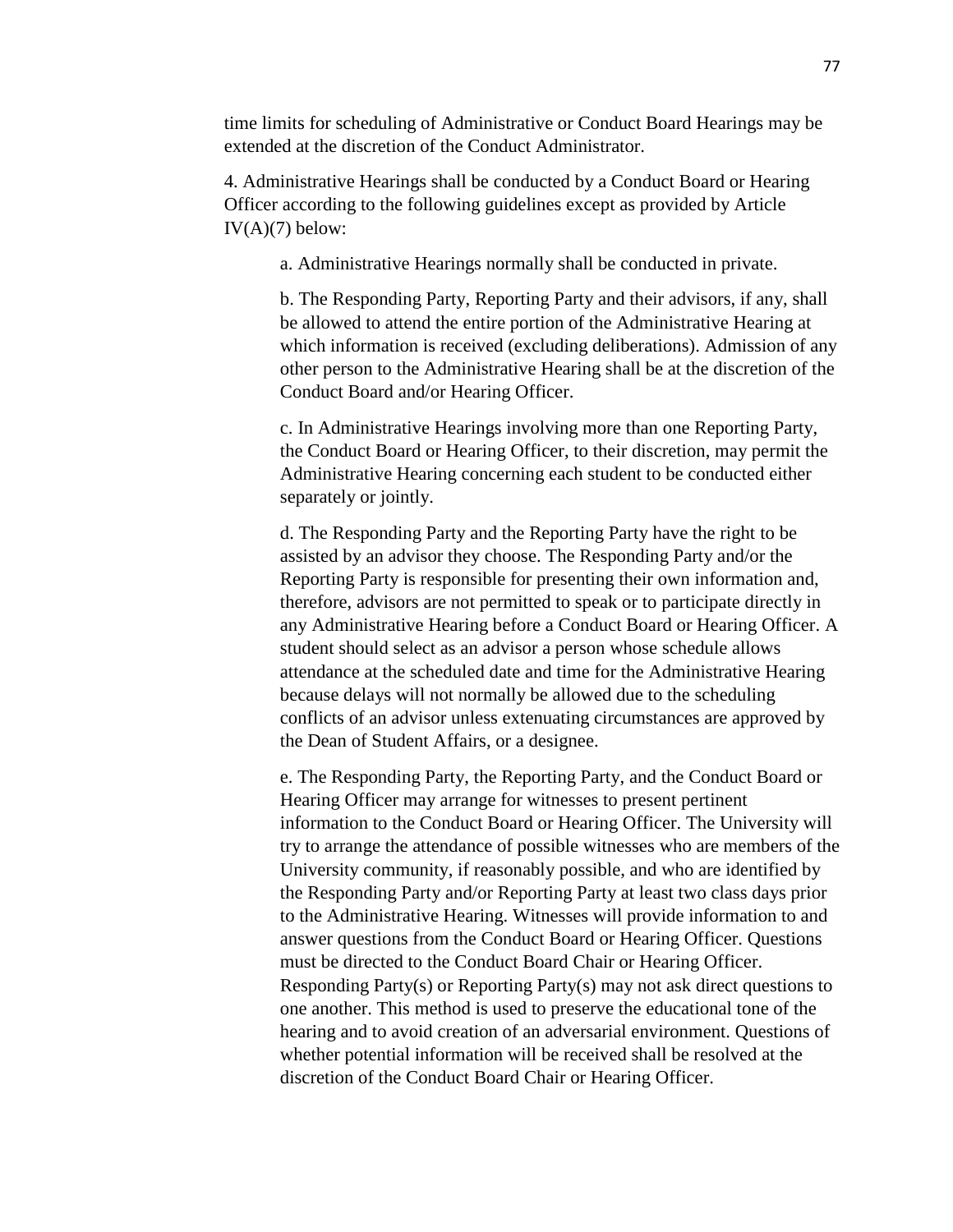time limits for scheduling of Administrative or Conduct Board Hearings may be extended at the discretion of the Conduct Administrator.

4. Administrative Hearings shall be conducted by a Conduct Board or Hearing Officer according to the following guidelines except as provided by Article IV(A)(7) below:

> a. Administrative Hearings normally shall be conducted in private.
>
> b. The Responding Party, Reporting Party and their advisors, if any, shall be allowed to attend the entire portion of the Administrative Hearing at which information is received (excluding deliberations). Admission of any other person to the Administrative Hearing shall be at the discretion of the Conduct Board and/or Hearing Officer.
>
> c. In Administrative Hearings involving more than one Reporting Party, the Conduct Board or Hearing Officer, to their discretion, may permit the Administrative Hearing concerning each student to be conducted either separately or jointly.
>
> d. The Responding Party and the Reporting Party have the right to be assisted by an advisor they choose. The Responding Party and/or the Reporting Party is responsible for presenting their own information and, therefore, advisors are not permitted to speak or to participate directly in any Administrative Hearing before a Conduct Board or Hearing Officer. A student should select as an advisor a person whose schedule allows attendance at the scheduled date and time for the Administrative Hearing because delays will not normally be allowed due to the scheduling conflicts of an advisor unless extenuating circumstances are approved by the Dean of Student Affairs, or a designee.
>
> e. The Responding Party, the Reporting Party, and the Conduct Board or Hearing Officer may arrange for witnesses to present pertinent information to the Conduct Board or Hearing Officer. The University will try to arrange the attendance of possible witnesses who are members of the University community, if reasonably possible, and who are identified by the Responding Party and/or Reporting Party at least two class days prior to the Administrative Hearing. Witnesses will provide information to and answer questions from the Conduct Board or Hearing Officer. Questions must be directed to the Conduct Board Chair or Hearing Officer. Responding Party(s) or Reporting Party(s) may not ask direct questions to one another. This method is used to preserve the educational tone of the hearing and to avoid creation of an adversarial environment. Questions of whether potential information will be received shall be resolved at the discretion of the Conduct Board Chair or Hearing Officer.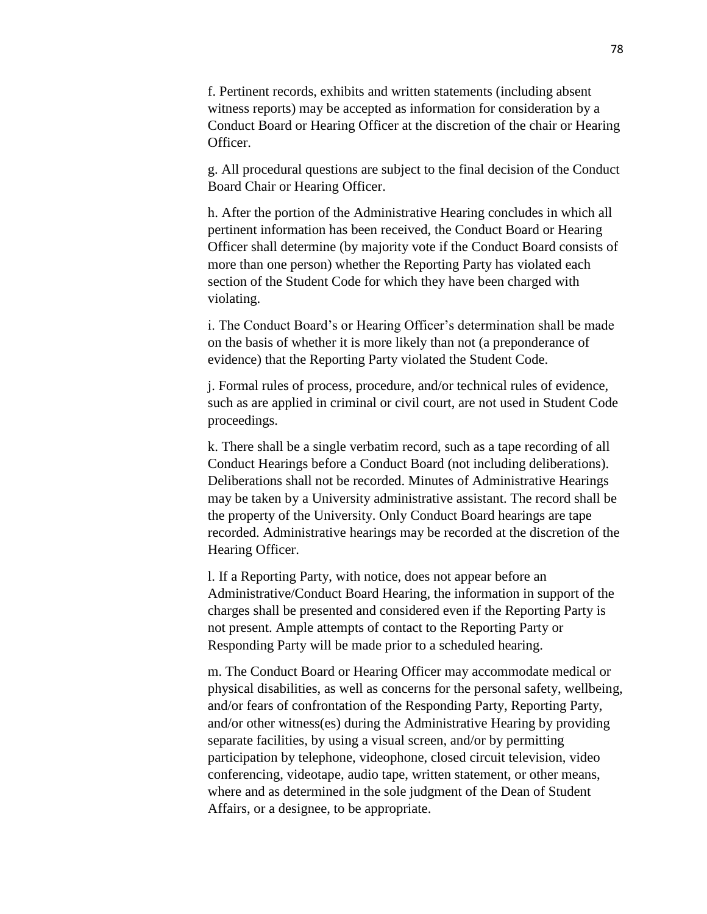f. Pertinent records, exhibits and written statements (including absent witness reports) may be accepted as information for consideration by a Conduct Board or Hearing Officer at the discretion of the chair or Hearing Officer.

g. All procedural questions are subject to the final decision of the Conduct Board Chair or Hearing Officer.

h. After the portion of the Administrative Hearing concludes in which all pertinent information has been received, the Conduct Board or Hearing Officer shall determine (by majority vote if the Conduct Board consists of more than one person) whether the Reporting Party has violated each section of the Student Code for which they have been charged with violating.

i. The Conduct Board's or Hearing Officer's determination shall be made on the basis of whether it is more likely than not (a preponderance of evidence) that the Reporting Party violated the Student Code.

j. Formal rules of process, procedure, and/or technical rules of evidence, such as are applied in criminal or civil court, are not used in Student Code proceedings.

k. There shall be a single verbatim record, such as a tape recording of all Conduct Hearings before a Conduct Board (not including deliberations). Deliberations shall not be recorded. Minutes of Administrative Hearings may be taken by a University administrative assistant. The record shall be the property of the University. Only Conduct Board hearings are tape recorded. Administrative hearings may be recorded at the discretion of the Hearing Officer.

l. If a Reporting Party, with notice, does not appear before an Administrative/Conduct Board Hearing, the information in support of the charges shall be presented and considered even if the Reporting Party is not present. Ample attempts of contact to the Reporting Party or Responding Party will be made prior to a scheduled hearing.

m. The Conduct Board or Hearing Officer may accommodate medical or physical disabilities, as well as concerns for the personal safety, wellbeing, and/or fears of confrontation of the Responding Party, Reporting Party, and/or other witness(es) during the Administrative Hearing by providing separate facilities, by using a visual screen, and/or by permitting participation by telephone, videophone, closed circuit television, video conferencing, videotape, audio tape, written statement, or other means, where and as determined in the sole judgment of the Dean of Student Affairs, or a designee, to be appropriate.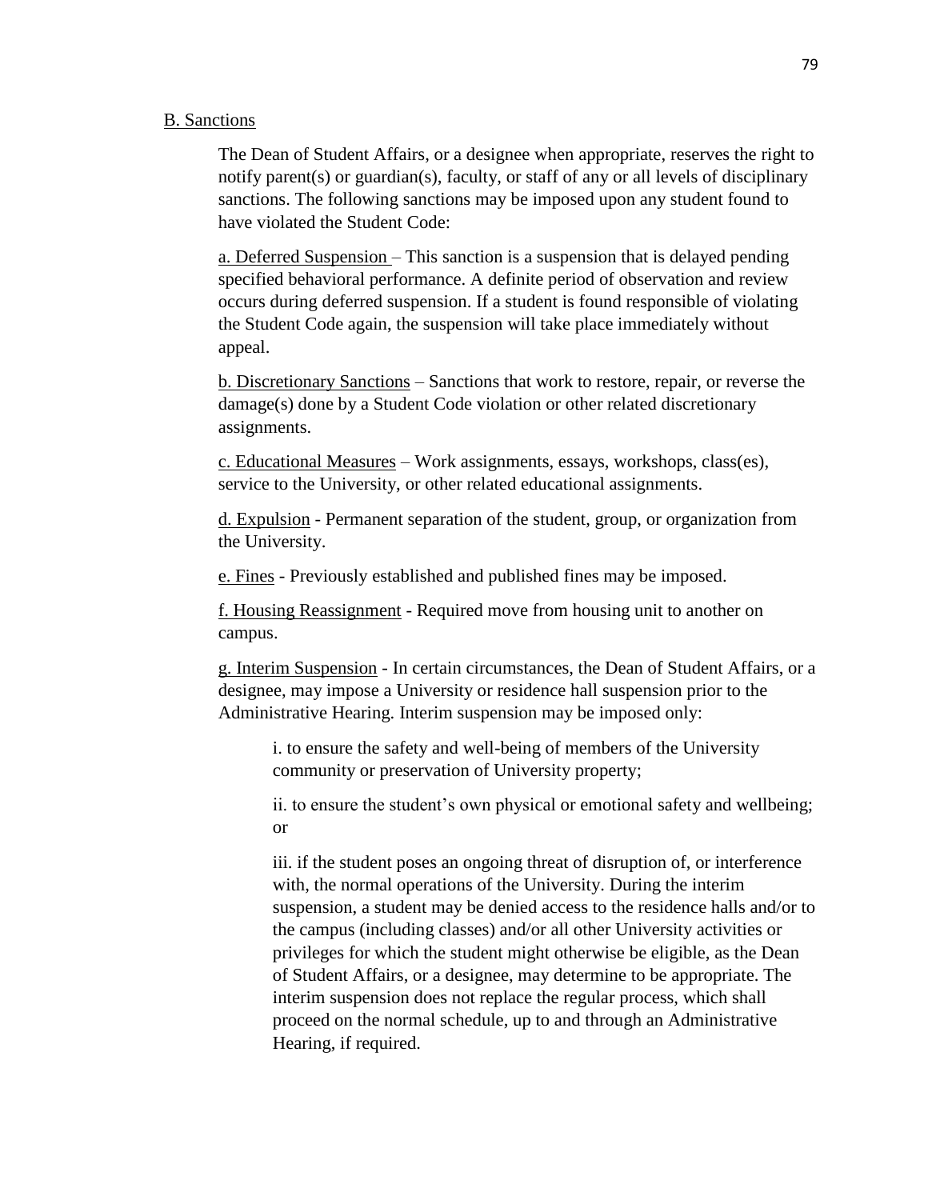B. Sanctions

The Dean of Student Affairs, or a designee when appropriate, reserves the right to notify parent(s) or guardian(s), faculty, or staff of any or all levels of disciplinary sanctions. The following sanctions may be imposed upon any student found to have violated the Student Code:

a. Deferred Suspension – This sanction is a suspension that is delayed pending specified behavioral performance. A definite period of observation and review occurs during deferred suspension. If a student is found responsible of violating the Student Code again, the suspension will take place immediately without appeal.

b. Discretionary Sanctions – Sanctions that work to restore, repair, or reverse the damage(s) done by a Student Code violation or other related discretionary assignments.

c. Educational Measures – Work assignments, essays, workshops, class(es), service to the University, or other related educational assignments.

d. Expulsion - Permanent separation of the student, group, or organization from the University.

e. Fines - Previously established and published fines may be imposed.

f. Housing Reassignment - Required move from housing unit to another on campus.

g. Interim Suspension - In certain circumstances, the Dean of Student Affairs, or a designee, may impose a University or residence hall suspension prior to the Administrative Hearing. Interim suspension may be imposed only:

> i. to ensure the safety and well-being of members of the University community or preservation of University property;
>
> ii. to ensure the student's own physical or emotional safety and wellbeing; or
>
> iii. if the student poses an ongoing threat of disruption of, or interference with, the normal operations of the University. During the interim suspension, a student may be denied access to the residence halls and/or to the campus (including classes) and/or all other University activities or privileges for which the student might otherwise be eligible, as the Dean of Student Affairs, or a designee, may determine to be appropriate. The interim suspension does not replace the regular process, which shall proceed on the normal schedule, up to and through an Administrative Hearing, if required.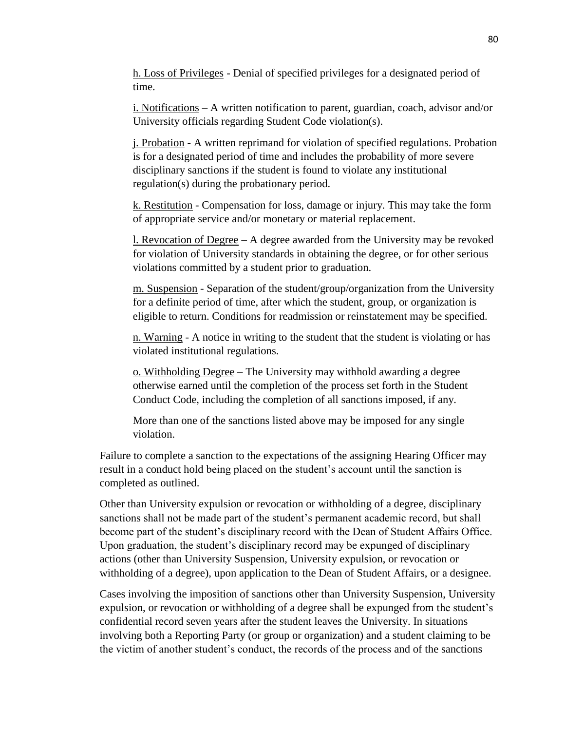h. Loss of Privileges - Denial of specified privileges for a designated period of time.

i. Notifications – A written notification to parent, guardian, coach, advisor and/or University officials regarding Student Code violation(s).

j. Probation - A written reprimand for violation of specified regulations. Probation is for a designated period of time and includes the probability of more severe disciplinary sanctions if the student is found to violate any institutional regulation(s) during the probationary period.

k. Restitution - Compensation for loss, damage or injury. This may take the form of appropriate service and/or monetary or material replacement.

l. Revocation of Degree – A degree awarded from the University may be revoked for violation of University standards in obtaining the degree, or for other serious violations committed by a student prior to graduation.

m. Suspension - Separation of the student/group/organization from the University for a definite period of time, after which the student, group, or organization is eligible to return. Conditions for readmission or reinstatement may be specified.

n. Warning - A notice in writing to the student that the student is violating or has violated institutional regulations.

o. Withholding Degree – The University may withhold awarding a degree otherwise earned until the completion of the process set forth in the Student Conduct Code, including the completion of all sanctions imposed, if any.

More than one of the sanctions listed above may be imposed for any single violation.

Failure to complete a sanction to the expectations of the assigning Hearing Officer may result in a conduct hold being placed on the student's account until the sanction is completed as outlined.

Other than University expulsion or revocation or withholding of a degree, disciplinary sanctions shall not be made part of the student's permanent academic record, but shall become part of the student's disciplinary record with the Dean of Student Affairs Office. Upon graduation, the student's disciplinary record may be expunged of disciplinary actions (other than University Suspension, University expulsion, or revocation or withholding of a degree), upon application to the Dean of Student Affairs, or a designee.

Cases involving the imposition of sanctions other than University Suspension, University expulsion, or revocation or withholding of a degree shall be expunged from the student's confidential record seven years after the student leaves the University. In situations involving both a Reporting Party (or group or organization) and a student claiming to be the victim of another student's conduct, the records of the process and of the sanctions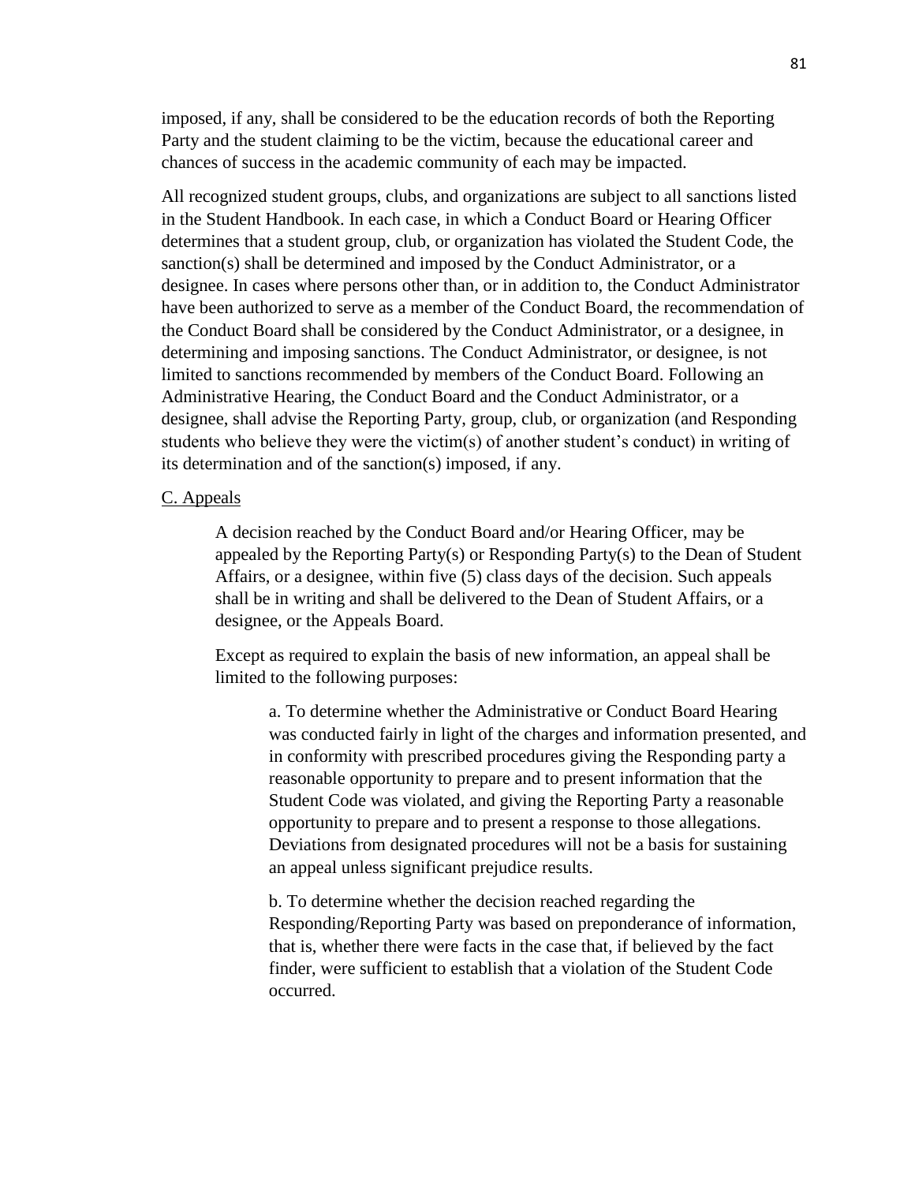imposed, if any, shall be considered to be the education records of both the Reporting Party and the student claiming to be the victim, because the educational career and chances of success in the academic community of each may be impacted.

All recognized student groups, clubs, and organizations are subject to all sanctions listed in the Student Handbook. In each case, in which a Conduct Board or Hearing Officer determines that a student group, club, or organization has violated the Student Code, the sanction(s) shall be determined and imposed by the Conduct Administrator, or a designee. In cases where persons other than, or in addition to, the Conduct Administrator have been authorized to serve as a member of the Conduct Board, the recommendation of the Conduct Board shall be considered by the Conduct Administrator, or a designee, in determining and imposing sanctions. The Conduct Administrator, or designee, is not limited to sanctions recommended by members of the Conduct Board. Following an Administrative Hearing, the Conduct Board and the Conduct Administrator, or a designee, shall advise the Reporting Party, group, club, or organization (and Responding students who believe they were the victim(s) of another student's conduct) in writing of its determination and of the sanction(s) imposed, if any.

C. Appeals

A decision reached by the Conduct Board and/or Hearing Officer, may be appealed by the Reporting Party(s) or Responding Party(s) to the Dean of Student Affairs, or a designee, within five (5) class days of the decision. Such appeals shall be in writing and shall be delivered to the Dean of Student Affairs, or a designee, or the Appeals Board.

Except as required to explain the basis of new information, an appeal shall be limited to the following purposes:

a. To determine whether the Administrative or Conduct Board Hearing was conducted fairly in light of the charges and information presented, and in conformity with prescribed procedures giving the Responding party a reasonable opportunity to prepare and to present information that the Student Code was violated, and giving the Reporting Party a reasonable opportunity to prepare and to present a response to those allegations. Deviations from designated procedures will not be a basis for sustaining an appeal unless significant prejudice results.

b. To determine whether the decision reached regarding the Responding/Reporting Party was based on preponderance of information, that is, whether there were facts in the case that, if believed by the fact finder, were sufficient to establish that a violation of the Student Code occurred.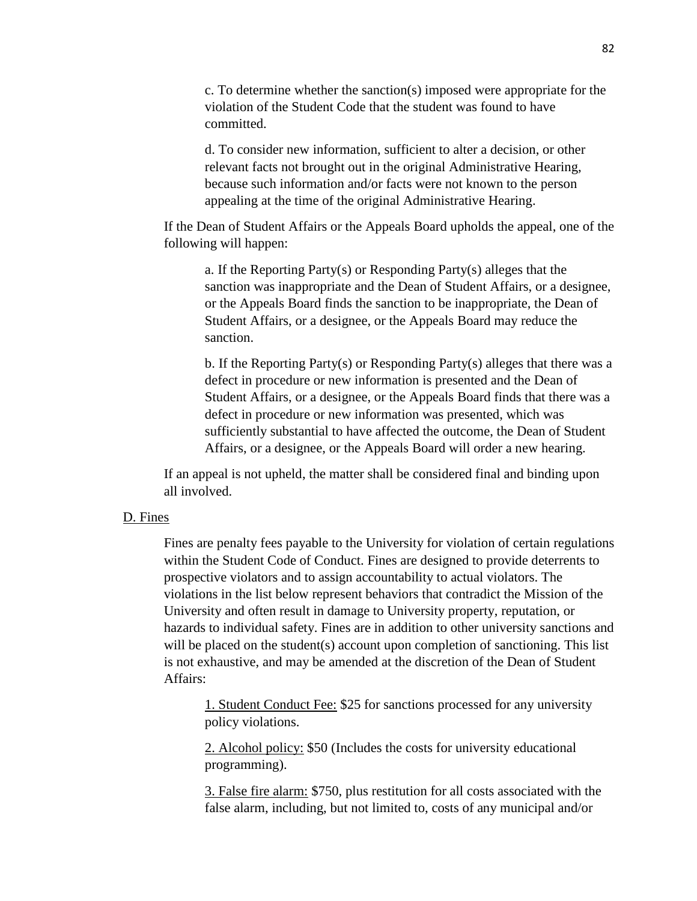c. To determine whether the sanction(s) imposed were appropriate for the violation of the Student Code that the student was found to have committed.

d. To consider new information, sufficient to alter a decision, or other relevant facts not brought out in the original Administrative Hearing, because such information and/or facts were not known to the person appealing at the time of the original Administrative Hearing.

If the Dean of Student Affairs or the Appeals Board upholds the appeal, one of the following will happen:

a. If the Reporting Party(s) or Responding Party(s) alleges that the sanction was inappropriate and the Dean of Student Affairs, or a designee, or the Appeals Board finds the sanction to be inappropriate, the Dean of Student Affairs, or a designee, or the Appeals Board may reduce the sanction.

b. If the Reporting Party(s) or Responding Party(s) alleges that there was a defect in procedure or new information is presented and the Dean of Student Affairs, or a designee, or the Appeals Board finds that there was a defect in procedure or new information was presented, which was sufficiently substantial to have affected the outcome, the Dean of Student Affairs, or a designee, or the Appeals Board will order a new hearing.

If an appeal is not upheld, the matter shall be considered final and binding upon all involved.

<u>D. Fines</u>

Fines are penalty fees payable to the University for violation of certain regulations within the Student Code of Conduct. Fines are designed to provide deterrents to prospective violators and to assign accountability to actual violators. The violations in the list below represent behaviors that contradict the Mission of the University and often result in damage to University property, reputation, or hazards to individual safety. Fines are in addition to other university sanctions and will be placed on the student(s) account upon completion of sanctioning. This list is not exhaustive, and may be amended at the discretion of the Dean of Student Affairs:

1. <u>Student Conduct Fee:</u> $25 for sanctions processed for any university policy violations.

2. <u>Alcohol policy:</u> $50 (Includes the costs for university educational programming).

3. <u>False fire alarm:</u> $750, plus restitution for all costs associated with the false alarm, including, but not limited to, costs of any municipal and/or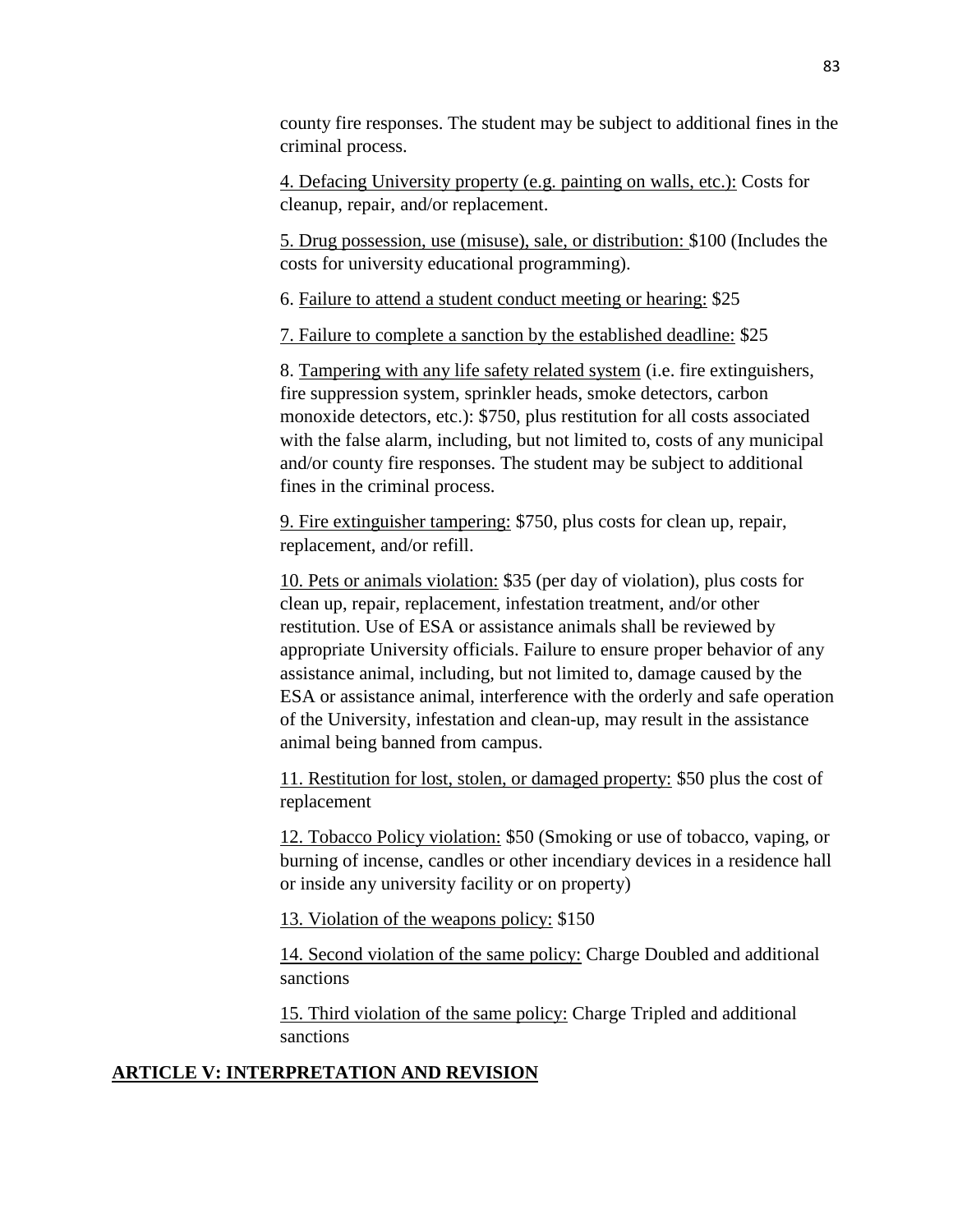county fire responses. The student may be subject to additional fines in the criminal process.

4. Defacing University property (e.g. painting on walls, etc.): Costs for cleanup, repair, and/or replacement.

5. Drug possession, use (misuse), sale, or distribution: $100 (Includes the costs for university educational programming).

6. Failure to attend a student conduct meeting or hearing: $25

7. Failure to complete a sanction by the established deadline: $25

8. Tampering with any life safety related system (i.e. fire extinguishers, fire suppression system, sprinkler heads, smoke detectors, carbon monoxide detectors, etc.): $750, plus restitution for all costs associated with the false alarm, including, but not limited to, costs of any municipal and/or county fire responses. The student may be subject to additional fines in the criminal process.

9. Fire extinguisher tampering: $750, plus costs for clean up, repair, replacement, and/or refill.

10. Pets or animals violation: $35 (per day of violation), plus costs for clean up, repair, replacement, infestation treatment, and/or other restitution. Use of ESA or assistance animals shall be reviewed by appropriate University officials. Failure to ensure proper behavior of any assistance animal, including, but not limited to, damage caused by the ESA or assistance animal, interference with the orderly and safe operation of the University, infestation and clean-up, may result in the assistance animal being banned from campus.

11. Restitution for lost, stolen, or damaged property: $50 plus the cost of replacement

12. Tobacco Policy violation: $50 (Smoking or use of tobacco, vaping, or burning of incense, candles or other incendiary devices in a residence hall or inside any university facility or on property)

13. Violation of the weapons policy: $150

14. Second violation of the same policy: Charge Doubled and additional sanctions

15. Third violation of the same policy: Charge Tripled and additional sanctions

## ARTICLE V: INTERPRETATION AND REVISION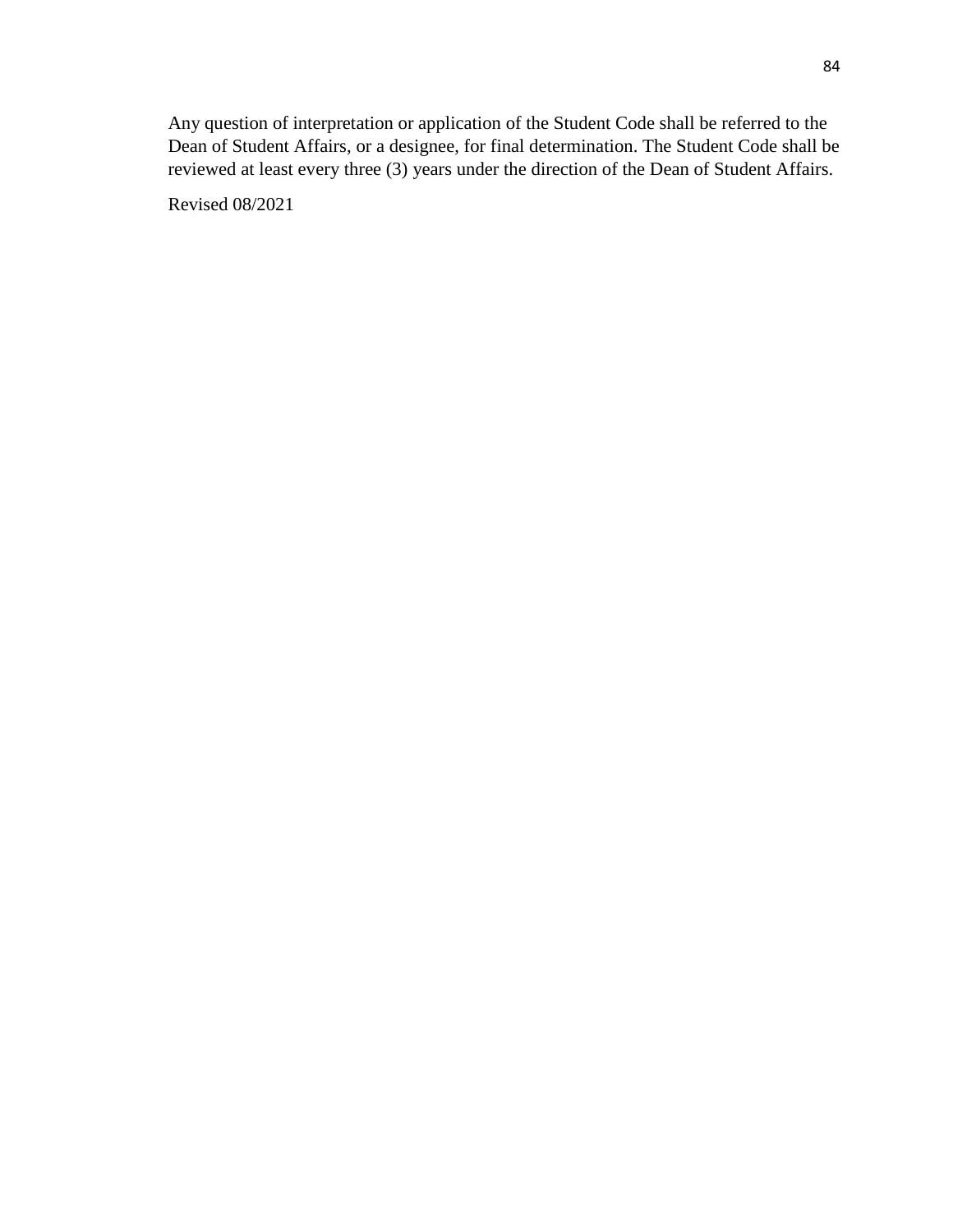Any question of interpretation or application of the Student Code shall be referred to the Dean of Student Affairs, or a designee, for final determination. The Student Code shall be reviewed at least every three (3) years under the direction of the Dean of Student Affairs.

Revised 08/2021